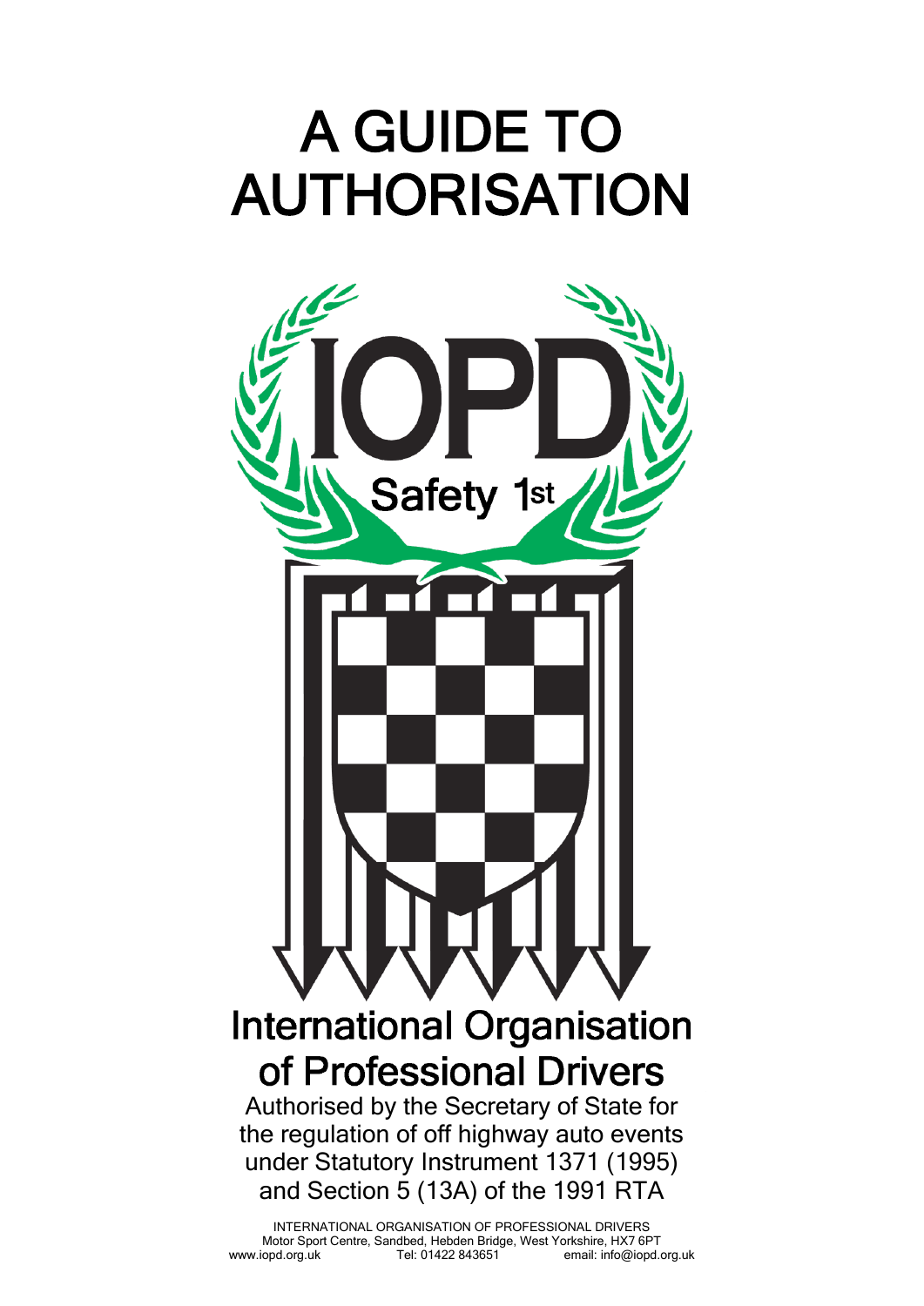# A GUIDE TO AUTHORISATION

IOPD

Safety 1st

## International Organisation of Professional Drivers

Authorised by the Secretary of State for the regulation of off highway auto events under Statutory Instrument 1371 (1995) and Section 5 (13A) of the 1991 RTA

INTERNATIONAL ORGANISATION OF PROFESSIONAL DRIVERS
Motor Sport Centre, Sandbed, Hebden Bridge, West Yorkshire, HX7 6PT
www.iopd.org.uk Tel: 01422 843651 email: info@iopd.org.uk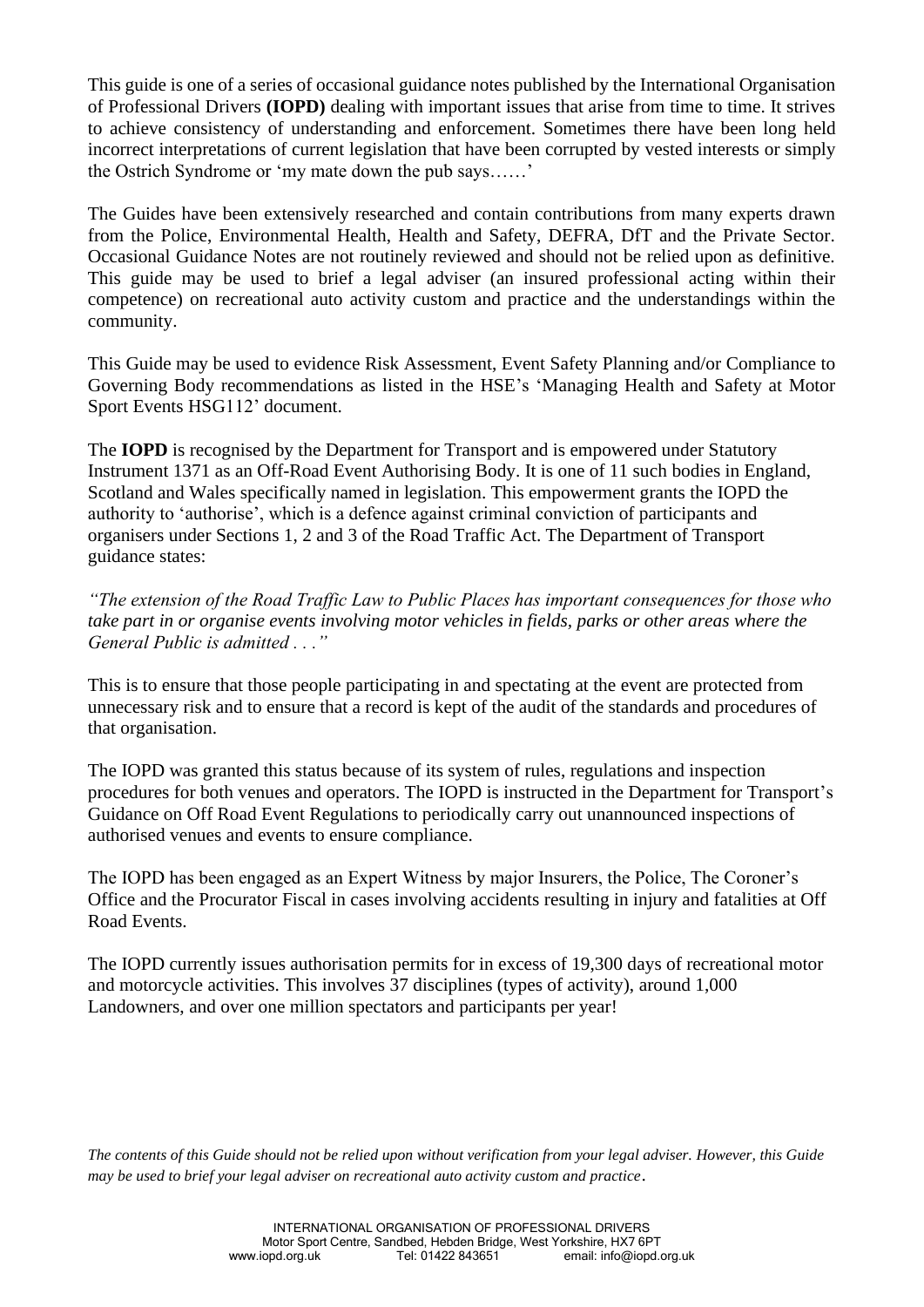This guide is one of a series of occasional guidance notes published by the International Organisation of Professional Drivers **(IOPD)** dealing with important issues that arise from time to time. It strives to achieve consistency of understanding and enforcement. Sometimes there have been long held incorrect interpretations of current legislation that have been corrupted by vested interests or simply the Ostrich Syndrome or 'my mate down the pub says……'

The Guides have been extensively researched and contain contributions from many experts drawn from the Police, Environmental Health, Health and Safety, DEFRA, DfT and the Private Sector. Occasional Guidance Notes are not routinely reviewed and should not be relied upon as definitive. This guide may be used to brief a legal adviser (an insured professional acting within their competence) on recreational auto activity custom and practice and the understandings within the community.

This Guide may be used to evidence Risk Assessment, Event Safety Planning and/or Compliance to Governing Body recommendations as listed in the HSE's 'Managing Health and Safety at Motor Sport Events HSG112' document.

The **IOPD** is recognised by the Department for Transport and is empowered under Statutory Instrument 1371 as an Off-Road Event Authorising Body. It is one of 11 such bodies in England, Scotland and Wales specifically named in legislation. This empowerment grants the IOPD the authority to 'authorise', which is a defence against criminal conviction of participants and organisers under Sections 1, 2 and 3 of the Road Traffic Act. The Department of Transport guidance states:

*"The extension of the Road Traffic Law to Public Places has important consequences for those who take part in or organise events involving motor vehicles in fields, parks or other areas where the General Public is admitted . . ."*

This is to ensure that those people participating in and spectating at the event are protected from unnecessary risk and to ensure that a record is kept of the audit of the standards and procedures of that organisation.

The IOPD was granted this status because of its system of rules, regulations and inspection procedures for both venues and operators. The IOPD is instructed in the Department for Transport's Guidance on Off Road Event Regulations to periodically carry out unannounced inspections of authorised venues and events to ensure compliance.

The IOPD has been engaged as an Expert Witness by major Insurers, the Police, The Coroner's Office and the Procurator Fiscal in cases involving accidents resulting in injury and fatalities at Off Road Events.

The IOPD currently issues authorisation permits for in excess of 19,300 days of recreational motor and motorcycle activities. This involves 37 disciplines (types of activity), around 1,000 Landowners, and over one million spectators and participants per year!

*The contents of this Guide should not be relied upon without verification from your legal adviser. However, this Guide may be used to brief your legal adviser on recreational auto activity custom and practice.*

INTERNATIONAL ORGANISATION OF PROFESSIONAL DRIVERS
Motor Sport Centre, Sandbed, Hebden Bridge, West Yorkshire, HX7 6PT
www.iopd.org.uk Tel: 01422 843651 email: info@iopd.org.uk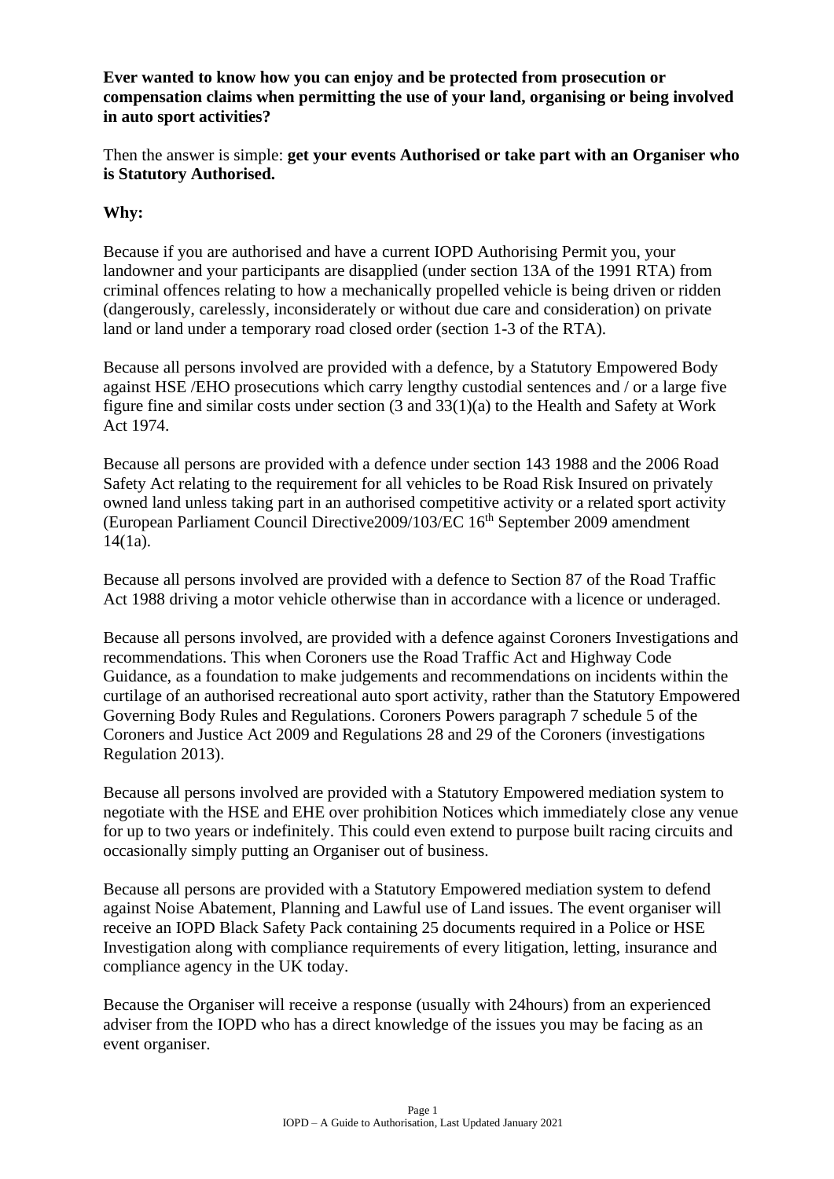**Ever wanted to know how you can enjoy and be protected from prosecution or compensation claims when permitting the use of your land, organising or being involved in auto sport activities?**

Then the answer is simple: **get your events Authorised or take part with an Organiser who is Statutory Authorised.**

**Why:**

Because if you are authorised and have a current IOPD Authorising Permit you, your landowner and your participants are disapplied (under section 13A of the 1991 RTA) from criminal offences relating to how a mechanically propelled vehicle is being driven or ridden (dangerously, carelessly, inconsiderately or without due care and consideration) on private land or land under a temporary road closed order (section 1-3 of the RTA).

Because all persons involved are provided with a defence, by a Statutory Empowered Body against HSE /EHO prosecutions which carry lengthy custodial sentences and / or a large five figure fine and similar costs under section (3 and 33(1)(a) to the Health and Safety at Work Act 1974.

Because all persons are provided with a defence under section 143 1988 and the 2006 Road Safety Act relating to the requirement for all vehicles to be Road Risk Insured on privately owned land unless taking part in an authorised competitive activity or a related sport activity (European Parliament Council Directive2009/103/EC 16th September 2009 amendment 14(1a).

Because all persons involved are provided with a defence to Section 87 of the Road Traffic Act 1988 driving a motor vehicle otherwise than in accordance with a licence or underaged.

Because all persons involved, are provided with a defence against Coroners Investigations and recommendations. This when Coroners use the Road Traffic Act and Highway Code Guidance, as a foundation to make judgements and recommendations on incidents within the curtilage of an authorised recreational auto sport activity, rather than the Statutory Empowered Governing Body Rules and Regulations. Coroners Powers paragraph 7 schedule 5 of the Coroners and Justice Act 2009 and Regulations 28 and 29 of the Coroners (investigations Regulation 2013).

Because all persons involved are provided with a Statutory Empowered mediation system to negotiate with the HSE and EHE over prohibition Notices which immediately close any venue for up to two years or indefinitely. This could even extend to purpose built racing circuits and occasionally simply putting an Organiser out of business.

Because all persons are provided with a Statutory Empowered mediation system to defend against Noise Abatement, Planning and Lawful use of Land issues. The event organiser will receive an IOPD Black Safety Pack containing 25 documents required in a Police or HSE Investigation along with compliance requirements of every litigation, letting, insurance and compliance agency in the UK today.

Because the Organiser will receive a response (usually with 24hours) from an experienced adviser from the IOPD who has a direct knowledge of the issues you may be facing as an event organiser.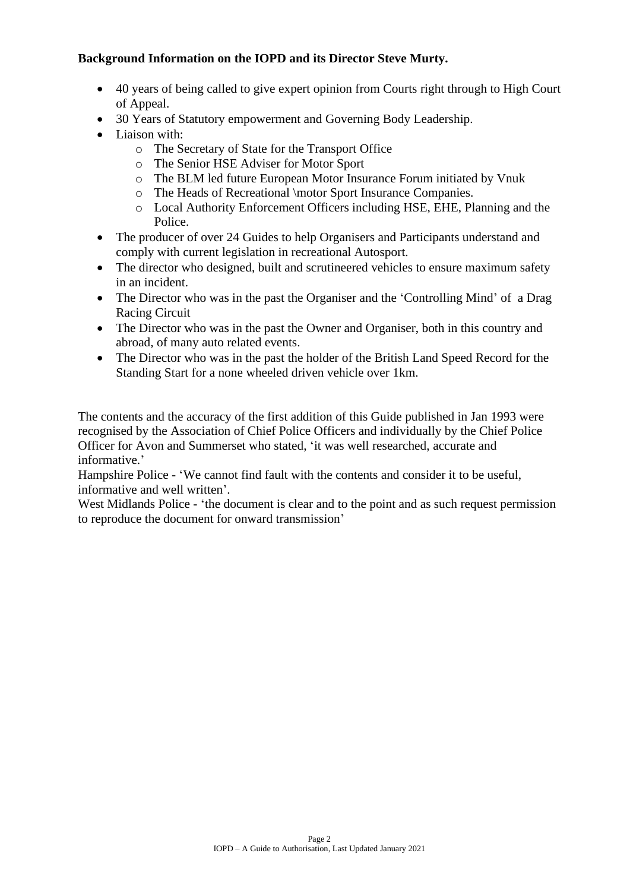**Background Information on the IOPD and its Director Steve Murty.**

- 40 years of being called to give expert opinion from Courts right through to High Court of Appeal.
- 30 Years of Statutory empowerment and Governing Body Leadership.
- Liaison with:
    - The Secretary of State for the Transport Office
    - The Senior HSE Adviser for Motor Sport
    - The BLM led future European Motor Insurance Forum initiated by Vnuk
    - The Heads of Recreational \motor Sport Insurance Companies.
    - Local Authority Enforcement Officers including HSE, EHE, Planning and the Police.
- The producer of over 24 Guides to help Organisers and Participants understand and comply with current legislation in recreational Autosport.
- The director who designed, built and scrutineered vehicles to ensure maximum safety in an incident.
- The Director who was in the past the Organiser and the 'Controlling Mind' of a Drag Racing Circuit
- The Director who was in the past the Owner and Organiser, both in this country and abroad, of many auto related events.
- The Director who was in the past the holder of the British Land Speed Record for the Standing Start for a none wheeled driven vehicle over 1km.

The contents and the accuracy of the first addition of this Guide published in Jan 1993 were recognised by the Association of Chief Police Officers and individually by the Chief Police Officer for Avon and Summerset who stated, 'it was well researched, accurate and informative.'
Hampshire Police - 'We cannot find fault with the contents and consider it to be useful, informative and well written'.
West Midlands Police - 'the document is clear and to the point and as such request permission to reproduce the document for onward transmission'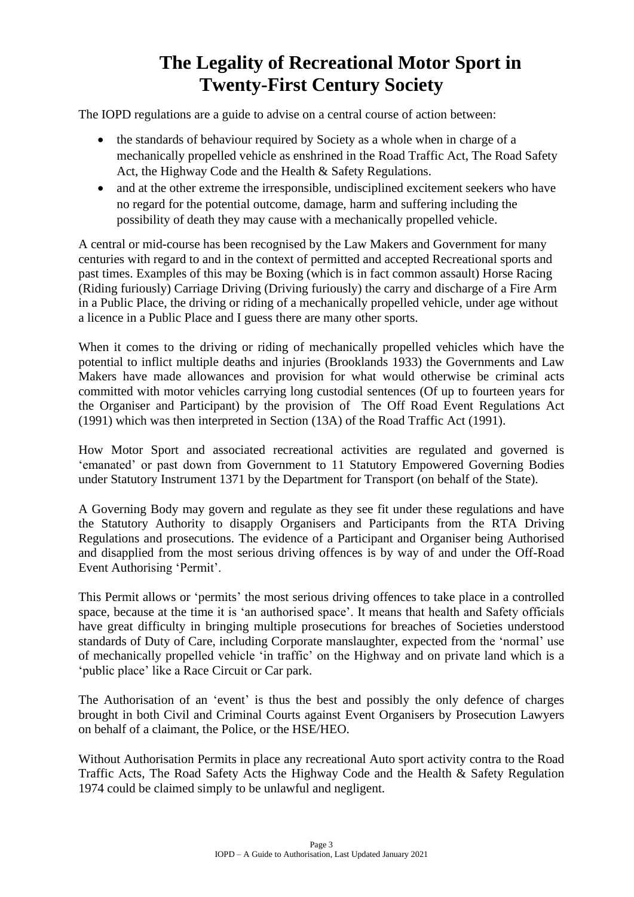# The Legality of Recreational Motor Sport in Twenty-First Century Society

The IOPD regulations are a guide to advise on a central course of action between:

- the standards of behaviour required by Society as a whole when in charge of a mechanically propelled vehicle as enshrined in the Road Traffic Act, The Road Safety Act, the Highway Code and the Health & Safety Regulations.
- and at the other extreme the irresponsible, undisciplined excitement seekers who have no regard for the potential outcome, damage, harm and suffering including the possibility of death they may cause with a mechanically propelled vehicle.

A central or mid-course has been recognised by the Law Makers and Government for many centuries with regard to and in the context of permitted and accepted Recreational sports and past times. Examples of this may be Boxing (which is in fact common assault) Horse Racing (Riding furiously) Carriage Driving (Driving furiously) the carry and discharge of a Fire Arm in a Public Place, the driving or riding of a mechanically propelled vehicle, under age without a licence in a Public Place and I guess there are many other sports.

When it comes to the driving or riding of mechanically propelled vehicles which have the potential to inflict multiple deaths and injuries (Brooklands 1933) the Governments and Law Makers have made allowances and provision for what would otherwise be criminal acts committed with motor vehicles carrying long custodial sentences (Of up to fourteen years for the Organiser and Participant) by the provision of The Off Road Event Regulations Act (1991) which was then interpreted in Section (13A) of the Road Traffic Act (1991).

How Motor Sport and associated recreational activities are regulated and governed is 'emanated' or past down from Government to 11 Statutory Empowered Governing Bodies under Statutory Instrument 1371 by the Department for Transport (on behalf of the State).

A Governing Body may govern and regulate as they see fit under these regulations and have the Statutory Authority to disapply Organisers and Participants from the RTA Driving Regulations and prosecutions. The evidence of a Participant and Organiser being Authorised and disapplied from the most serious driving offences is by way of and under the Off-Road Event Authorising 'Permit'.

This Permit allows or 'permits' the most serious driving offences to take place in a controlled space, because at the time it is 'an authorised space'. It means that health and Safety officials have great difficulty in bringing multiple prosecutions for breaches of Societies understood standards of Duty of Care, including Corporate manslaughter, expected from the 'normal' use of mechanically propelled vehicle 'in traffic' on the Highway and on private land which is a 'public place' like a Race Circuit or Car park.

The Authorisation of an 'event' is thus the best and possibly the only defence of charges brought in both Civil and Criminal Courts against Event Organisers by Prosecution Lawyers on behalf of a claimant, the Police, or the HSE/HEO.

Without Authorisation Permits in place any recreational Auto sport activity contra to the Road Traffic Acts, The Road Safety Acts the Highway Code and the Health & Safety Regulation 1974 could be claimed simply to be unlawful and negligent.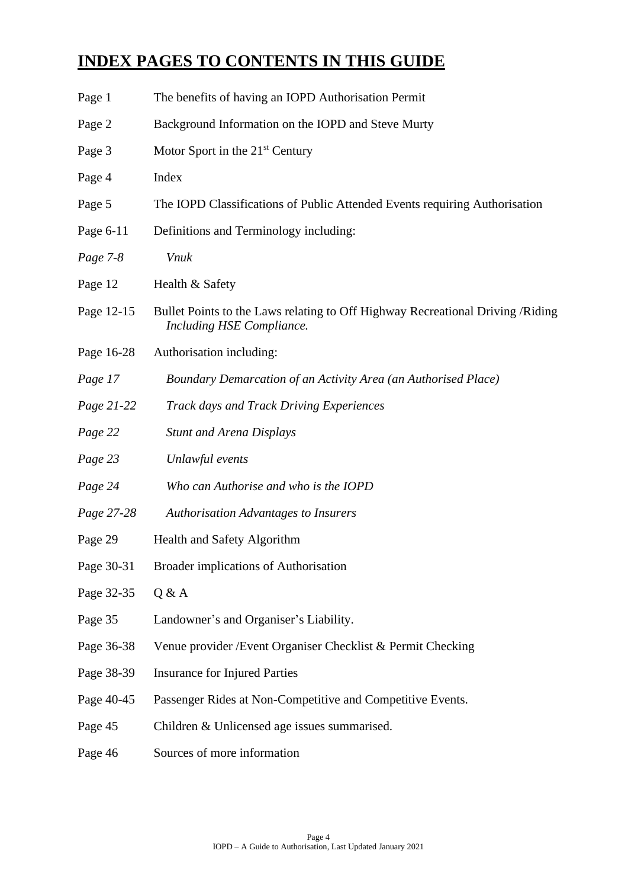# INDEX PAGES TO CONTENTS IN THIS GUIDE

| | |
|---|---|
| Page 1 | The benefits of having an IOPD Authorisation Permit |
| Page 2 | Background Information on the IOPD and Steve Murty |
| Page 3 | Motor Sport in the 21st Century |
| Page 4 | Index |
| Page 5 | The IOPD Classifications of Public Attended Events requiring Authorisation |
| Page 6-11 | Definitions and Terminology including: |
| *Page 7-8* | *Vnuk* |
| Page 12 | Health & Safety |
| Page 12-15 | Bullet Points to the Laws relating to Off Highway Recreational Driving /Riding *Including HSE Compliance.* |
| Page 16-28 | Authorisation including: |
| *Page 17* | *Boundary Demarcation of an Activity Area (an Authorised Place)* |
| *Page 21-22* | *Track days and Track Driving Experiences* |
| *Page 22* | *Stunt and Arena Displays* |
| *Page 23* | *Unlawful events* |
| *Page 24* | *Who can Authorise and who is the IOPD* |
| *Page 27-28* | *Authorisation Advantages to Insurers* |
| Page 29 | Health and Safety Algorithm |
| Page 30-31 | Broader implications of Authorisation |
| Page 32-35 | Q & A |
| Page 35 | Landowner's and Organiser's Liability. |
| Page 36-38 | Venue provider /Event Organiser Checklist & Permit Checking |
| Page 38-39 | Insurance for Injured Parties |
| Page 40-45 | Passenger Rides at Non-Competitive and Competitive Events. |
| Page 45 | Children & Unlicensed age issues summarised. |
| Page 46 | Sources of more information |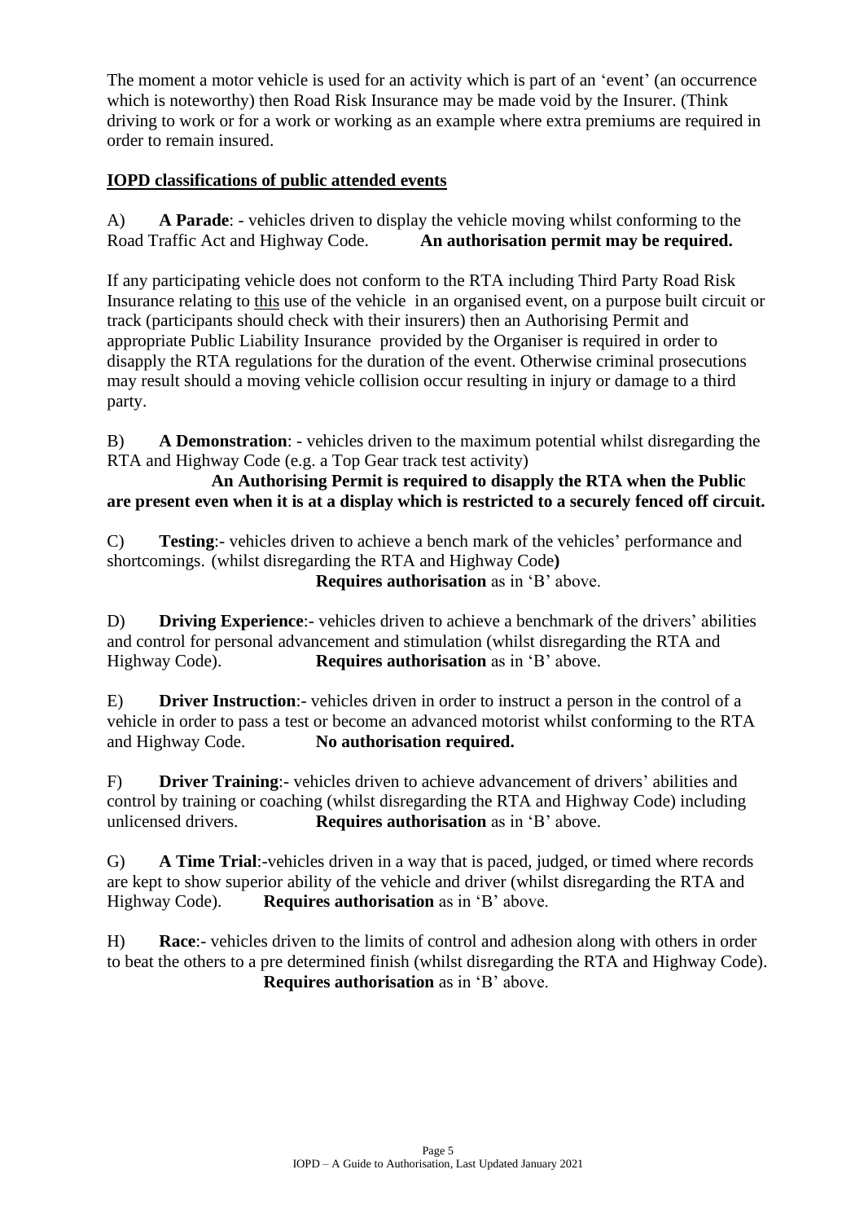The moment a motor vehicle is used for an activity which is part of an 'event' (an occurrence which is noteworthy) then Road Risk Insurance may be made void by the Insurer. (Think driving to work or for a work or working as an example where extra premiums are required in order to remain insured.

## IOPD classifications of public attended events

A) **A Parade**: - vehicles driven to display the vehicle moving whilst conforming to the Road Traffic Act and Highway Code. **An authorisation permit may be required.**

If any participating vehicle does not conform to the RTA including Third Party Road Risk Insurance relating to this use of the vehicle in an organised event, on a purpose built circuit or track (participants should check with their insurers) then an Authorising Permit and appropriate Public Liability Insurance provided by the Organiser is required in order to disapply the RTA regulations for the duration of the event. Otherwise criminal prosecutions may result should a moving vehicle collision occur resulting in injury or damage to a third party.

B) **A Demonstration**: - vehicles driven to the maximum potential whilst disregarding the RTA and Highway Code (e.g. a Top Gear track test activity)

**An Authorising Permit is required to disapply the RTA when the Public are present even when it is at a display which is restricted to a securely fenced off circuit.**

C) **Testing**:- vehicles driven to achieve a bench mark of the vehicles' performance and shortcomings. (whilst disregarding the RTA and Highway Code**)**

**Requires authorisation** as in 'B' above.

D) **Driving Experience**:- vehicles driven to achieve a benchmark of the drivers' abilities and control for personal advancement and stimulation (whilst disregarding the RTA and Highway Code). **Requires authorisation** as in 'B' above.

E) **Driver Instruction**:- vehicles driven in order to instruct a person in the control of a vehicle in order to pass a test or become an advanced motorist whilst conforming to the RTA and Highway Code. **No authorisation required.**

F) **Driver Training**:- vehicles driven to achieve advancement of drivers' abilities and control by training or coaching (whilst disregarding the RTA and Highway Code) including unlicensed drivers. **Requires authorisation** as in 'B' above.

G) **A Time Trial**:-vehicles driven in a way that is paced, judged, or timed where records are kept to show superior ability of the vehicle and driver (whilst disregarding the RTA and Highway Code). **Requires authorisation** as in 'B' above.

H) **Race**:- vehicles driven to the limits of control and adhesion along with others in order to beat the others to a pre determined finish (whilst disregarding the RTA and Highway Code).

**Requires authorisation** as in 'B' above.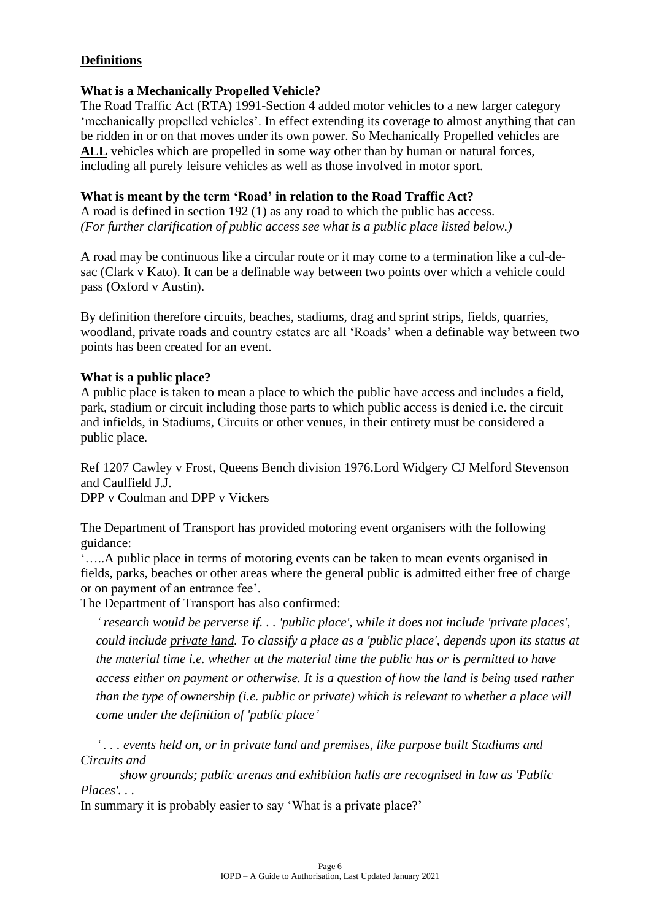## Definitions

### What is a Mechanically Propelled Vehicle?

The Road Traffic Act (RTA) 1991-Section 4 added motor vehicles to a new larger category 'mechanically propelled vehicles'. In effect extending its coverage to almost anything that can be ridden in or on that moves under its own power. So Mechanically Propelled vehicles are **ALL** vehicles which are propelled in some way other than by human or natural forces, including all purely leisure vehicles as well as those involved in motor sport.

### What is meant by the term 'Road' in relation to the Road Traffic Act?

A road is defined in section 192 (1) as any road to which the public has access.
*(For further clarification of public access see what is a public place listed below.)*

A road may be continuous like a circular route or it may come to a termination like a cul-de-sac (Clark v Kato). It can be a definable way between two points over which a vehicle could pass (Oxford v Austin).

By definition therefore circuits, beaches, stadiums, drag and sprint strips, fields, quarries, woodland, private roads and country estates are all 'Roads' when a definable way between two points has been created for an event.

### What is a public place?

A public place is taken to mean a place to which the public have access and includes a field, park, stadium or circuit including those parts to which public access is denied i.e. the circuit and infields, in Stadiums, Circuits or other venues, in their entirety must be considered a public place.

Ref 1207 Cawley v Frost, Queens Bench division 1976.Lord Widgery CJ Melford Stevenson and Caulfield J.J.
DPP v Coulman and DPP v Vickers

The Department of Transport has provided motoring event organisers with the following guidance:
'…..A public place in terms of motoring events can be taken to mean events organised in fields, parks, beaches or other areas where the general public is admitted either free of charge or on payment of an entrance fee'.
The Department of Transport has also confirmed:

> *' research would be perverse if. . . 'public place', while it does not include 'private places', could include private land. To classify a place as a 'public place', depends upon its status at the material time i.e. whether at the material time the public has or is permitted to have access either on payment or otherwise. It is a question of how the land is being used rather than the type of ownership (i.e. public or private) which is relevant to whether a place will come under the definition of 'public place'*
>
> *' . . . events held on, or in private land and premises, like purpose built Stadiums and Circuits and show grounds; public arenas and exhibition halls are recognised in law as 'Public Places'. . .*

In summary it is probably easier to say 'What is a private place?'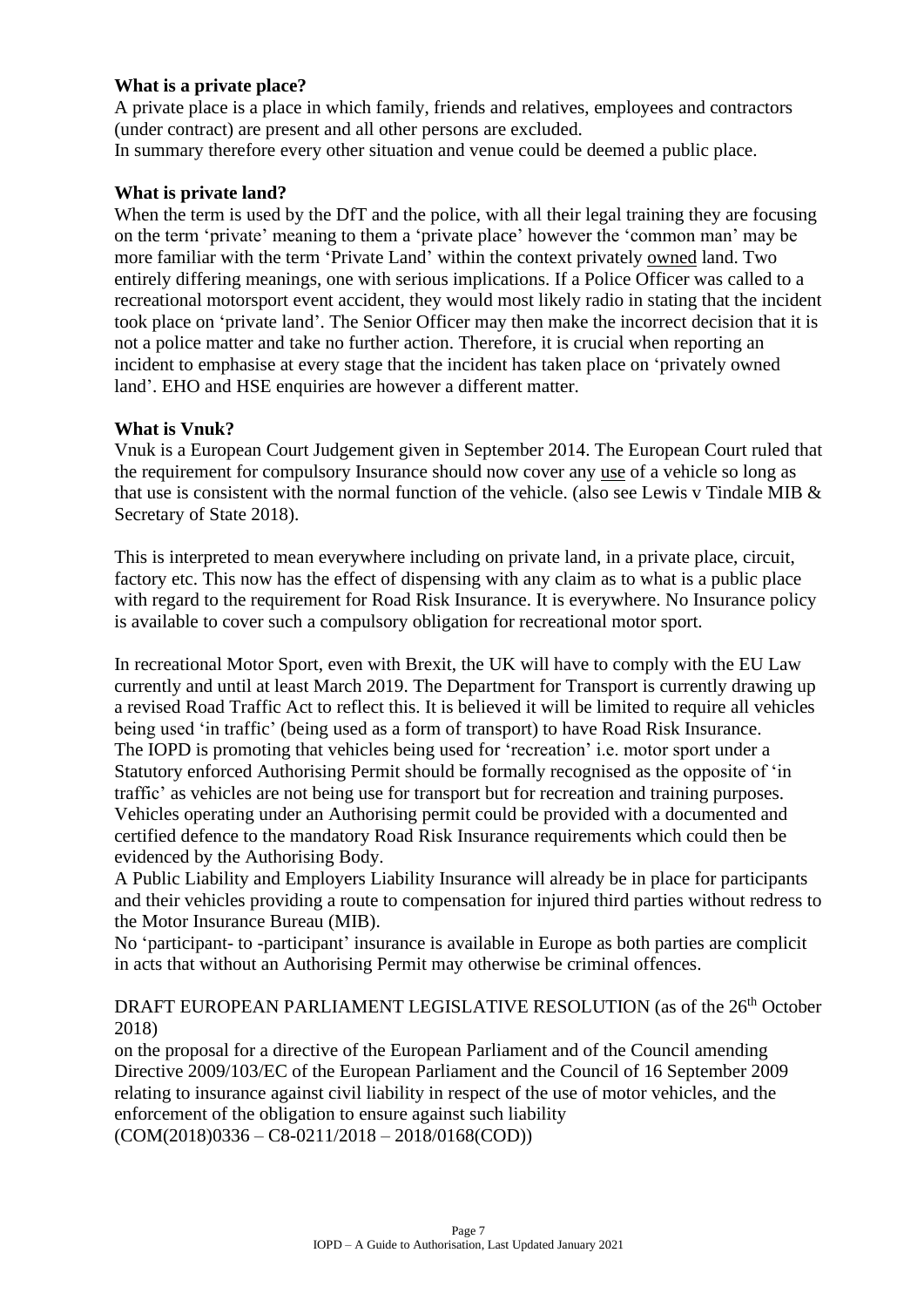**What is a private place?**

A private place is a place in which family, friends and relatives, employees and contractors (under contract) are present and all other persons are excluded.

In summary therefore every other situation and venue could be deemed a public place.

**What is private land?**

When the term is used by the DfT and the police, with all their legal training they are focusing on the term 'private' meaning to them a 'private place' however the 'common man' may be more familiar with the term 'Private Land' within the context privately owned land. Two entirely differing meanings, one with serious implications. If a Police Officer was called to a recreational motorsport event accident, they would most likely radio in stating that the incident took place on 'private land'. The Senior Officer may then make the incorrect decision that it is not a police matter and take no further action. Therefore, it is crucial when reporting an incident to emphasise at every stage that the incident has taken place on 'privately owned land'. EHO and HSE enquiries are however a different matter.

**What is Vnuk?**

Vnuk is a European Court Judgement given in September 2014. The European Court ruled that the requirement for compulsory Insurance should now cover any use of a vehicle so long as that use is consistent with the normal function of the vehicle. (also see Lewis v Tindale MIB & Secretary of State 2018).

This is interpreted to mean everywhere including on private land, in a private place, circuit, factory etc. This now has the effect of dispensing with any claim as to what is a public place with regard to the requirement for Road Risk Insurance. It is everywhere. No Insurance policy is available to cover such a compulsory obligation for recreational motor sport.

In recreational Motor Sport, even with Brexit, the UK will have to comply with the EU Law currently and until at least March 2019. The Department for Transport is currently drawing up a revised Road Traffic Act to reflect this. It is believed it will be limited to require all vehicles being used 'in traffic' (being used as a form of transport) to have Road Risk Insurance.
The IOPD is promoting that vehicles being used for 'recreation' i.e. motor sport under a Statutory enforced Authorising Permit should be formally recognised as the opposite of 'in traffic' as vehicles are not being use for transport but for recreation and training purposes. Vehicles operating under an Authorising permit could be provided with a documented and certified defence to the mandatory Road Risk Insurance requirements which could then be evidenced by the Authorising Body.
A Public Liability and Employers Liability Insurance will already be in place for participants and their vehicles providing a route to compensation for injured third parties without redress to the Motor Insurance Bureau (MIB).
No 'participant- to -participant' insurance is available in Europe as both parties are complicit in acts that without an Authorising Permit may otherwise be criminal offences.

DRAFT EUROPEAN PARLIAMENT LEGISLATIVE RESOLUTION (as of the 26th October 2018)
on the proposal for a directive of the European Parliament and of the Council amending Directive 2009/103/EC of the European Parliament and the Council of 16 September 2009 relating to insurance against civil liability in respect of the use of motor vehicles, and the enforcement of the obligation to ensure against such liability
(COM(2018)0336 – C8-0211/2018 – 2018/0168(COD))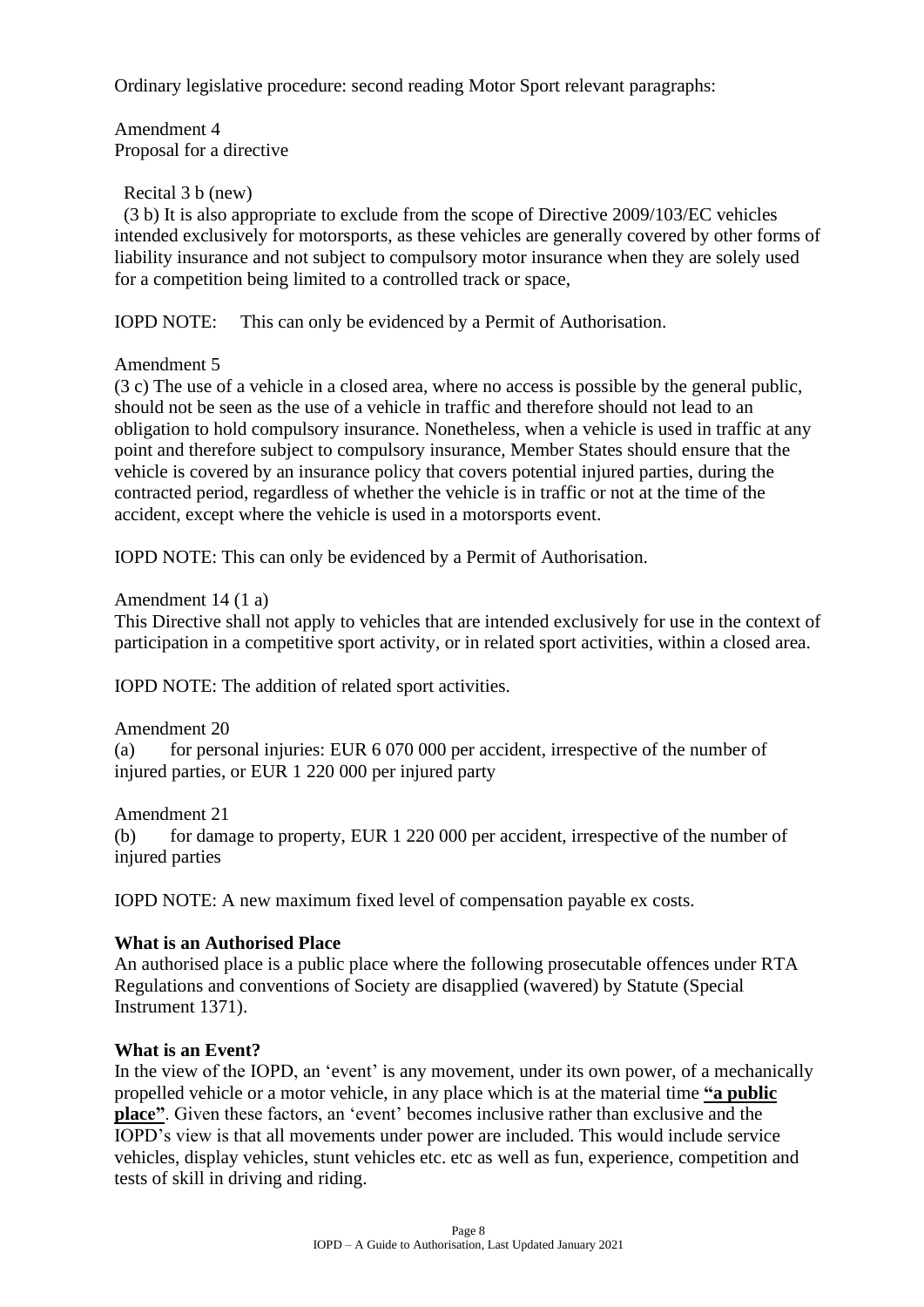Ordinary legislative procedure: second reading Motor Sport relevant paragraphs:

Amendment 4
Proposal for a directive

Recital 3 b (new)

(3 b) It is also appropriate to exclude from the scope of Directive 2009/103/EC vehicles intended exclusively for motorsports, as these vehicles are generally covered by other forms of liability insurance and not subject to compulsory motor insurance when they are solely used for a competition being limited to a controlled track or space,

IOPD NOTE: This can only be evidenced by a Permit of Authorisation.

Amendment 5

(3 c) The use of a vehicle in a closed area, where no access is possible by the general public, should not be seen as the use of a vehicle in traffic and therefore should not lead to an obligation to hold compulsory insurance. Nonetheless, when a vehicle is used in traffic at any point and therefore subject to compulsory insurance, Member States should ensure that the vehicle is covered by an insurance policy that covers potential injured parties, during the contracted period, regardless of whether the vehicle is in traffic or not at the time of the accident, except where the vehicle is used in a motorsports event.

IOPD NOTE: This can only be evidenced by a Permit of Authorisation.

Amendment 14 (1 a)

This Directive shall not apply to vehicles that are intended exclusively for use in the context of participation in a competitive sport activity, or in related sport activities, within a closed area.

IOPD NOTE: The addition of related sport activities.

Amendment 20

(a) for personal injuries: EUR 6 070 000 per accident, irrespective of the number of injured parties, or EUR 1 220 000 per injured party

Amendment 21

(b) for damage to property, EUR 1 220 000 per accident, irrespective of the number of injured parties

IOPD NOTE: A new maximum fixed level of compensation payable ex costs.

**What is an Authorised Place**

An authorised place is a public place where the following prosecutable offences under RTA Regulations and conventions of Society are disapplied (wavered) by Statute (Special Instrument 1371).

**What is an Event?**

In the view of the IOPD, an 'event' is any movement, under its own power, of a mechanically propelled vehicle or a motor vehicle, in any place which is at the material time **"a public place"**. Given these factors, an 'event' becomes inclusive rather than exclusive and the IOPD's view is that all movements under power are included. This would include service vehicles, display vehicles, stunt vehicles etc. etc as well as fun, experience, competition and tests of skill in driving and riding.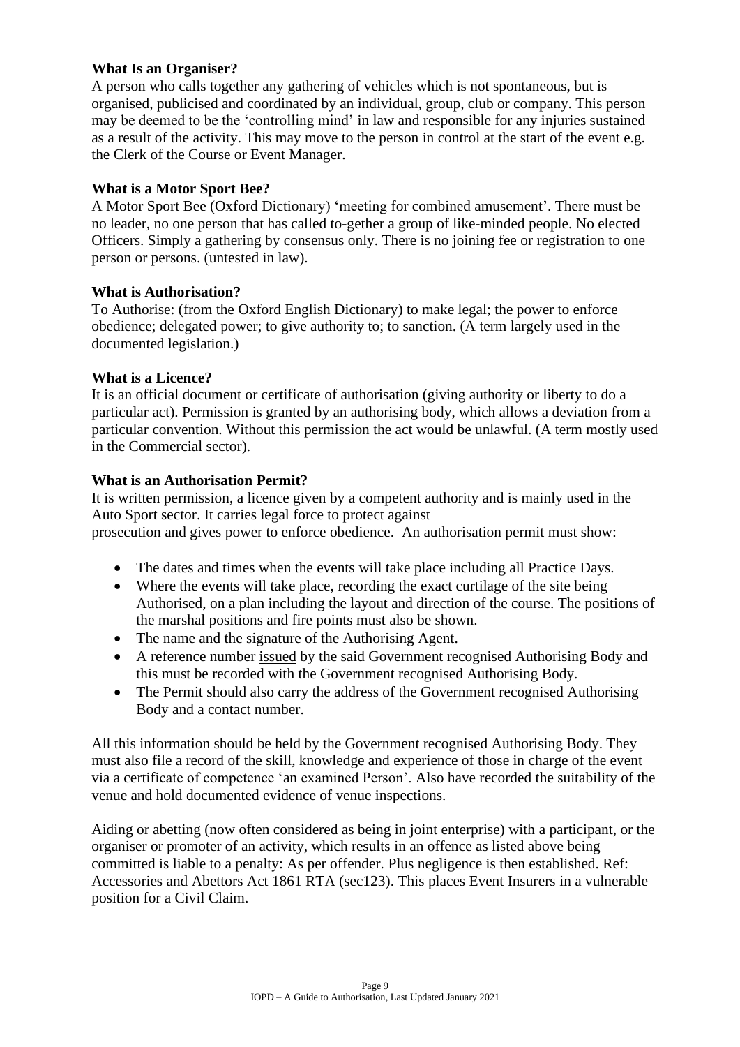**What Is an Organiser?**

A person who calls together any gathering of vehicles which is not spontaneous, but is organised, publicised and coordinated by an individual, group, club or company. This person may be deemed to be the 'controlling mind' in law and responsible for any injuries sustained as a result of the activity. This may move to the person in control at the start of the event e.g. the Clerk of the Course or Event Manager.

**What is a Motor Sport Bee?**

A Motor Sport Bee (Oxford Dictionary) 'meeting for combined amusement'. There must be no leader, no one person that has called to-gether a group of like-minded people. No elected Officers. Simply a gathering by consensus only. There is no joining fee or registration to one person or persons. (untested in law).

**What is Authorisation?**

To Authorise: (from the Oxford English Dictionary) to make legal; the power to enforce obedience; delegated power; to give authority to; to sanction. (A term largely used in the documented legislation.)

**What is a Licence?**

It is an official document or certificate of authorisation (giving authority or liberty to do a particular act). Permission is granted by an authorising body, which allows a deviation from a particular convention. Without this permission the act would be unlawful. (A term mostly used in the Commercial sector).

**What is an Authorisation Permit?**

It is written permission, a licence given by a competent authority and is mainly used in the Auto Sport sector. It carries legal force to protect against prosecution and gives power to enforce obedience. An authorisation permit must show:

- The dates and times when the events will take place including all Practice Days.
- Where the events will take place, recording the exact curtilage of the site being Authorised, on a plan including the layout and direction of the course. The positions of the marshal positions and fire points must also be shown.
- The name and the signature of the Authorising Agent.
- A reference number issued by the said Government recognised Authorising Body and this must be recorded with the Government recognised Authorising Body.
- The Permit should also carry the address of the Government recognised Authorising Body and a contact number.

All this information should be held by the Government recognised Authorising Body. They must also file a record of the skill, knowledge and experience of those in charge of the event via a certificate of competence 'an examined Person'. Also have recorded the suitability of the venue and hold documented evidence of venue inspections.

Aiding or abetting (now often considered as being in joint enterprise) with a participant, or the organiser or promoter of an activity, which results in an offence as listed above being committed is liable to a penalty: As per offender. Plus negligence is then established. Ref: Accessories and Abettors Act 1861 RTA (sec123). This places Event Insurers in a vulnerable position for a Civil Claim.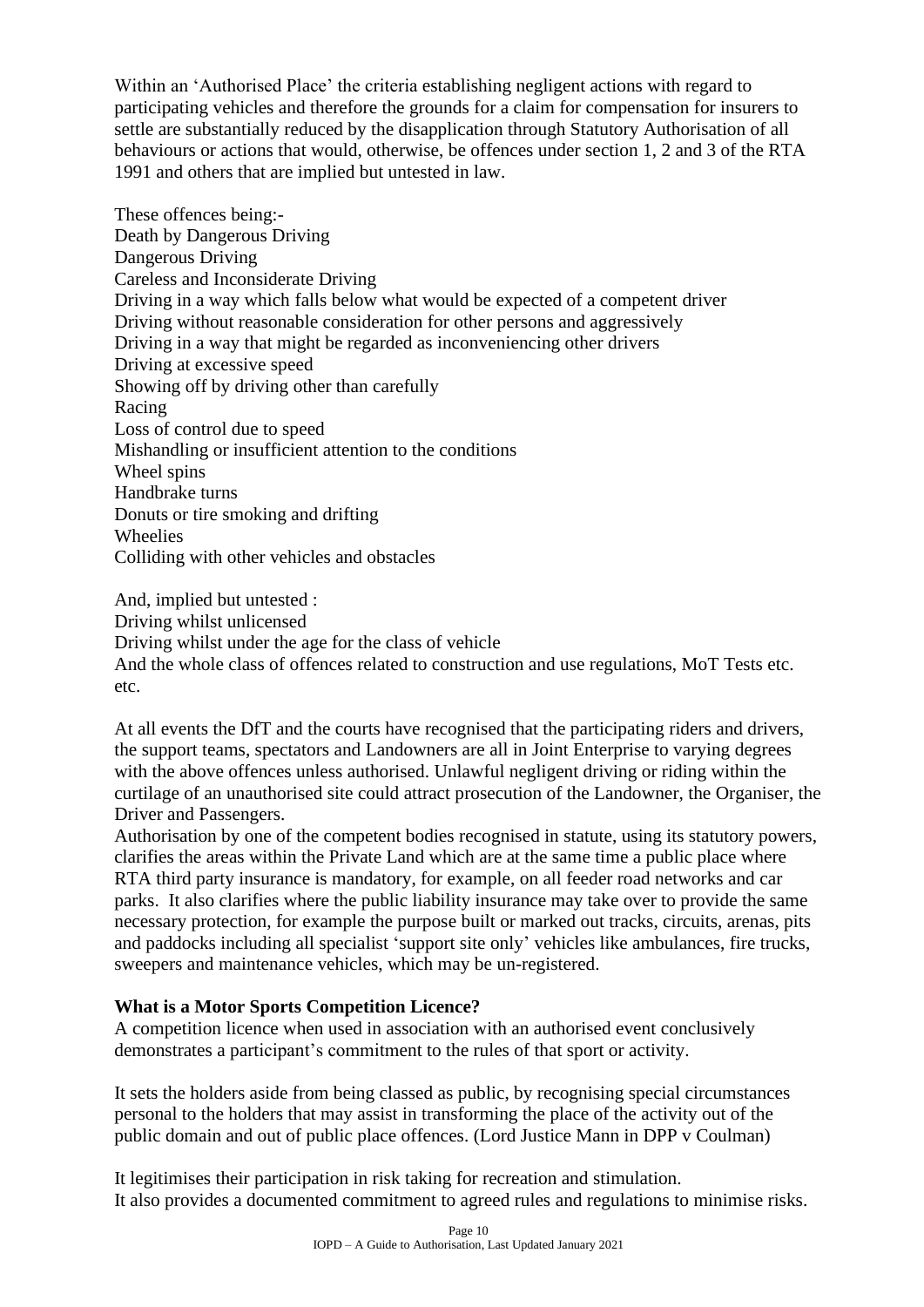Within an 'Authorised Place' the criteria establishing negligent actions with regard to participating vehicles and therefore the grounds for a claim for compensation for insurers to settle are substantially reduced by the disapplication through Statutory Authorisation of all behaviours or actions that would, otherwise, be offences under section 1, 2 and 3 of the RTA 1991 and others that are implied but untested in law.

These offences being:-
Death by Dangerous Driving
Dangerous Driving
Careless and Inconsiderate Driving
Driving in a way which falls below what would be expected of a competent driver
Driving without reasonable consideration for other persons and aggressively
Driving in a way that might be regarded as inconveniencing other drivers
Driving at excessive speed
Showing off by driving other than carefully
Racing
Loss of control due to speed
Mishandling or insufficient attention to the conditions
Wheel spins
Handbrake turns
Donuts or tire smoking and drifting
Wheelies
Colliding with other vehicles and obstacles

And, implied but untested :
Driving whilst unlicensed
Driving whilst under the age for the class of vehicle
And the whole class of offences related to construction and use regulations, MoT Tests etc. etc.

At all events the DfT and the courts have recognised that the participating riders and drivers, the support teams, spectators and Landowners are all in Joint Enterprise to varying degrees with the above offences unless authorised. Unlawful negligent driving or riding within the curtilage of an unauthorised site could attract prosecution of the Landowner, the Organiser, the Driver and Passengers.
Authorisation by one of the competent bodies recognised in statute, using its statutory powers, clarifies the areas within the Private Land which are at the same time a public place where RTA third party insurance is mandatory, for example, on all feeder road networks and car parks. It also clarifies where the public liability insurance may take over to provide the same necessary protection, for example the purpose built or marked out tracks, circuits, arenas, pits and paddocks including all specialist 'support site only' vehicles like ambulances, fire trucks, sweepers and maintenance vehicles, which may be un-registered.

**What is a Motor Sports Competition Licence?**
A competition licence when used in association with an authorised event conclusively demonstrates a participant's commitment to the rules of that sport or activity.

It sets the holders aside from being classed as public, by recognising special circumstances personal to the holders that may assist in transforming the place of the activity out of the public domain and out of public place offences. (Lord Justice Mann in DPP v Coulman)

It legitimises their participation in risk taking for recreation and stimulation.
It also provides a documented commitment to agreed rules and regulations to minimise risks.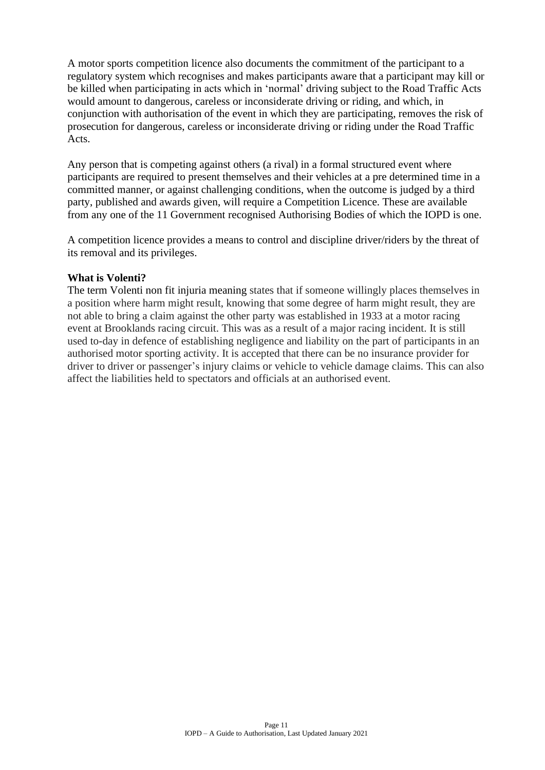A motor sports competition licence also documents the commitment of the participant to a regulatory system which recognises and makes participants aware that a participant may kill or be killed when participating in acts which in 'normal' driving subject to the Road Traffic Acts would amount to dangerous, careless or inconsiderate driving or riding, and which, in conjunction with authorisation of the event in which they are participating, removes the risk of prosecution for dangerous, careless or inconsiderate driving or riding under the Road Traffic Acts.

Any person that is competing against others (a rival) in a formal structured event where participants are required to present themselves and their vehicles at a pre determined time in a committed manner, or against challenging conditions, when the outcome is judged by a third party, published and awards given, will require a Competition Licence. These are available from any one of the 11 Government recognised Authorising Bodies of which the IOPD is one.

A competition licence provides a means to control and discipline driver/riders by the threat of its removal and its privileges.

**What is Volenti?**

The term Volenti non fit injuria meaning states that if someone willingly places themselves in a position where harm might result, knowing that some degree of harm might result, they are not able to bring a claim against the other party was established in 1933 at a motor racing event at Brooklands racing circuit. This was as a result of a major racing incident. It is still used to-day in defence of establishing negligence and liability on the part of participants in an authorised motor sporting activity. It is accepted that there can be no insurance provider for driver to driver or passenger's injury claims or vehicle to vehicle damage claims. This can also affect the liabilities held to spectators and officials at an authorised event.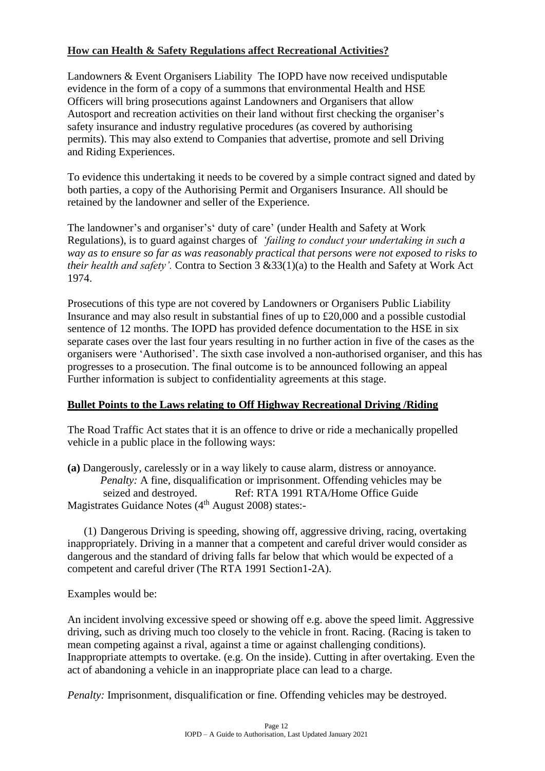## **How can Health & Safety Regulations affect Recreational Activities?**

Landowners & Event Organisers Liability The IOPD have now received undisputable evidence in the form of a copy of a summons that environmental Health and HSE Officers will bring prosecutions against Landowners and Organisers that allow Autosport and recreation activities on their land without first checking the organiser's safety insurance and industry regulative procedures (as covered by authorising permits). This may also extend to Companies that advertise, promote and sell Driving and Riding Experiences.

To evidence this undertaking it needs to be covered by a simple contract signed and dated by both parties, a copy of the Authorising Permit and Organisers Insurance. All should be retained by the landowner and seller of the Experience.

The landowner's and organiser's' duty of care' (under Health and Safety at Work Regulations), is to guard against charges of *'failing to conduct your undertaking in such a way as to ensure so far as was reasonably practical that persons were not exposed to risks to their health and safety'.* Contra to Section 3 &33(1)(a) to the Health and Safety at Work Act 1974.

Prosecutions of this type are not covered by Landowners or Organisers Public Liability Insurance and may also result in substantial fines of up to £20,000 and a possible custodial sentence of 12 months. The IOPD has provided defence documentation to the HSE in six separate cases over the last four years resulting in no further action in five of the cases as the organisers were 'Authorised'. The sixth case involved a non-authorised organiser, and this has progresses to a prosecution. The final outcome is to be announced following an appeal Further information is subject to confidentiality agreements at this stage.

## **Bullet Points to the Laws relating to Off Highway Recreational Driving /Riding**

The Road Traffic Act states that it is an offence to drive or ride a mechanically propelled vehicle in a public place in the following ways:

**(a)** Dangerously, carelessly or in a way likely to cause alarm, distress or annoyance.
*Penalty:* A fine, disqualification or imprisonment. Offending vehicles may be seized and destroyed. Ref: RTA 1991 RTA/Home Office Guide Magistrates Guidance Notes (4th August 2008) states:-

(1) Dangerous Driving is speeding, showing off, aggressive driving, racing, overtaking inappropriately. Driving in a manner that a competent and careful driver would consider as dangerous and the standard of driving falls far below that which would be expected of a competent and careful driver (The RTA 1991 Section1-2A).

Examples would be:

An incident involving excessive speed or showing off e.g. above the speed limit. Aggressive driving, such as driving much too closely to the vehicle in front. Racing. (Racing is taken to mean competing against a rival, against a time or against challenging conditions). Inappropriate attempts to overtake. (e.g. On the inside). Cutting in after overtaking. Even the act of abandoning a vehicle in an inappropriate place can lead to a charge.

*Penalty:* Imprisonment, disqualification or fine. Offending vehicles may be destroyed.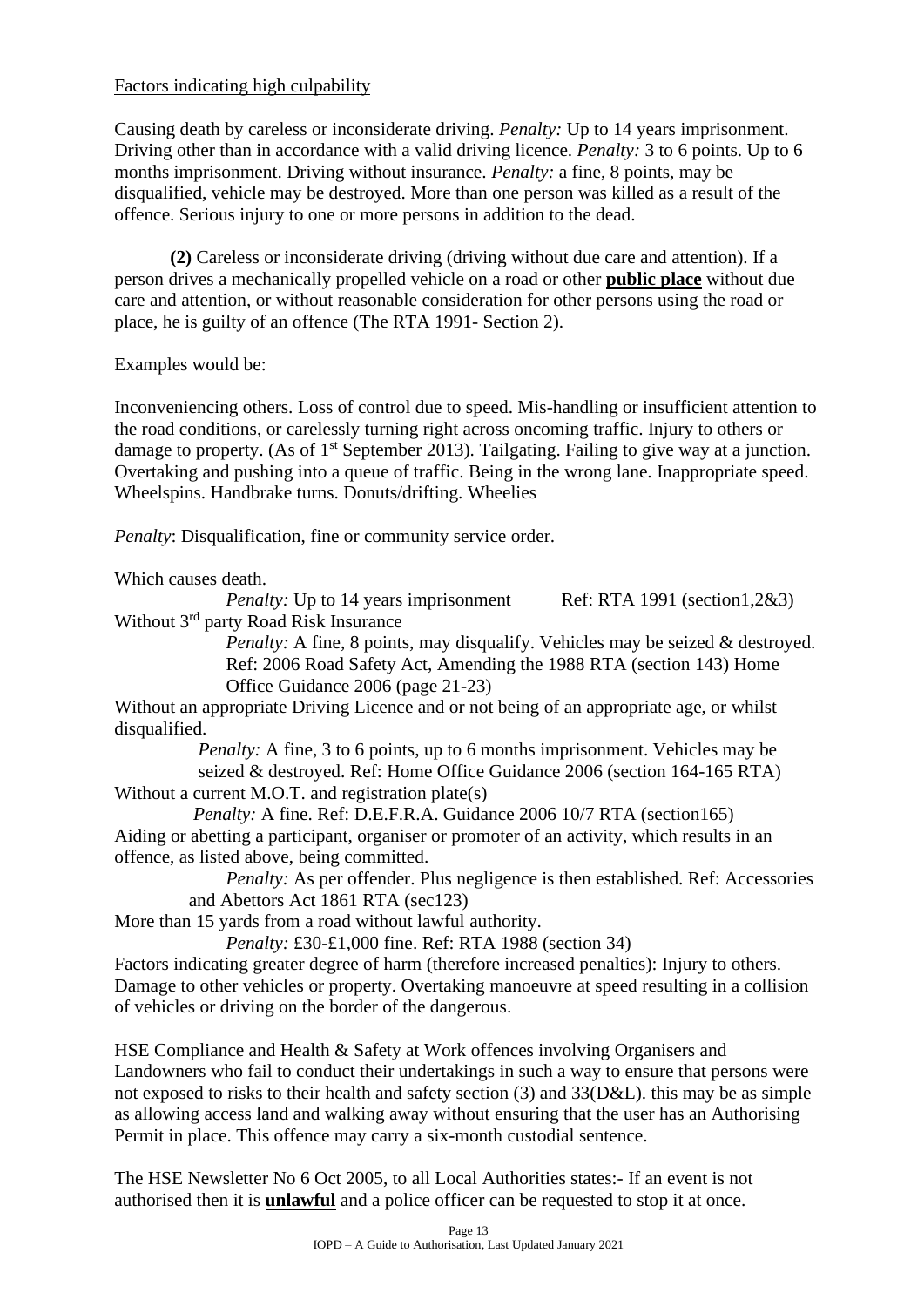Factors indicating high culpability

Causing death by careless or inconsiderate driving. *Penalty:* Up to 14 years imprisonment. Driving other than in accordance with a valid driving licence. *Penalty:* 3 to 6 points. Up to 6 months imprisonment. Driving without insurance. *Penalty:* a fine, 8 points, may be disqualified, vehicle may be destroyed. More than one person was killed as a result of the offence. Serious injury to one or more persons in addition to the dead.

**(2)** Careless or inconsiderate driving (driving without due care and attention). If a person drives a mechanically propelled vehicle on a road or other **public place** without due care and attention, or without reasonable consideration for other persons using the road or place, he is guilty of an offence (The RTA 1991- Section 2).

Examples would be:

Inconveniencing others. Loss of control due to speed. Mis-handling or insufficient attention to the road conditions, or carelessly turning right across oncoming traffic. Injury to others or damage to property. (As of 1st September 2013). Tailgating. Failing to give way at a junction. Overtaking and pushing into a queue of traffic. Being in the wrong lane. Inappropriate speed. Wheelspins. Handbrake turns. Donuts/drifting. Wheelies

*Penalty*: Disqualification, fine or community service order.

Which causes death.

*Penalty:* Up to 14 years imprisonment Ref: RTA 1991 (section1,2&3)

Without 3rd party Road Risk Insurance

*Penalty:* A fine, 8 points, may disqualify. Vehicles may be seized & destroyed. Ref: 2006 Road Safety Act, Amending the 1988 RTA (section 143) Home Office Guidance 2006 (page 21-23)

Without an appropriate Driving Licence and or not being of an appropriate age, or whilst disqualified.

*Penalty:* A fine, 3 to 6 points, up to 6 months imprisonment. Vehicles may be seized & destroyed. Ref: Home Office Guidance 2006 (section 164-165 RTA)

Without a current M.O.T. and registration plate(s)

*Penalty:* A fine. Ref: D.E.F.R.A. Guidance 2006 10/7 RTA (section165)

Aiding or abetting a participant, organiser or promoter of an activity, which results in an offence, as listed above, being committed.

*Penalty:* As per offender. Plus negligence is then established. Ref: Accessories and Abettors Act 1861 RTA (sec123)

More than 15 yards from a road without lawful authority.

*Penalty:* £30-£1,000 fine. Ref: RTA 1988 (section 34)

Factors indicating greater degree of harm (therefore increased penalties): Injury to others. Damage to other vehicles or property. Overtaking manoeuvre at speed resulting in a collision of vehicles or driving on the border of the dangerous.

HSE Compliance and Health & Safety at Work offences involving Organisers and Landowners who fail to conduct their undertakings in such a way to ensure that persons were not exposed to risks to their health and safety section (3) and 33(D&L). this may be as simple as allowing access land and walking away without ensuring that the user has an Authorising Permit in place. This offence may carry a six-month custodial sentence.

The HSE Newsletter No 6 Oct 2005, to all Local Authorities states:- If an event is not authorised then it is **unlawful** and a police officer can be requested to stop it at once.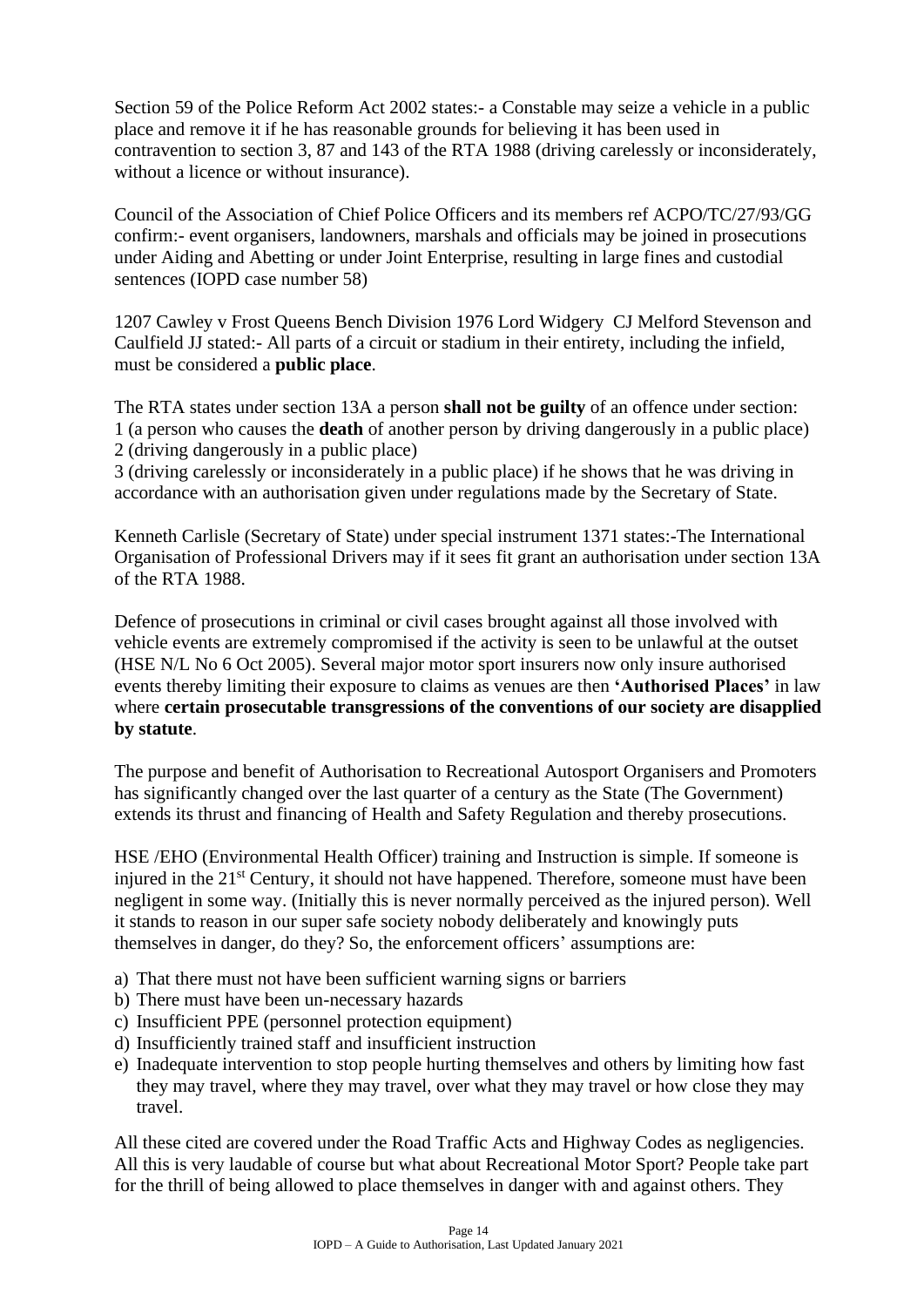Section 59 of the Police Reform Act 2002 states:- a Constable may seize a vehicle in a public place and remove it if he has reasonable grounds for believing it has been used in contravention to section 3, 87 and 143 of the RTA 1988 (driving carelessly or inconsiderately, without a licence or without insurance).

Council of the Association of Chief Police Officers and its members ref ACPO/TC/27/93/GG confirm:- event organisers, landowners, marshals and officials may be joined in prosecutions under Aiding and Abetting or under Joint Enterprise, resulting in large fines and custodial sentences (IOPD case number 58)

1207 Cawley v Frost Queens Bench Division 1976 Lord Widgery CJ Melford Stevenson and Caulfield JJ stated:- All parts of a circuit or stadium in their entirety, including the infield, must be considered a **public place**.

The RTA states under section 13A a person **shall not be guilty** of an offence under section:
1 (a person who causes the **death** of another person by driving dangerously in a public place)
2 (driving dangerously in a public place)
3 (driving carelessly or inconsiderately in a public place) if he shows that he was driving in accordance with an authorisation given under regulations made by the Secretary of State.

Kenneth Carlisle (Secretary of State) under special instrument 1371 states:-The International Organisation of Professional Drivers may if it sees fit grant an authorisation under section 13A of the RTA 1988.

Defence of prosecutions in criminal or civil cases brought against all those involved with vehicle events are extremely compromised if the activity is seen to be unlawful at the outset (HSE N/L No 6 Oct 2005). Several major motor sport insurers now only insure authorised events thereby limiting their exposure to claims as venues are then **'Authorised Places'** in law where **certain prosecutable transgressions of the conventions of our society are disapplied by statute**.

The purpose and benefit of Authorisation to Recreational Autosport Organisers and Promoters has significantly changed over the last quarter of a century as the State (The Government) extends its thrust and financing of Health and Safety Regulation and thereby prosecutions.

HSE /EHO (Environmental Health Officer) training and Instruction is simple. If someone is injured in the 21st Century, it should not have happened. Therefore, someone must have been negligent in some way. (Initially this is never normally perceived as the injured person). Well it stands to reason in our super safe society nobody deliberately and knowingly puts themselves in danger, do they? So, the enforcement officers' assumptions are:

a) That there must not have been sufficient warning signs or barriers
b) There must have been un-necessary hazards
c) Insufficient PPE (personnel protection equipment)
d) Insufficiently trained staff and insufficient instruction
e) Inadequate intervention to stop people hurting themselves and others by limiting how fast they may travel, where they may travel, over what they may travel or how close they may travel.

All these cited are covered under the Road Traffic Acts and Highway Codes as negligencies. All this is very laudable of course but what about Recreational Motor Sport? People take part for the thrill of being allowed to place themselves in danger with and against others. They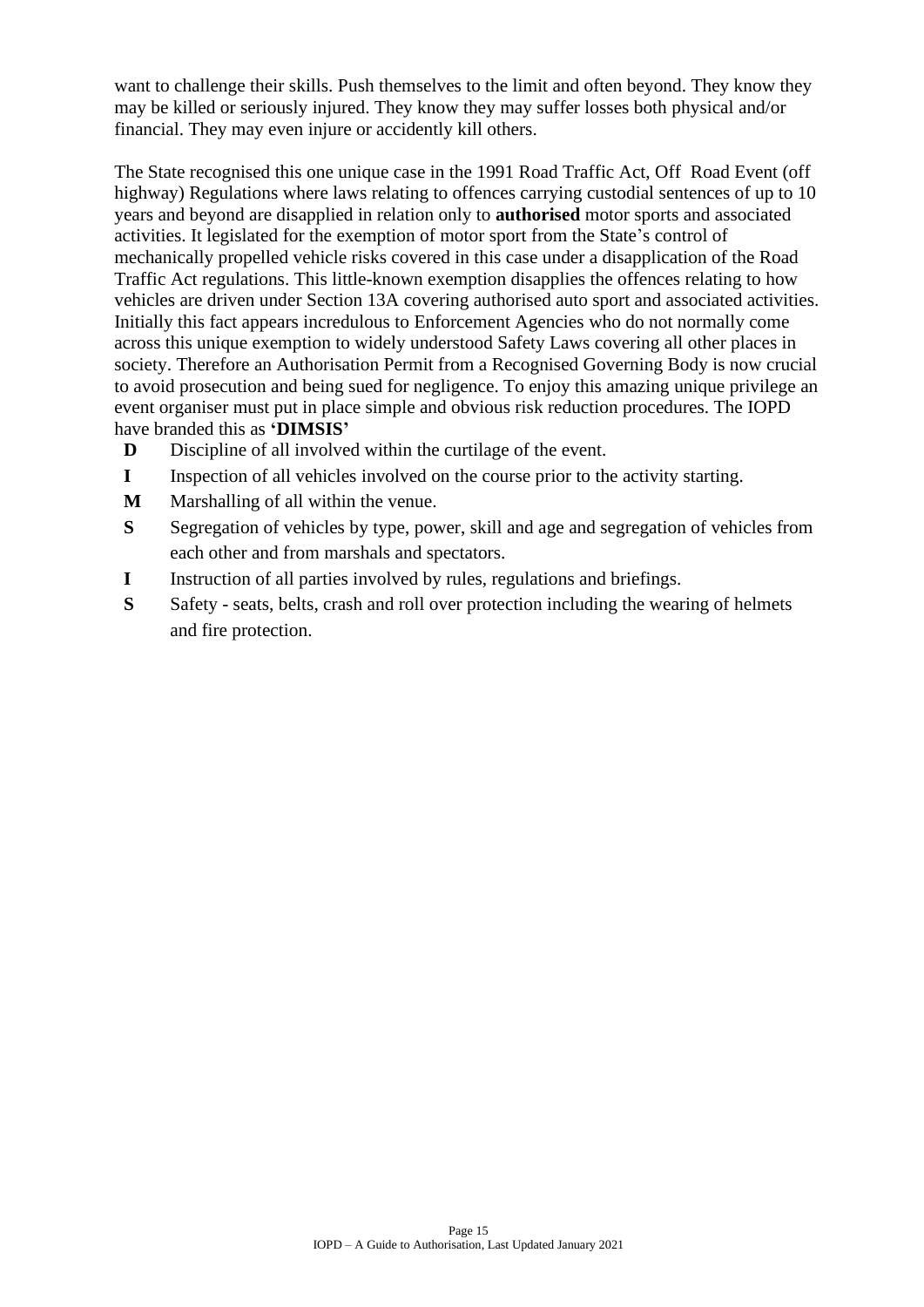want to challenge their skills. Push themselves to the limit and often beyond. They know they may be killed or seriously injured. They know they may suffer losses both physical and/or financial. They may even injure or accidently kill others.

The State recognised this one unique case in the 1991 Road Traffic Act, Off Road Event (off highway) Regulations where laws relating to offences carrying custodial sentences of up to 10 years and beyond are disapplied in relation only to **authorised** motor sports and associated activities. It legislated for the exemption of motor sport from the State's control of mechanically propelled vehicle risks covered in this case under a disapplication of the Road Traffic Act regulations. This little-known exemption disapplies the offences relating to how vehicles are driven under Section 13A covering authorised auto sport and associated activities. Initially this fact appears incredulous to Enforcement Agencies who do not normally come across this unique exemption to widely understood Safety Laws covering all other places in society. Therefore an Authorisation Permit from a Recognised Governing Body is now crucial to avoid prosecution and being sued for negligence. To enjoy this amazing unique privilege an event organiser must put in place simple and obvious risk reduction procedures. The IOPD have branded this as **'DIMSIS'**

- **D** Discipline of all involved within the curtilage of the event.
- **I** Inspection of all vehicles involved on the course prior to the activity starting.
- **M** Marshalling of all within the venue.
- **S** Segregation of vehicles by type, power, skill and age and segregation of vehicles from each other and from marshals and spectators.
- **I** Instruction of all parties involved by rules, regulations and briefings.
- **S** Safety - seats, belts, crash and roll over protection including the wearing of helmets and fire protection.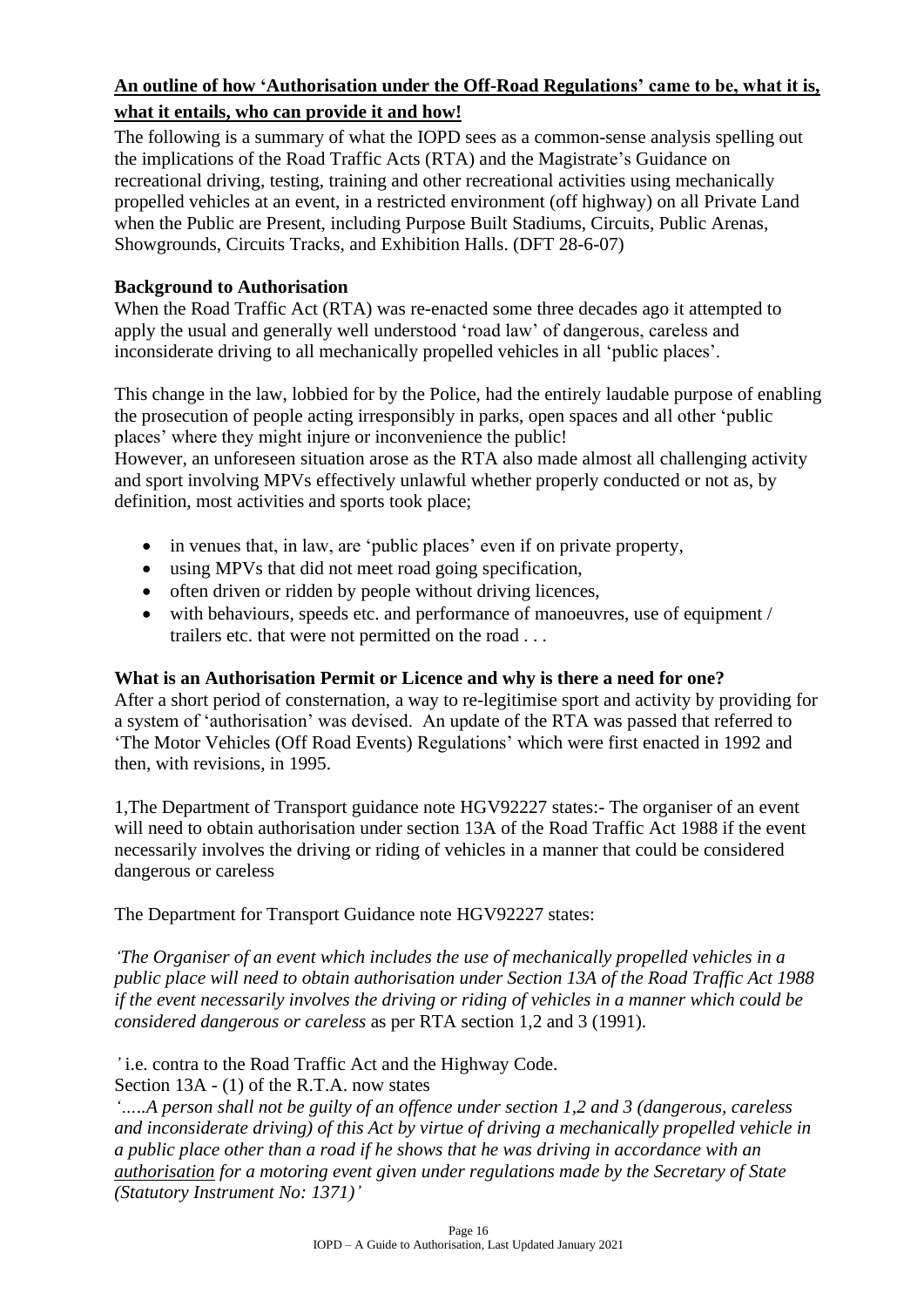## An outline of how 'Authorisation under the Off-Road Regulations' came to be, what it is, what it entails, who can provide it and how!

The following is a summary of what the IOPD sees as a common-sense analysis spelling out the implications of the Road Traffic Acts (RTA) and the Magistrate's Guidance on recreational driving, testing, training and other recreational activities using mechanically propelled vehicles at an event, in a restricted environment (off highway) on all Private Land when the Public are Present, including Purpose Built Stadiums, Circuits, Public Arenas, Showgrounds, Circuits Tracks, and Exhibition Halls. (DFT 28-6-07)

**Background to Authorisation**

When the Road Traffic Act (RTA) was re-enacted some three decades ago it attempted to apply the usual and generally well understood 'road law' of dangerous, careless and inconsiderate driving to all mechanically propelled vehicles in all 'public places'.

This change in the law, lobbied for by the Police, had the entirely laudable purpose of enabling the prosecution of people acting irresponsibly in parks, open spaces and all other 'public places' where they might injure or inconvenience the public!

However, an unforeseen situation arose as the RTA also made almost all challenging activity and sport involving MPVs effectively unlawful whether properly conducted or not as, by definition, most activities and sports took place;

- in venues that, in law, are 'public places' even if on private property,
- using MPVs that did not meet road going specification,
- often driven or ridden by people without driving licences,
- with behaviours, speeds etc. and performance of manoeuvres, use of equipment / trailers etc. that were not permitted on the road . . .

**What is an Authorisation Permit or Licence and why is there a need for one?**

After a short period of consternation, a way to re-legitimise sport and activity by providing for a system of 'authorisation' was devised. An update of the RTA was passed that referred to 'The Motor Vehicles (Off Road Events) Regulations' which were first enacted in 1992 and then, with revisions, in 1995.

1,The Department of Transport guidance note HGV92227 states:- The organiser of an event will need to obtain authorisation under section 13A of the Road Traffic Act 1988 if the event necessarily involves the driving or riding of vehicles in a manner that could be considered dangerous or careless

The Department for Transport Guidance note HGV92227 states:

*'The Organiser of an event which includes the use of mechanically propelled vehicles in a public place will need to obtain authorisation under Section 13A of the Road Traffic Act 1988 if the event necessarily involves the driving or riding of vehicles in a manner which could be considered dangerous or careless* as per RTA section 1,2 and 3 (1991).

*'* i.e. contra to the Road Traffic Act and the Highway Code.

Section 13A - (1) of the R.T.A. now states

*'.....A person shall not be guilty of an offence under section 1,2 and 3 (dangerous, careless and inconsiderate driving) of this Act by virtue of driving a mechanically propelled vehicle in a public place other than a road if he shows that he was driving in accordance with an <u>authorisation</u> for a motoring event given under regulations made by the Secretary of State (Statutory Instrument No: 1371)'*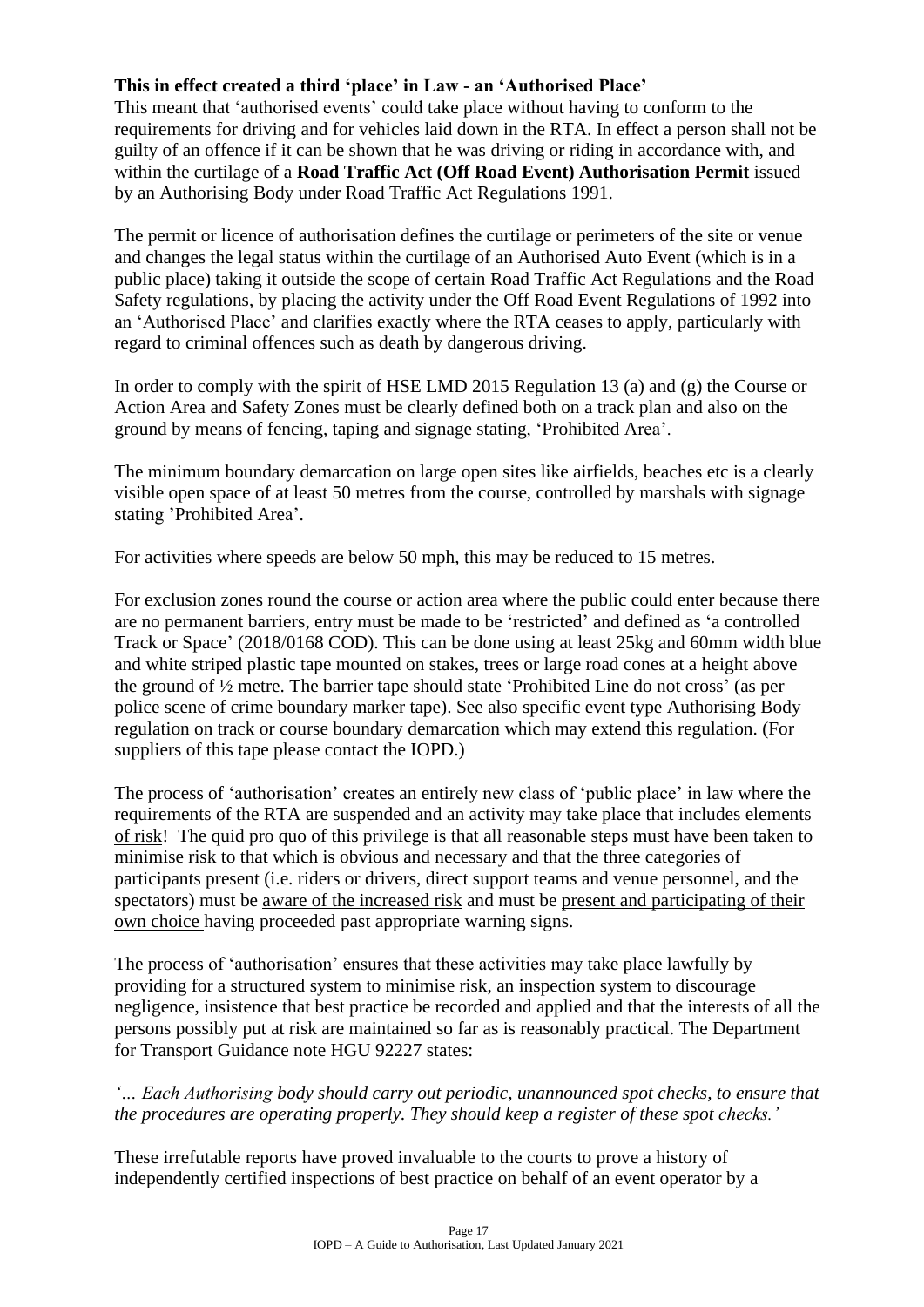**This in effect created a third 'place' in Law - an 'Authorised Place'**

This meant that 'authorised events' could take place without having to conform to the requirements for driving and for vehicles laid down in the RTA. In effect a person shall not be guilty of an offence if it can be shown that he was driving or riding in accordance with, and within the curtilage of a **Road Traffic Act (Off Road Event) Authorisation Permit** issued by an Authorising Body under Road Traffic Act Regulations 1991.

The permit or licence of authorisation defines the curtilage or perimeters of the site or venue and changes the legal status within the curtilage of an Authorised Auto Event (which is in a public place) taking it outside the scope of certain Road Traffic Act Regulations and the Road Safety regulations, by placing the activity under the Off Road Event Regulations of 1992 into an 'Authorised Place' and clarifies exactly where the RTA ceases to apply, particularly with regard to criminal offences such as death by dangerous driving.

In order to comply with the spirit of HSE LMD 2015 Regulation 13 (a) and (g) the Course or Action Area and Safety Zones must be clearly defined both on a track plan and also on the ground by means of fencing, taping and signage stating, 'Prohibited Area'.

The minimum boundary demarcation on large open sites like airfields, beaches etc is a clearly visible open space of at least 50 metres from the course, controlled by marshals with signage stating 'Prohibited Area'.

For activities where speeds are below 50 mph, this may be reduced to 15 metres.

For exclusion zones round the course or action area where the public could enter because there are no permanent barriers, entry must be made to be 'restricted' and defined as 'a controlled Track or Space' (2018/0168 COD). This can be done using at least 25kg and 60mm width blue and white striped plastic tape mounted on stakes, trees or large road cones at a height above the ground of ½ metre. The barrier tape should state 'Prohibited Line do not cross' (as per police scene of crime boundary marker tape). See also specific event type Authorising Body regulation on track or course boundary demarcation which may extend this regulation. (For suppliers of this tape please contact the IOPD.)

The process of 'authorisation' creates an entirely new class of 'public place' in law where the requirements of the RTA are suspended and an activity may take place <u>that includes elements of risk</u>! The quid pro quo of this privilege is that all reasonable steps must have been taken to minimise risk to that which is obvious and necessary and that the three categories of participants present (i.e. riders or drivers, direct support teams and venue personnel, and the spectators) must be <u>aware of the increased risk</u> and must be <u>present and participating of their own choice</u> having proceeded past appropriate warning signs.

The process of 'authorisation' ensures that these activities may take place lawfully by providing for a structured system to minimise risk, an inspection system to discourage negligence, insistence that best practice be recorded and applied and that the interests of all the persons possibly put at risk are maintained so far as is reasonably practical. The Department for Transport Guidance note HGU 92227 states:

*'… Each Authorising body should carry out periodic, unannounced spot checks, to ensure that the procedures are operating properly. They should keep a register of these spot checks.'*

These irrefutable reports have proved invaluable to the courts to prove a history of independently certified inspections of best practice on behalf of an event operator by a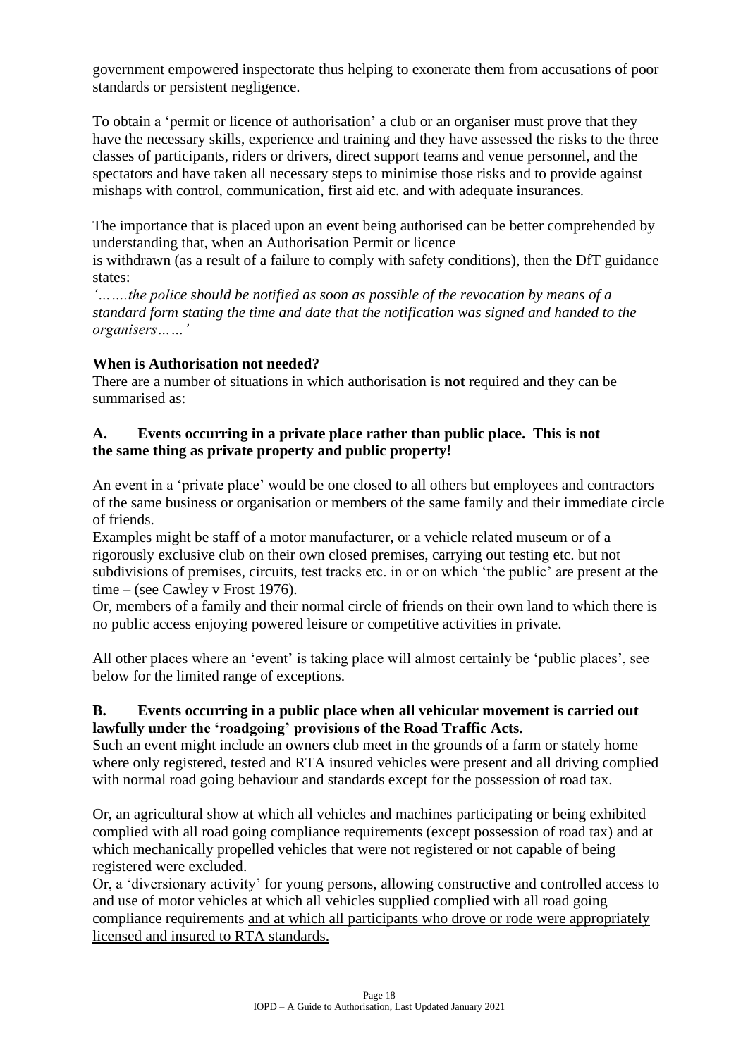government empowered inspectorate thus helping to exonerate them from accusations of poor standards or persistent negligence.

To obtain a 'permit or licence of authorisation' a club or an organiser must prove that they have the necessary skills, experience and training and they have assessed the risks to the three classes of participants, riders or drivers, direct support teams and venue personnel, and the spectators and have taken all necessary steps to minimise those risks and to provide against mishaps with control, communication, first aid etc. and with adequate insurances.

The importance that is placed upon an event being authorised can be better comprehended by understanding that, when an Authorisation Permit or licence
is withdrawn (as a result of a failure to comply with safety conditions), then the DfT guidance states:
*'…….the police should be notified as soon as possible of the revocation by means of a standard form stating the time and date that the notification was signed and handed to the organisers……'*

**When is Authorisation not needed?**
There are a number of situations in which authorisation is **not** required and they can be summarised as:

**A. Events occurring in a private place rather than public place. This is not the same thing as private property and public property!**

An event in a 'private place' would be one closed to all others but employees and contractors of the same business or organisation or members of the same family and their immediate circle of friends.
Examples might be staff of a motor manufacturer, or a vehicle related museum or of a rigorously exclusive club on their own closed premises, carrying out testing etc. but not subdivisions of premises, circuits, test tracks etc. in or on which 'the public' are present at the time – (see Cawley v Frost 1976).
Or, members of a family and their normal circle of friends on their own land to which there is <u>no public access</u> enjoying powered leisure or competitive activities in private.

All other places where an 'event' is taking place will almost certainly be 'public places', see below for the limited range of exceptions.

**B. Events occurring in a public place when all vehicular movement is carried out lawfully under the 'roadgoing' provisions of the Road Traffic Acts.**
Such an event might include an owners club meet in the grounds of a farm or stately home where only registered, tested and RTA insured vehicles were present and all driving complied with normal road going behaviour and standards except for the possession of road tax.

Or, an agricultural show at which all vehicles and machines participating or being exhibited complied with all road going compliance requirements (except possession of road tax) and at which mechanically propelled vehicles that were not registered or not capable of being registered were excluded.
Or, a 'diversionary activity' for young persons, allowing constructive and controlled access to and use of motor vehicles at which all vehicles supplied complied with all road going compliance requirements <u>and at which all participants who drove or rode were appropriately licensed and insured to RTA standards.</u>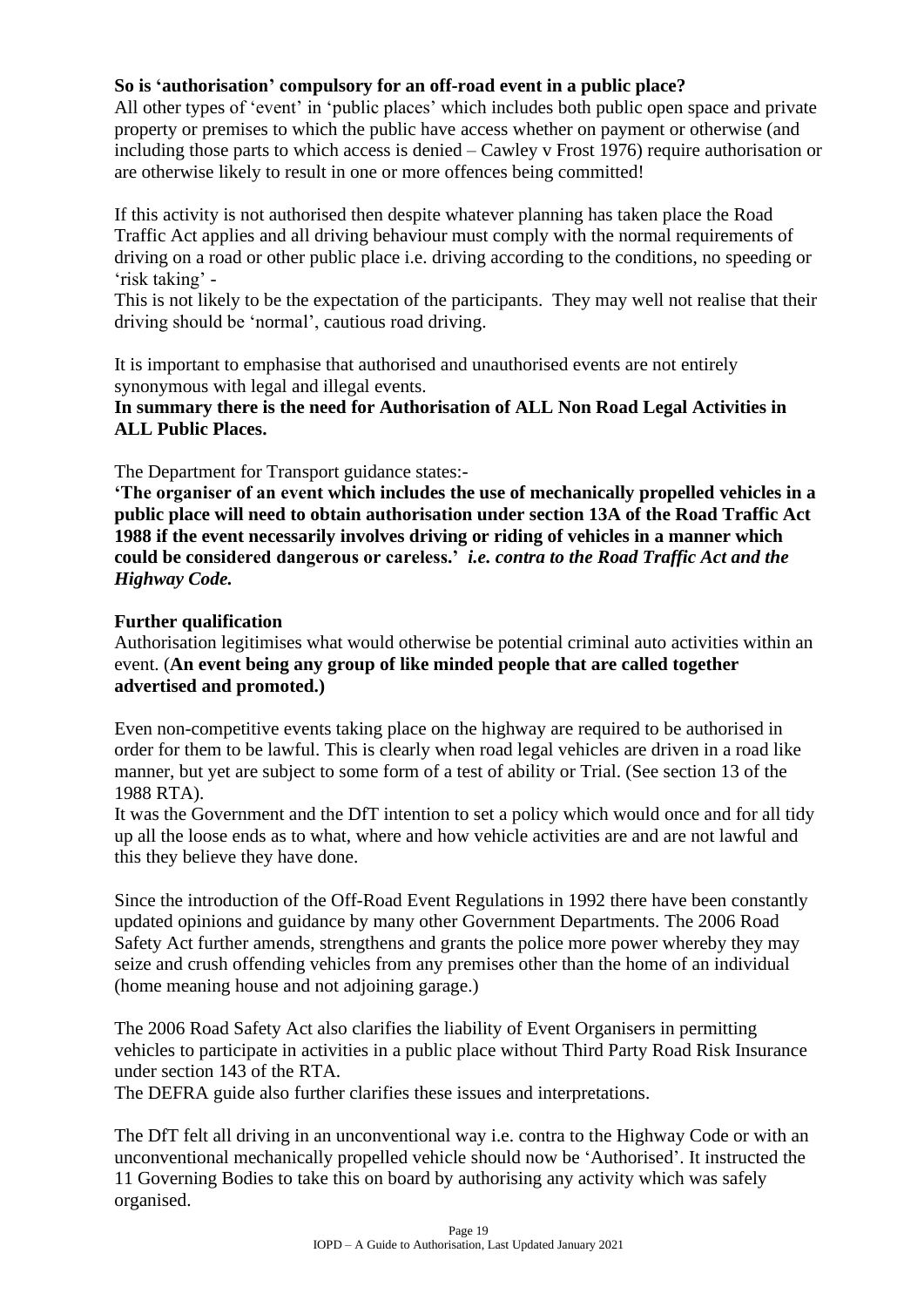**So is 'authorisation' compulsory for an off-road event in a public place?**

All other types of 'event' in 'public places' which includes both public open space and private property or premises to which the public have access whether on payment or otherwise (and including those parts to which access is denied – Cawley v Frost 1976) require authorisation or are otherwise likely to result in one or more offences being committed!

If this activity is not authorised then despite whatever planning has taken place the Road Traffic Act applies and all driving behaviour must comply with the normal requirements of driving on a road or other public place i.e. driving according to the conditions, no speeding or 'risk taking' -

This is not likely to be the expectation of the participants. They may well not realise that their driving should be 'normal', cautious road driving.

It is important to emphasise that authorised and unauthorised events are not entirely synonymous with legal and illegal events.

**In summary there is the need for Authorisation of ALL Non Road Legal Activities in ALL Public Places.**

The Department for Transport guidance states:-

**'The organiser of an event which includes the use of mechanically propelled vehicles in a public place will need to obtain authorisation under section 13A of the Road Traffic Act 1988 if the event necessarily involves driving or riding of vehicles in a manner which could be considered dangerous or careless.'** ***i.e. contra to the Road Traffic Act and the Highway Code.***

**Further qualification**

Authorisation legitimises what would otherwise be potential criminal auto activities within an event. (**An event being any group of like minded people that are called together advertised and promoted.)**

Even non-competitive events taking place on the highway are required to be authorised in order for them to be lawful. This is clearly when road legal vehicles are driven in a road like manner, but yet are subject to some form of a test of ability or Trial. (See section 13 of the 1988 RTA).

It was the Government and the DfT intention to set a policy which would once and for all tidy up all the loose ends as to what, where and how vehicle activities are and are not lawful and this they believe they have done.

Since the introduction of the Off-Road Event Regulations in 1992 there have been constantly updated opinions and guidance by many other Government Departments. The 2006 Road Safety Act further amends, strengthens and grants the police more power whereby they may seize and crush offending vehicles from any premises other than the home of an individual (home meaning house and not adjoining garage.)

The 2006 Road Safety Act also clarifies the liability of Event Organisers in permitting vehicles to participate in activities in a public place without Third Party Road Risk Insurance under section 143 of the RTA.

The DEFRA guide also further clarifies these issues and interpretations.

The DfT felt all driving in an unconventional way i.e. contra to the Highway Code or with an unconventional mechanically propelled vehicle should now be 'Authorised'. It instructed the 11 Governing Bodies to take this on board by authorising any activity which was safely organised.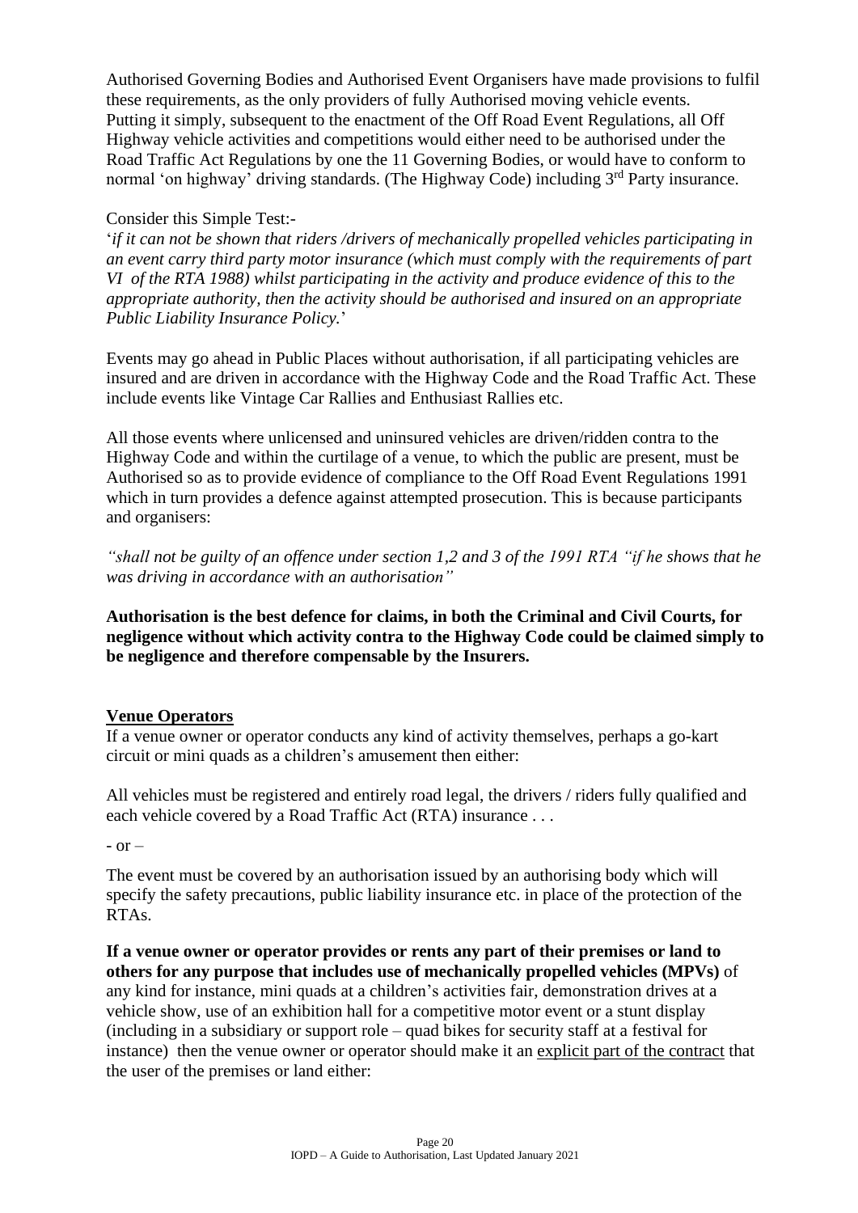Authorised Governing Bodies and Authorised Event Organisers have made provisions to fulfil these requirements, as the only providers of fully Authorised moving vehicle events. Putting it simply, subsequent to the enactment of the Off Road Event Regulations, all Off Highway vehicle activities and competitions would either need to be authorised under the Road Traffic Act Regulations by one the 11 Governing Bodies, or would have to conform to normal 'on highway' driving standards. (The Highway Code) including 3rd Party insurance.

Consider this Simple Test:-

'*if it can not be shown that riders /drivers of mechanically propelled vehicles participating in an event carry third party motor insurance (which must comply with the requirements of part VI of the RTA 1988) whilst participating in the activity and produce evidence of this to the appropriate authority, then the activity should be authorised and insured on an appropriate Public Liability Insurance Policy.*'

Events may go ahead in Public Places without authorisation, if all participating vehicles are insured and are driven in accordance with the Highway Code and the Road Traffic Act. These include events like Vintage Car Rallies and Enthusiast Rallies etc.

All those events where unlicensed and uninsured vehicles are driven/ridden contra to the Highway Code and within the curtilage of a venue, to which the public are present, must be Authorised so as to provide evidence of compliance to the Off Road Event Regulations 1991 which in turn provides a defence against attempted prosecution. This is because participants and organisers:

*"shall not be guilty of an offence under section 1,2 and 3 of the 1991 RTA "if he shows that he was driving in accordance with an authorisation"*

**Authorisation is the best defence for claims, in both the Criminal and Civil Courts, for negligence without which activity contra to the Highway Code could be claimed simply to be negligence and therefore compensable by the Insurers.**

## Venue Operators

If a venue owner or operator conducts any kind of activity themselves, perhaps a go-kart circuit or mini quads as a children's amusement then either:

All vehicles must be registered and entirely road legal, the drivers / riders fully qualified and each vehicle covered by a Road Traffic Act (RTA) insurance . . .

- or –

The event must be covered by an authorisation issued by an authorising body which will specify the safety precautions, public liability insurance etc. in place of the protection of the RTAs.

**If a venue owner or operator provides or rents any part of their premises or land to others for any purpose that includes use of mechanically propelled vehicles (MPVs)** of any kind for instance, mini quads at a children's activities fair, demonstration drives at a vehicle show, use of an exhibition hall for a competitive motor event or a stunt display (including in a subsidiary or support role – quad bikes for security staff at a festival for instance) then the venue owner or operator should make it an <u>explicit part of the contract</u> that the user of the premises or land either: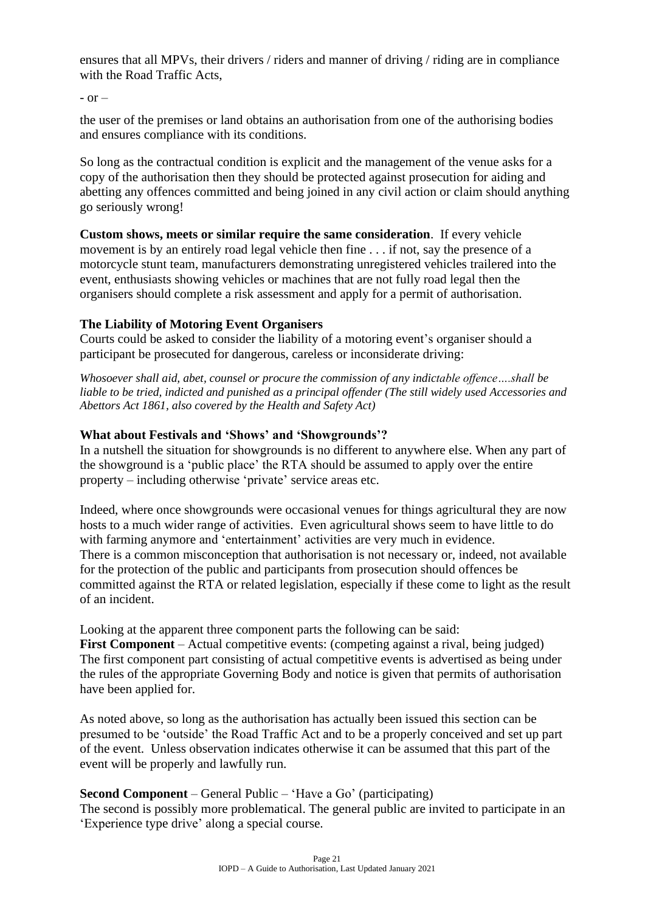ensures that all MPVs, their drivers / riders and manner of driving / riding are in compliance with the Road Traffic Acts,

- or –

the user of the premises or land obtains an authorisation from one of the authorising bodies and ensures compliance with its conditions.

So long as the contractual condition is explicit and the management of the venue asks for a copy of the authorisation then they should be protected against prosecution for aiding and abetting any offences committed and being joined in any civil action or claim should anything go seriously wrong!

**Custom shows, meets or similar require the same consideration**. If every vehicle movement is by an entirely road legal vehicle then fine . . . if not, say the presence of a motorcycle stunt team, manufacturers demonstrating unregistered vehicles trailered into the event, enthusiasts showing vehicles or machines that are not fully road legal then the organisers should complete a risk assessment and apply for a permit of authorisation.

**The Liability of Motoring Event Organisers**

Courts could be asked to consider the liability of a motoring event's organiser should a participant be prosecuted for dangerous, careless or inconsiderate driving:

*Whosoever shall aid, abet, counsel or procure the commission of any indictable offence….shall be liable to be tried, indicted and punished as a principal offender (The still widely used Accessories and Abettors Act 1861, also covered by the Health and Safety Act)*

**What about Festivals and 'Shows' and 'Showgrounds'?**

In a nutshell the situation for showgrounds is no different to anywhere else. When any part of the showground is a 'public place' the RTA should be assumed to apply over the entire property – including otherwise 'private' service areas etc.

Indeed, where once showgrounds were occasional venues for things agricultural they are now hosts to a much wider range of activities. Even agricultural shows seem to have little to do with farming anymore and 'entertainment' activities are very much in evidence.
There is a common misconception that authorisation is not necessary or, indeed, not available for the protection of the public and participants from prosecution should offences be committed against the RTA or related legislation, especially if these come to light as the result of an incident.

Looking at the apparent three component parts the following can be said:
**First Component** – Actual competitive events: (competing against a rival, being judged)
The first component part consisting of actual competitive events is advertised as being under the rules of the appropriate Governing Body and notice is given that permits of authorisation have been applied for.

As noted above, so long as the authorisation has actually been issued this section can be presumed to be 'outside' the Road Traffic Act and to be a properly conceived and set up part of the event. Unless observation indicates otherwise it can be assumed that this part of the event will be properly and lawfully run.

**Second Component** – General Public – 'Have a Go' (participating)
The second is possibly more problematical. The general public are invited to participate in an 'Experience type drive' along a special course.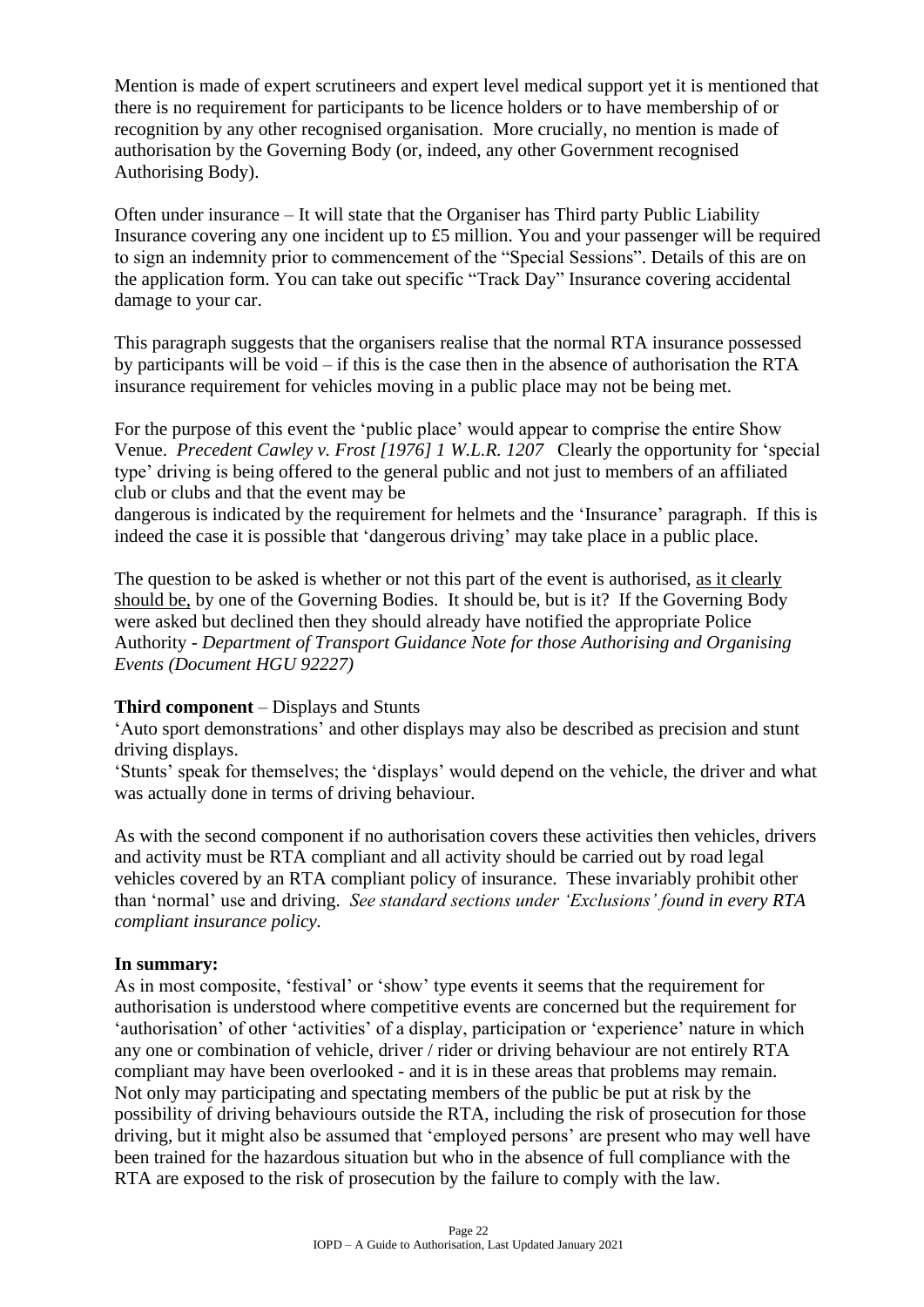Mention is made of expert scrutineers and expert level medical support yet it is mentioned that there is no requirement for participants to be licence holders or to have membership of or recognition by any other recognised organisation. More crucially, no mention is made of authorisation by the Governing Body (or, indeed, any other Government recognised Authorising Body).

Often under insurance – It will state that the Organiser has Third party Public Liability Insurance covering any one incident up to £5 million. You and your passenger will be required to sign an indemnity prior to commencement of the "Special Sessions". Details of this are on the application form. You can take out specific "Track Day" Insurance covering accidental damage to your car.

This paragraph suggests that the organisers realise that the normal RTA insurance possessed by participants will be void – if this is the case then in the absence of authorisation the RTA insurance requirement for vehicles moving in a public place may not be being met.

For the purpose of this event the 'public place' would appear to comprise the entire Show Venue. *Precedent Cawley v. Frost [1976] 1 W.L.R. 1207* Clearly the opportunity for 'special type' driving is being offered to the general public and not just to members of an affiliated club or clubs and that the event may be dangerous is indicated by the requirement for helmets and the 'Insurance' paragraph. If this is indeed the case it is possible that 'dangerous driving' may take place in a public place.

The question to be asked is whether or not this part of the event is authorised, <u>as it clearly should be,</u> by one of the Governing Bodies. It should be, but is it? If the Governing Body were asked but declined then they should already have notified the appropriate Police Authority - *Department of Transport Guidance Note for those Authorising and Organising Events (Document HGU 92227)*

**Third component** – Displays and Stunts
'Auto sport demonstrations' and other displays may also be described as precision and stunt driving displays.
'Stunts' speak for themselves; the 'displays' would depend on the vehicle, the driver and what was actually done in terms of driving behaviour.

As with the second component if no authorisation covers these activities then vehicles, drivers and activity must be RTA compliant and all activity should be carried out by road legal vehicles covered by an RTA compliant policy of insurance. These invariably prohibit other than 'normal' use and driving. *See standard sections under 'Exclusions' found in every RTA compliant insurance policy.*

**In summary:**
As in most composite, 'festival' or 'show' type events it seems that the requirement for authorisation is understood where competitive events are concerned but the requirement for 'authorisation' of other 'activities' of a display, participation or 'experience' nature in which any one or combination of vehicle, driver / rider or driving behaviour are not entirely RTA compliant may have been overlooked - and it is in these areas that problems may remain. Not only may participating and spectating members of the public be put at risk by the possibility of driving behaviours outside the RTA, including the risk of prosecution for those driving, but it might also be assumed that 'employed persons' are present who may well have been trained for the hazardous situation but who in the absence of full compliance with the RTA are exposed to the risk of prosecution by the failure to comply with the law.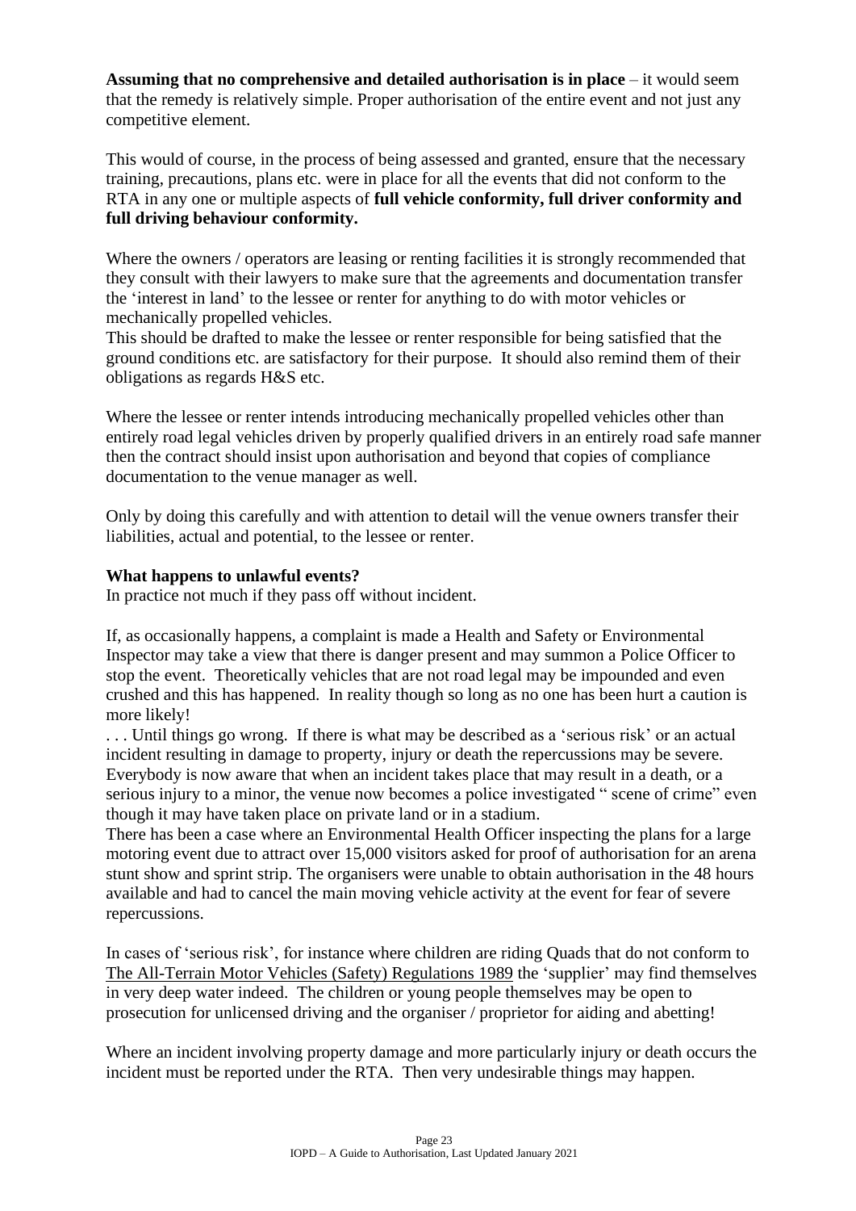**Assuming that no comprehensive and detailed authorisation is in place** – it would seem that the remedy is relatively simple. Proper authorisation of the entire event and not just any competitive element.

This would of course, in the process of being assessed and granted, ensure that the necessary training, precautions, plans etc. were in place for all the events that did not conform to the RTA in any one or multiple aspects of **full vehicle conformity, full driver conformity and full driving behaviour conformity.**

Where the owners / operators are leasing or renting facilities it is strongly recommended that they consult with their lawyers to make sure that the agreements and documentation transfer the 'interest in land' to the lessee or renter for anything to do with motor vehicles or mechanically propelled vehicles.
This should be drafted to make the lessee or renter responsible for being satisfied that the ground conditions etc. are satisfactory for their purpose. It should also remind them of their obligations as regards H&S etc.

Where the lessee or renter intends introducing mechanically propelled vehicles other than entirely road legal vehicles driven by properly qualified drivers in an entirely road safe manner then the contract should insist upon authorisation and beyond that copies of compliance documentation to the venue manager as well.

Only by doing this carefully and with attention to detail will the venue owners transfer their liabilities, actual and potential, to the lessee or renter.

**What happens to unlawful events?**
In practice not much if they pass off without incident.

If, as occasionally happens, a complaint is made a Health and Safety or Environmental Inspector may take a view that there is danger present and may summon a Police Officer to stop the event. Theoretically vehicles that are not road legal may be impounded and even crushed and this has happened. In reality though so long as no one has been hurt a caution is more likely!
. . . Until things go wrong. If there is what may be described as a 'serious risk' or an actual incident resulting in damage to property, injury or death the repercussions may be severe. Everybody is now aware that when an incident takes place that may result in a death, or a serious injury to a minor, the venue now becomes a police investigated " scene of crime" even though it may have taken place on private land or in a stadium.
There has been a case where an Environmental Health Officer inspecting the plans for a large motoring event due to attract over 15,000 visitors asked for proof of authorisation for an arena stunt show and sprint strip. The organisers were unable to obtain authorisation in the 48 hours available and had to cancel the main moving vehicle activity at the event for fear of severe repercussions.

In cases of 'serious risk', for instance where children are riding Quads that do not conform to The All-Terrain Motor Vehicles (Safety) Regulations 1989 the 'supplier' may find themselves in very deep water indeed. The children or young people themselves may be open to prosecution for unlicensed driving and the organiser / proprietor for aiding and abetting!

Where an incident involving property damage and more particularly injury or death occurs the incident must be reported under the RTA. Then very undesirable things may happen.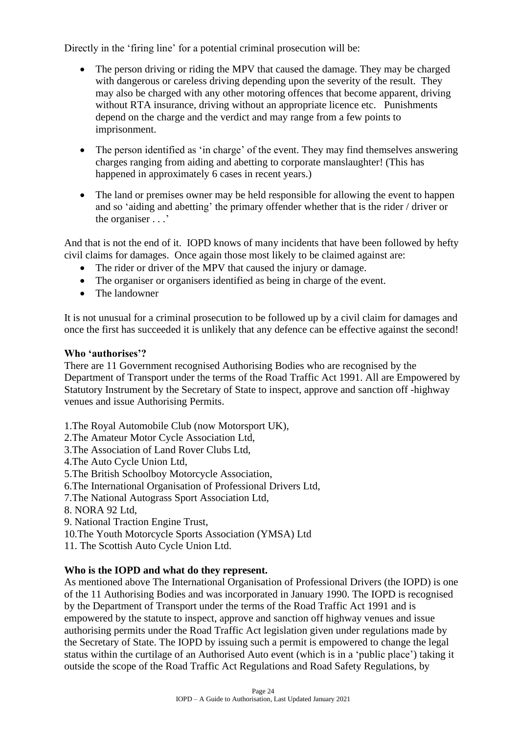Directly in the 'firing line' for a potential criminal prosecution will be:

- The person driving or riding the MPV that caused the damage. They may be charged with dangerous or careless driving depending upon the severity of the result. They may also be charged with any other motoring offences that become apparent, driving without RTA insurance, driving without an appropriate licence etc. Punishments depend on the charge and the verdict and may range from a few points to imprisonment.

- The person identified as 'in charge' of the event. They may find themselves answering charges ranging from aiding and abetting to corporate manslaughter! (This has happened in approximately 6 cases in recent years.)

- The land or premises owner may be held responsible for allowing the event to happen and so 'aiding and abetting' the primary offender whether that is the rider / driver or the organiser . . .'

And that is not the end of it. IOPD knows of many incidents that have been followed by hefty civil claims for damages. Once again those most likely to be claimed against are:

- The rider or driver of the MPV that caused the injury or damage.
- The organiser or organisers identified as being in charge of the event.
- The landowner

It is not unusual for a criminal prosecution to be followed up by a civil claim for damages and once the first has succeeded it is unlikely that any defence can be effective against the second!

**Who 'authorises'?**

There are 11 Government recognised Authorising Bodies who are recognised by the Department of Transport under the terms of the Road Traffic Act 1991. All are Empowered by Statutory Instrument by the Secretary of State to inspect, approve and sanction off -highway venues and issue Authorising Permits.

1. The Royal Automobile Club (now Motorsport UK),
2. The Amateur Motor Cycle Association Ltd,
3. The Association of Land Rover Clubs Ltd,
4. The Auto Cycle Union Ltd,
5. The British Schoolboy Motorcycle Association,
6. The International Organisation of Professional Drivers Ltd,
7. The National Autograss Sport Association Ltd,
8. NORA 92 Ltd,
9. National Traction Engine Trust,
10. The Youth Motorcycle Sports Association (YMSA) Ltd
11. The Scottish Auto Cycle Union Ltd.

**Who is the IOPD and what do they represent.**

As mentioned above The International Organisation of Professional Drivers (the IOPD) is one of the 11 Authorising Bodies and was incorporated in January 1990. The IOPD is recognised by the Department of Transport under the terms of the Road Traffic Act 1991 and is empowered by the statute to inspect, approve and sanction off highway venues and issue authorising permits under the Road Traffic Act legislation given under regulations made by the Secretary of State. The IOPD by issuing such a permit is empowered to change the legal status within the curtilage of an Authorised Auto event (which is in a 'public place') taking it outside the scope of the Road Traffic Act Regulations and Road Safety Regulations, by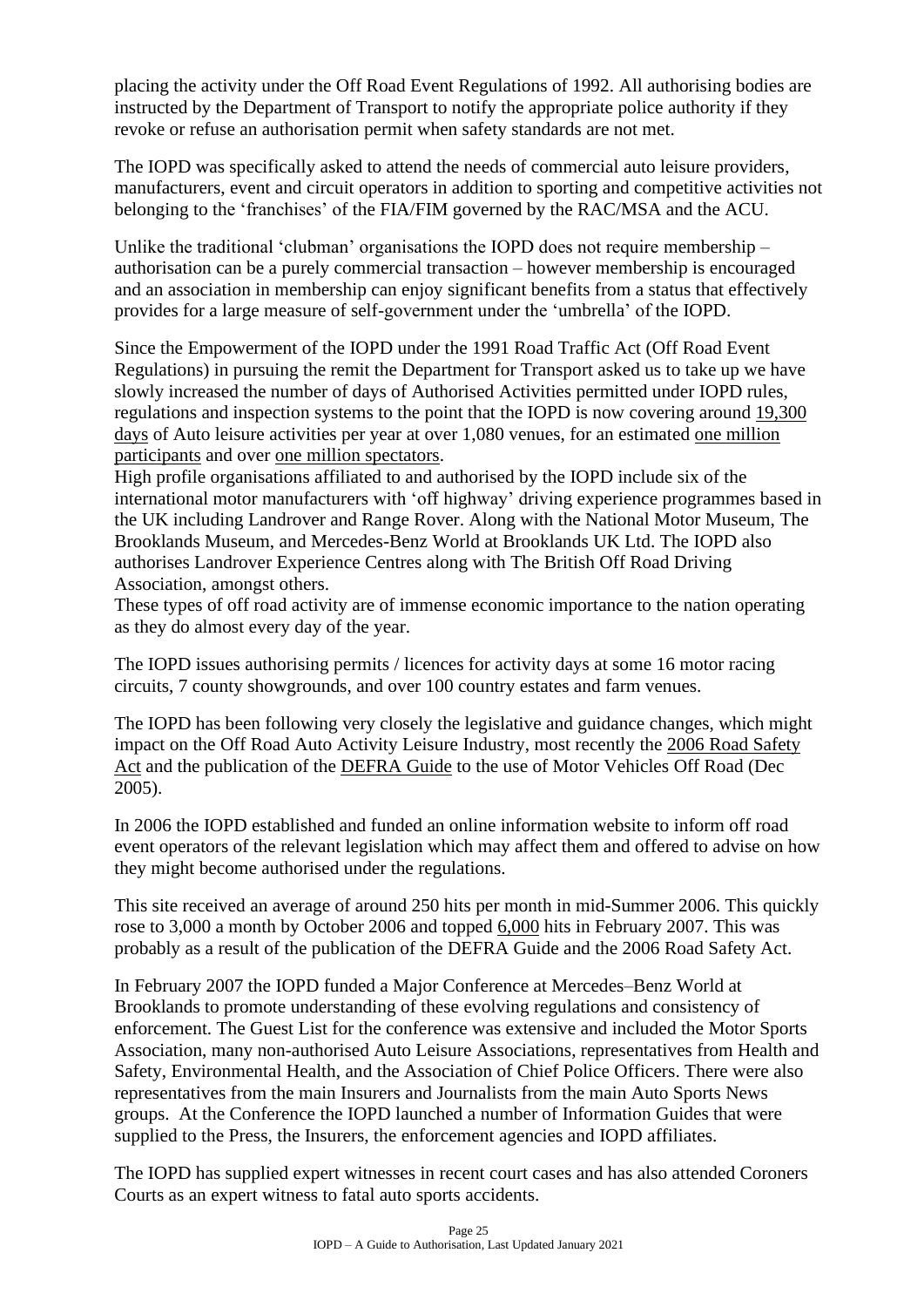placing the activity under the Off Road Event Regulations of 1992. All authorising bodies are instructed by the Department of Transport to notify the appropriate police authority if they revoke or refuse an authorisation permit when safety standards are not met.

The IOPD was specifically asked to attend the needs of commercial auto leisure providers, manufacturers, event and circuit operators in addition to sporting and competitive activities not belonging to the 'franchises' of the FIA/FIM governed by the RAC/MSA and the ACU.

Unlike the traditional 'clubman' organisations the IOPD does not require membership – authorisation can be a purely commercial transaction – however membership is encouraged and an association in membership can enjoy significant benefits from a status that effectively provides for a large measure of self-government under the 'umbrella' of the IOPD.

Since the Empowerment of the IOPD under the 1991 Road Traffic Act (Off Road Event Regulations) in pursuing the remit the Department for Transport asked us to take up we have slowly increased the number of days of Authorised Activities permitted under IOPD rules, regulations and inspection systems to the point that the IOPD is now covering around 19,300 days of Auto leisure activities per year at over 1,080 venues, for an estimated one million participants and over one million spectators.

High profile organisations affiliated to and authorised by the IOPD include six of the international motor manufacturers with 'off highway' driving experience programmes based in the UK including Landrover and Range Rover. Along with the National Motor Museum, The Brooklands Museum, and Mercedes-Benz World at Brooklands UK Ltd. The IOPD also authorises Landrover Experience Centres along with The British Off Road Driving Association, amongst others.

These types of off road activity are of immense economic importance to the nation operating as they do almost every day of the year.

The IOPD issues authorising permits / licences for activity days at some 16 motor racing circuits, 7 county showgrounds, and over 100 country estates and farm venues.

The IOPD has been following very closely the legislative and guidance changes, which might impact on the Off Road Auto Activity Leisure Industry, most recently the 2006 Road Safety Act and the publication of the DEFRA Guide to the use of Motor Vehicles Off Road (Dec 2005).

In 2006 the IOPD established and funded an online information website to inform off road event operators of the relevant legislation which may affect them and offered to advise on how they might become authorised under the regulations.

This site received an average of around 250 hits per month in mid-Summer 2006. This quickly rose to 3,000 a month by October 2006 and topped 6,000 hits in February 2007. This was probably as a result of the publication of the DEFRA Guide and the 2006 Road Safety Act.

In February 2007 the IOPD funded a Major Conference at Mercedes–Benz World at Brooklands to promote understanding of these evolving regulations and consistency of enforcement. The Guest List for the conference was extensive and included the Motor Sports Association, many non-authorised Auto Leisure Associations, representatives from Health and Safety, Environmental Health, and the Association of Chief Police Officers. There were also representatives from the main Insurers and Journalists from the main Auto Sports News groups. At the Conference the IOPD launched a number of Information Guides that were supplied to the Press, the Insurers, the enforcement agencies and IOPD affiliates.

The IOPD has supplied expert witnesses in recent court cases and has also attended Coroners Courts as an expert witness to fatal auto sports accidents.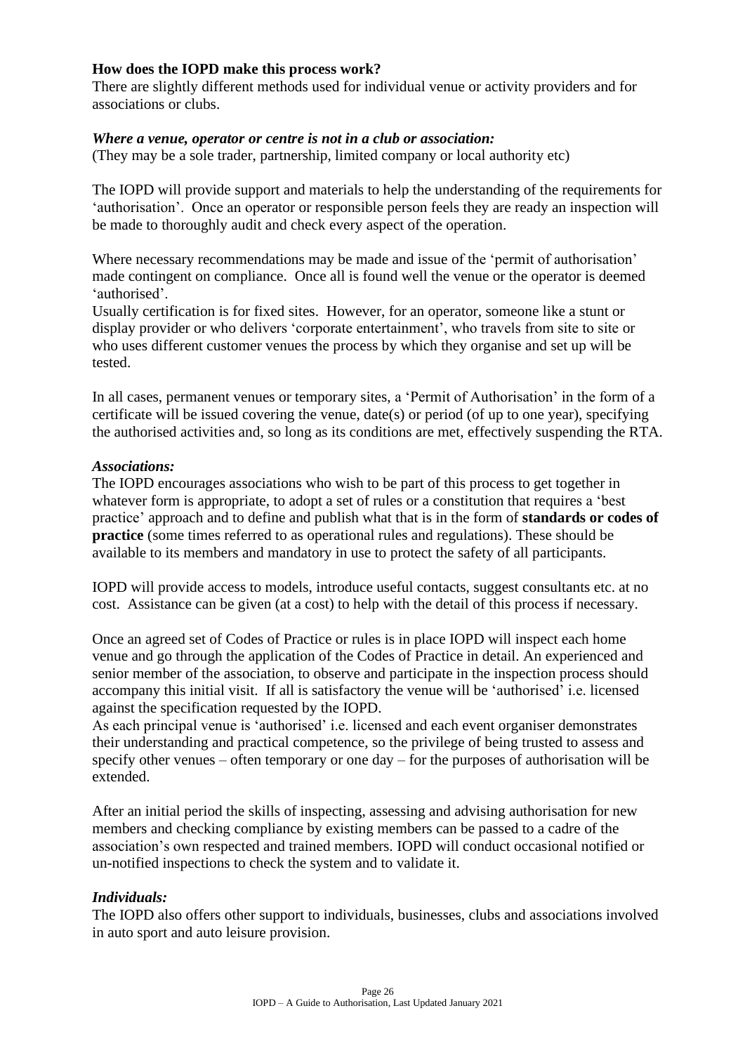**How does the IOPD make this process work?**

There are slightly different methods used for individual venue or activity providers and for associations or clubs.

***Where a venue, operator or centre is not in a club or association:***

(They may be a sole trader, partnership, limited company or local authority etc)

The IOPD will provide support and materials to help the understanding of the requirements for 'authorisation'. Once an operator or responsible person feels they are ready an inspection will be made to thoroughly audit and check every aspect of the operation.

Where necessary recommendations may be made and issue of the 'permit of authorisation' made contingent on compliance. Once all is found well the venue or the operator is deemed 'authorised'.

Usually certification is for fixed sites. However, for an operator, someone like a stunt or display provider or who delivers 'corporate entertainment', who travels from site to site or who uses different customer venues the process by which they organise and set up will be tested.

In all cases, permanent venues or temporary sites, a 'Permit of Authorisation' in the form of a certificate will be issued covering the venue, date(s) or period (of up to one year), specifying the authorised activities and, so long as its conditions are met, effectively suspending the RTA.

***Associations:***

The IOPD encourages associations who wish to be part of this process to get together in whatever form is appropriate, to adopt a set of rules or a constitution that requires a 'best practice' approach and to define and publish what that is in the form of **standards or codes of practice** (some times referred to as operational rules and regulations). These should be available to its members and mandatory in use to protect the safety of all participants.

IOPD will provide access to models, introduce useful contacts, suggest consultants etc. at no cost. Assistance can be given (at a cost) to help with the detail of this process if necessary.

Once an agreed set of Codes of Practice or rules is in place IOPD will inspect each home venue and go through the application of the Codes of Practice in detail. An experienced and senior member of the association, to observe and participate in the inspection process should accompany this initial visit. If all is satisfactory the venue will be 'authorised' i.e. licensed against the specification requested by the IOPD.

As each principal venue is 'authorised' i.e. licensed and each event organiser demonstrates their understanding and practical competence, so the privilege of being trusted to assess and specify other venues – often temporary or one day – for the purposes of authorisation will be extended.

After an initial period the skills of inspecting, assessing and advising authorisation for new members and checking compliance by existing members can be passed to a cadre of the association's own respected and trained members. IOPD will conduct occasional notified or un-notified inspections to check the system and to validate it.

***Individuals:***

The IOPD also offers other support to individuals, businesses, clubs and associations involved in auto sport and auto leisure provision.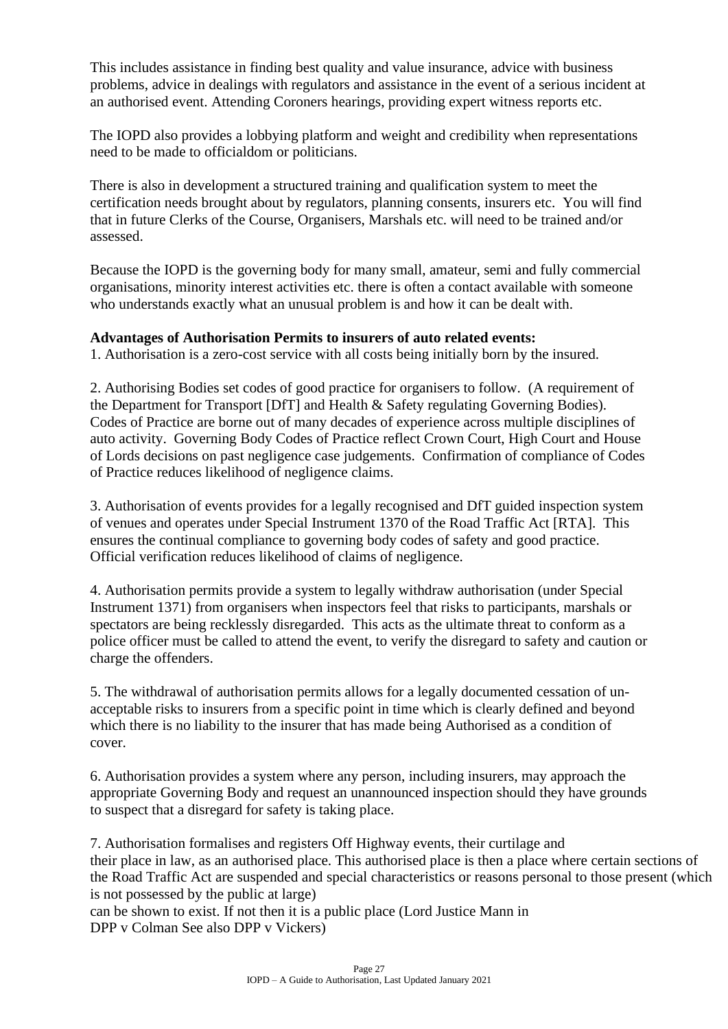This includes assistance in finding best quality and value insurance, advice with business problems, advice in dealings with regulators and assistance in the event of a serious incident at an authorised event. Attending Coroners hearings, providing expert witness reports etc.

The IOPD also provides a lobbying platform and weight and credibility when representations need to be made to officialdom or politicians.

There is also in development a structured training and qualification system to meet the certification needs brought about by regulators, planning consents, insurers etc. You will find that in future Clerks of the Course, Organisers, Marshals etc. will need to be trained and/or assessed.

Because the IOPD is the governing body for many small, amateur, semi and fully commercial organisations, minority interest activities etc. there is often a contact available with someone who understands exactly what an unusual problem is and how it can be dealt with.

**Advantages of Authorisation Permits to insurers of auto related events:**

1. Authorisation is a zero-cost service with all costs being initially born by the insured.

2. Authorising Bodies set codes of good practice for organisers to follow. (A requirement of the Department for Transport [DfT] and Health & Safety regulating Governing Bodies). Codes of Practice are borne out of many decades of experience across multiple disciplines of auto activity. Governing Body Codes of Practice reflect Crown Court, High Court and House of Lords decisions on past negligence case judgements. Confirmation of compliance of Codes of Practice reduces likelihood of negligence claims.

3. Authorisation of events provides for a legally recognised and DfT guided inspection system of venues and operates under Special Instrument 1370 of the Road Traffic Act [RTA]. This ensures the continual compliance to governing body codes of safety and good practice. Official verification reduces likelihood of claims of negligence.

4. Authorisation permits provide a system to legally withdraw authorisation (under Special Instrument 1371) from organisers when inspectors feel that risks to participants, marshals or spectators are being recklessly disregarded. This acts as the ultimate threat to conform as a police officer must be called to attend the event, to verify the disregard to safety and caution or charge the offenders.

5. The withdrawal of authorisation permits allows for a legally documented cessation of un-acceptable risks to insurers from a specific point in time which is clearly defined and beyond which there is no liability to the insurer that has made being Authorised as a condition of cover.

6. Authorisation provides a system where any person, including insurers, may approach the appropriate Governing Body and request an unannounced inspection should they have grounds to suspect that a disregard for safety is taking place.

7. Authorisation formalises and registers Off Highway events, their curtilage and their place in law, as an authorised place. This authorised place is then a place where certain sections of the Road Traffic Act are suspended and special characteristics or reasons personal to those present (which is not possessed by the public at large) can be shown to exist. If not then it is a public place (Lord Justice Mann in DPP v Colman See also DPP v Vickers)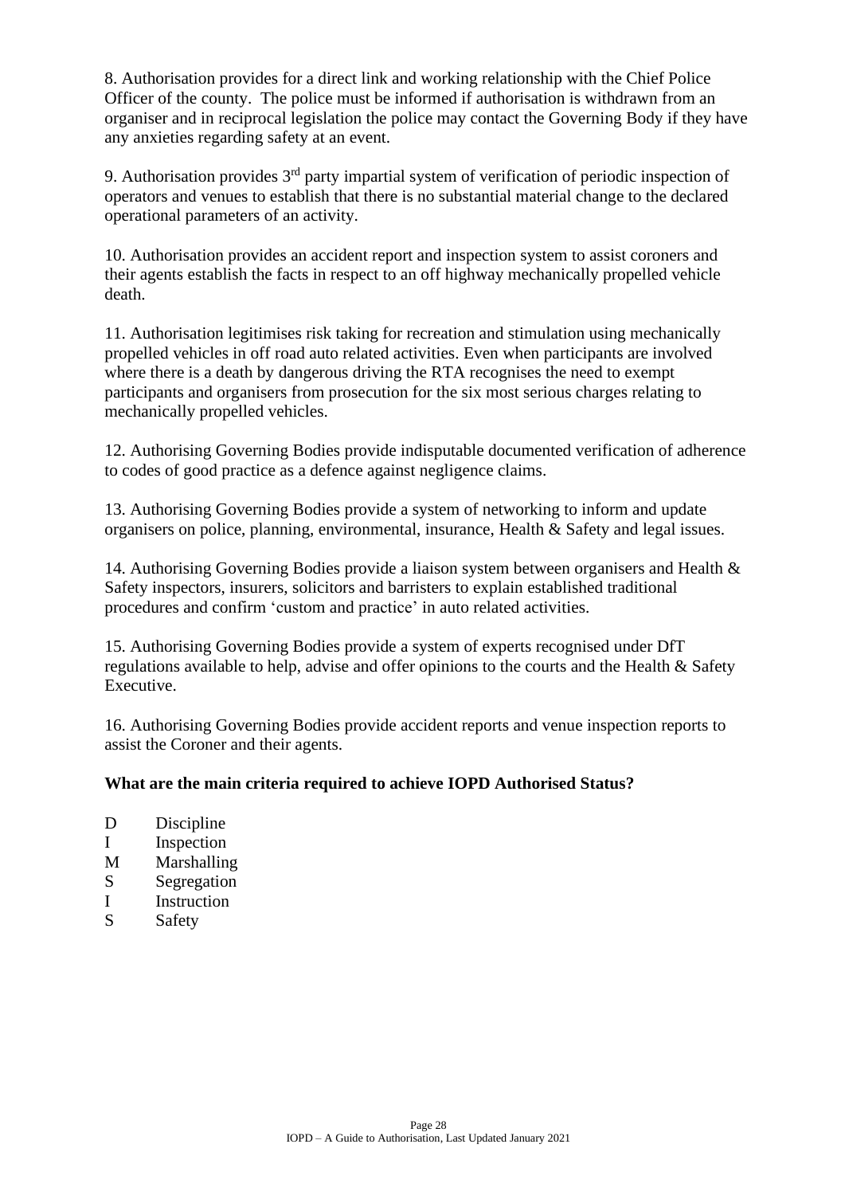8. Authorisation provides for a direct link and working relationship with the Chief Police Officer of the county. The police must be informed if authorisation is withdrawn from an organiser and in reciprocal legislation the police may contact the Governing Body if they have any anxieties regarding safety at an event.

9. Authorisation provides 3rd party impartial system of verification of periodic inspection of operators and venues to establish that there is no substantial material change to the declared operational parameters of an activity.

10. Authorisation provides an accident report and inspection system to assist coroners and their agents establish the facts in respect to an off highway mechanically propelled vehicle death.

11. Authorisation legitimises risk taking for recreation and stimulation using mechanically propelled vehicles in off road auto related activities. Even when participants are involved where there is a death by dangerous driving the RTA recognises the need to exempt participants and organisers from prosecution for the six most serious charges relating to mechanically propelled vehicles.

12. Authorising Governing Bodies provide indisputable documented verification of adherence to codes of good practice as a defence against negligence claims.

13. Authorising Governing Bodies provide a system of networking to inform and update organisers on police, planning, environmental, insurance, Health & Safety and legal issues.

14. Authorising Governing Bodies provide a liaison system between organisers and Health & Safety inspectors, insurers, solicitors and barristers to explain established traditional procedures and confirm 'custom and practice' in auto related activities.

15. Authorising Governing Bodies provide a system of experts recognised under DfT regulations available to help, advise and offer opinions to the courts and the Health & Safety Executive.

16. Authorising Governing Bodies provide accident reports and venue inspection reports to assist the Coroner and their agents.

**What are the main criteria required to achieve IOPD Authorised Status?**

D Discipline
I Inspection
M Marshalling
S Segregation
I Instruction
S Safety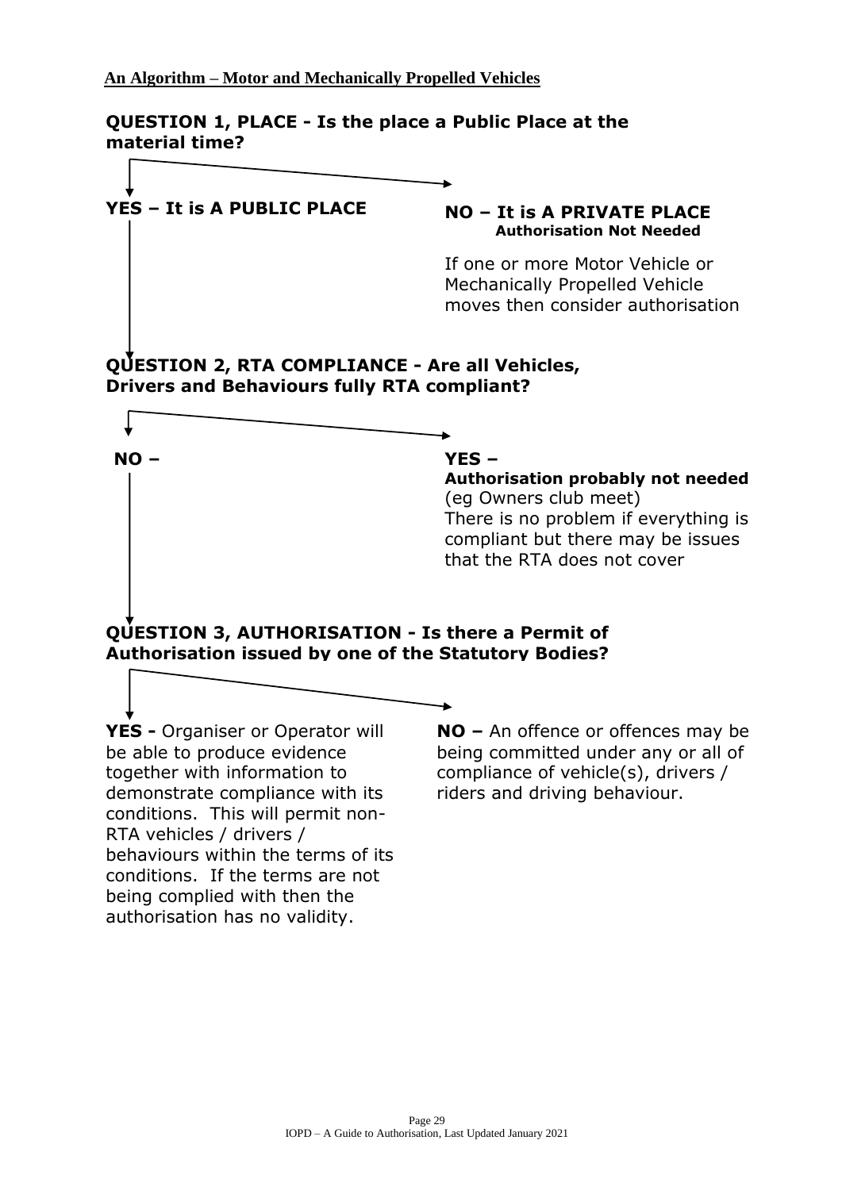**An Algorithm – Motor and Mechanically Propelled Vehicles**

**QUESTION 1, PLACE - Is the place a Public Place at the material time?**

**YES – It is A PUBLIC PLACE**

**NO – It is A PRIVATE PLACE**
**Authorisation Not Needed**

If one or more Motor Vehicle or Mechanically Propelled Vehicle moves then consider authorisation

**QUESTION 2, RTA COMPLIANCE - Are all Vehicles, Drivers and Behaviours fully RTA compliant?**

**NO –**

**YES –**
**Authorisation probably not needed**
(eg Owners club meet)
There is no problem if everything is compliant but there may be issues that the RTA does not cover

**QUESTION 3, AUTHORISATION - Is there a Permit of Authorisation issued by one of the Statutory Bodies?**

**YES -** Organiser or Operator will be able to produce evidence together with information to demonstrate compliance with its conditions. This will permit non-RTA vehicles / drivers / behaviours within the terms of its conditions. If the terms are not being complied with then the authorisation has no validity.

**NO –** An offence or offences may be being committed under any or all of compliance of vehicle(s), drivers / riders and driving behaviour.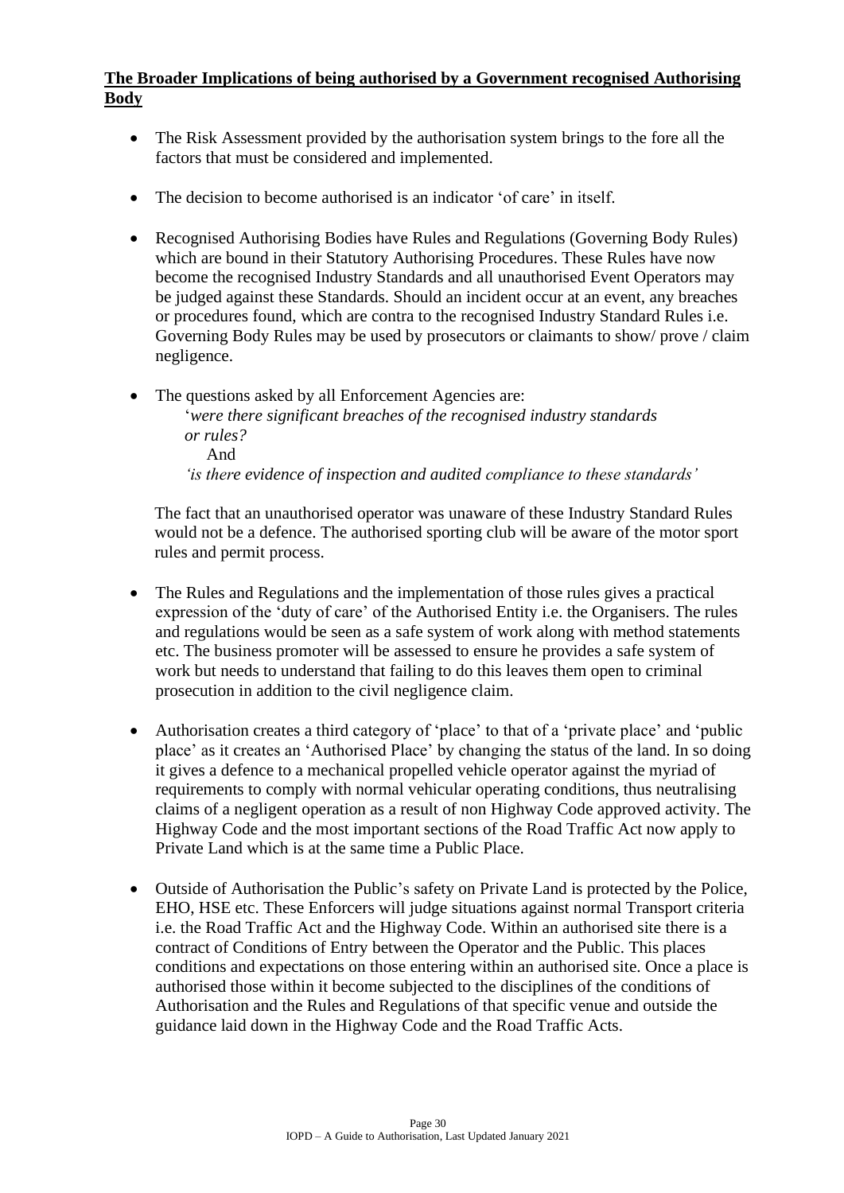## **The Broader Implications of being authorised by a Government recognised Authorising Body**

- The Risk Assessment provided by the authorisation system brings to the fore all the factors that must be considered and implemented.

- The decision to become authorised is an indicator 'of care' in itself.

- Recognised Authorising Bodies have Rules and Regulations (Governing Body Rules) which are bound in their Statutory Authorising Procedures. These Rules have now become the recognised Industry Standards and all unauthorised Event Operators may be judged against these Standards. Should an incident occur at an event, any breaches or procedures found, which are contra to the recognised Industry Standard Rules i.e. Governing Body Rules may be used by prosecutors or claimants to show/ prove / claim negligence.

- The questions asked by all Enforcement Agencies are:

  '*were there significant breaches of the recognised industry standards or rules?*

  And

  *'is there evidence of inspection and audited compliance to these standards'*

  The fact that an unauthorised operator was unaware of these Industry Standard Rules would not be a defence. The authorised sporting club will be aware of the motor sport rules and permit process.

- The Rules and Regulations and the implementation of those rules gives a practical expression of the 'duty of care' of the Authorised Entity i.e. the Organisers. The rules and regulations would be seen as a safe system of work along with method statements etc. The business promoter will be assessed to ensure he provides a safe system of work but needs to understand that failing to do this leaves them open to criminal prosecution in addition to the civil negligence claim.

- Authorisation creates a third category of 'place' to that of a 'private place' and 'public place' as it creates an 'Authorised Place' by changing the status of the land. In so doing it gives a defence to a mechanical propelled vehicle operator against the myriad of requirements to comply with normal vehicular operating conditions, thus neutralising claims of a negligent operation as a result of non Highway Code approved activity. The Highway Code and the most important sections of the Road Traffic Act now apply to Private Land which is at the same time a Public Place.

- Outside of Authorisation the Public's safety on Private Land is protected by the Police, EHO, HSE etc. These Enforcers will judge situations against normal Transport criteria i.e. the Road Traffic Act and the Highway Code. Within an authorised site there is a contract of Conditions of Entry between the Operator and the Public. This places conditions and expectations on those entering within an authorised site. Once a place is authorised those within it become subjected to the disciplines of the conditions of Authorisation and the Rules and Regulations of that specific venue and outside the guidance laid down in the Highway Code and the Road Traffic Acts.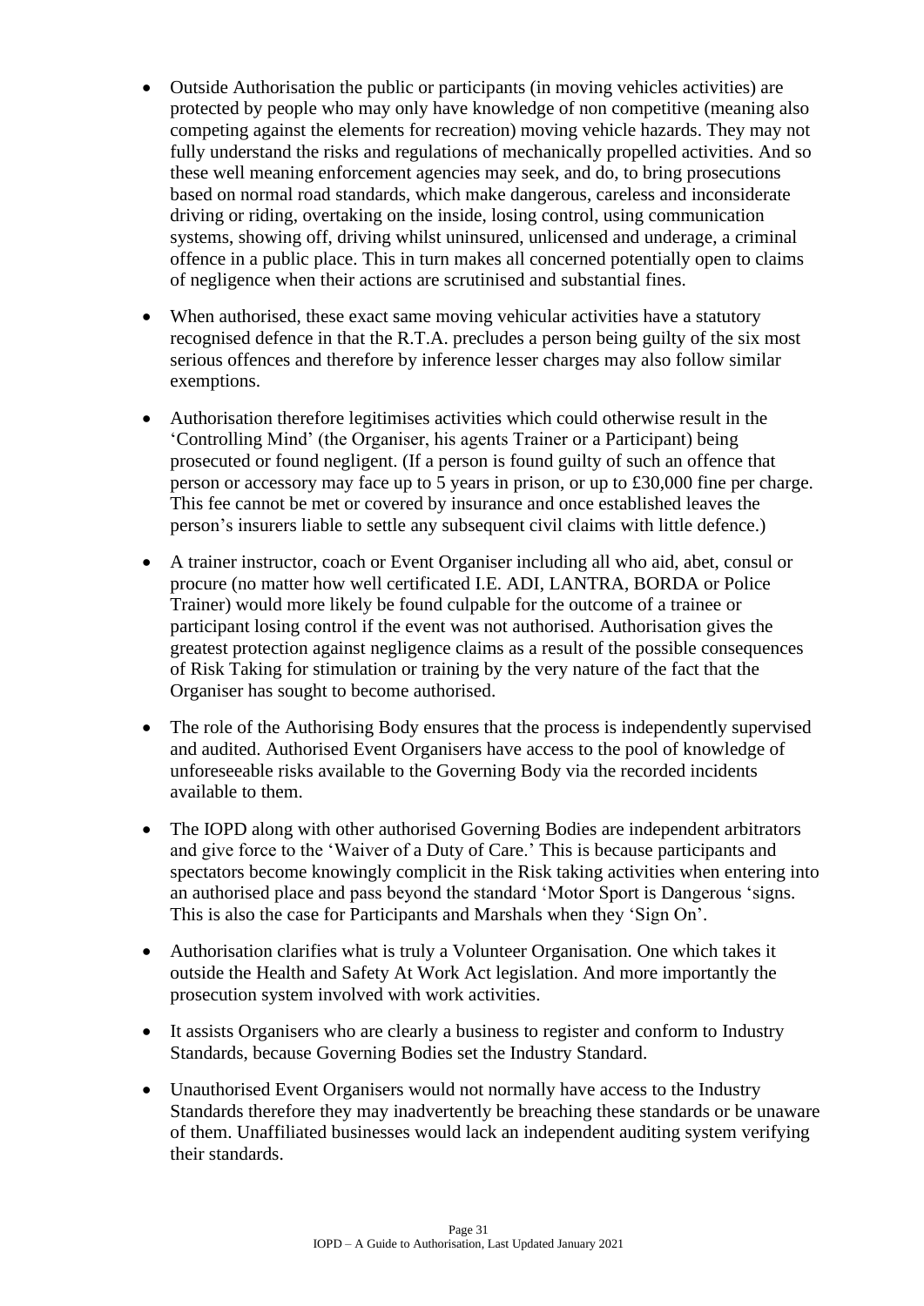- Outside Authorisation the public or participants (in moving vehicles activities) are protected by people who may only have knowledge of non competitive (meaning also competing against the elements for recreation) moving vehicle hazards. They may not fully understand the risks and regulations of mechanically propelled activities. And so these well meaning enforcement agencies may seek, and do, to bring prosecutions based on normal road standards, which make dangerous, careless and inconsiderate driving or riding, overtaking on the inside, losing control, using communication systems, showing off, driving whilst uninsured, unlicensed and underage, a criminal offence in a public place. This in turn makes all concerned potentially open to claims of negligence when their actions are scrutinised and substantial fines.

- When authorised, these exact same moving vehicular activities have a statutory recognised defence in that the R.T.A. precludes a person being guilty of the six most serious offences and therefore by inference lesser charges may also follow similar exemptions.

- Authorisation therefore legitimises activities which could otherwise result in the 'Controlling Mind' (the Organiser, his agents Trainer or a Participant) being prosecuted or found negligent. (If a person is found guilty of such an offence that person or accessory may face up to 5 years in prison, or up to £30,000 fine per charge. This fee cannot be met or covered by insurance and once established leaves the person's insurers liable to settle any subsequent civil claims with little defence.)

- A trainer instructor, coach or Event Organiser including all who aid, abet, consul or procure (no matter how well certificated I.E. ADI, LANTRA, BORDA or Police Trainer) would more likely be found culpable for the outcome of a trainee or participant losing control if the event was not authorised. Authorisation gives the greatest protection against negligence claims as a result of the possible consequences of Risk Taking for stimulation or training by the very nature of the fact that the Organiser has sought to become authorised.

- The role of the Authorising Body ensures that the process is independently supervised and audited. Authorised Event Organisers have access to the pool of knowledge of unforeseeable risks available to the Governing Body via the recorded incidents available to them.

- The IOPD along with other authorised Governing Bodies are independent arbitrators and give force to the 'Waiver of a Duty of Care.' This is because participants and spectators become knowingly complicit in the Risk taking activities when entering into an authorised place and pass beyond the standard 'Motor Sport is Dangerous 'signs. This is also the case for Participants and Marshals when they 'Sign On'.

- Authorisation clarifies what is truly a Volunteer Organisation. One which takes it outside the Health and Safety At Work Act legislation. And more importantly the prosecution system involved with work activities.

- It assists Organisers who are clearly a business to register and conform to Industry Standards, because Governing Bodies set the Industry Standard.

- Unauthorised Event Organisers would not normally have access to the Industry Standards therefore they may inadvertently be breaching these standards or be unaware of them. Unaffiliated businesses would lack an independent auditing system verifying their standards.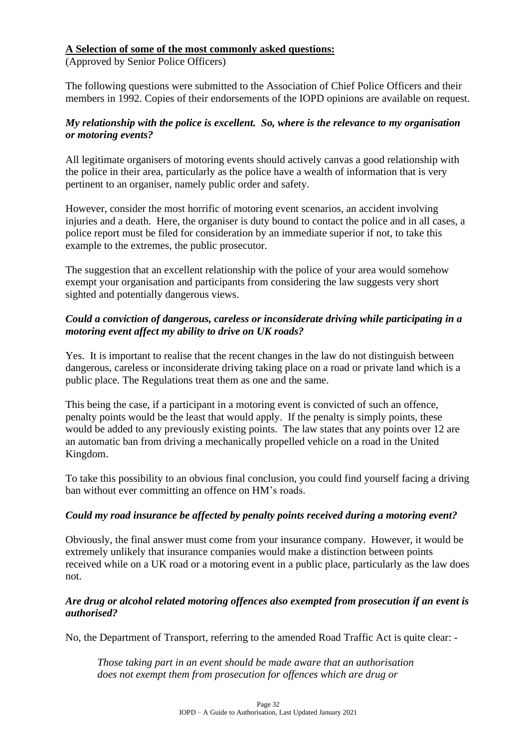**A Selection of some of the most commonly asked questions:**

(Approved by Senior Police Officers)

The following questions were submitted to the Association of Chief Police Officers and their members in 1992. Copies of their endorsements of the IOPD opinions are available on request.

***My relationship with the police is excellent. So, where is the relevance to my organisation or motoring events?***

All legitimate organisers of motoring events should actively canvas a good relationship with the police in their area, particularly as the police have a wealth of information that is very pertinent to an organiser, namely public order and safety.

However, consider the most horrific of motoring event scenarios, an accident involving injuries and a death. Here, the organiser is duty bound to contact the police and in all cases, a police report must be filed for consideration by an immediate superior if not, to take this example to the extremes, the public prosecutor.

The suggestion that an excellent relationship with the police of your area would somehow exempt your organisation and participants from considering the law suggests very short sighted and potentially dangerous views.

***Could a conviction of dangerous, careless or inconsiderate driving while participating in a motoring event affect my ability to drive on UK roads?***

Yes. It is important to realise that the recent changes in the law do not distinguish between dangerous, careless or inconsiderate driving taking place on a road or private land which is a public place. The Regulations treat them as one and the same.

This being the case, if a participant in a motoring event is convicted of such an offence, penalty points would be the least that would apply. If the penalty is simply points, these would be added to any previously existing points. The law states that any points over 12 are an automatic ban from driving a mechanically propelled vehicle on a road in the United Kingdom.

To take this possibility to an obvious final conclusion, you could find yourself facing a driving ban without ever committing an offence on HM's roads.

***Could my road insurance be affected by penalty points received during a motoring event?***

Obviously, the final answer must come from your insurance company. However, it would be extremely unlikely that insurance companies would make a distinction between points received while on a UK road or a motoring event in a public place, particularly as the law does not.

***Are drug or alcohol related motoring offences also exempted from prosecution if an event is authorised?***

No, the Department of Transport, referring to the amended Road Traffic Act is quite clear: -

> *Those taking part in an event should be made aware that an authorisation does not exempt them from prosecution for offences which are drug or*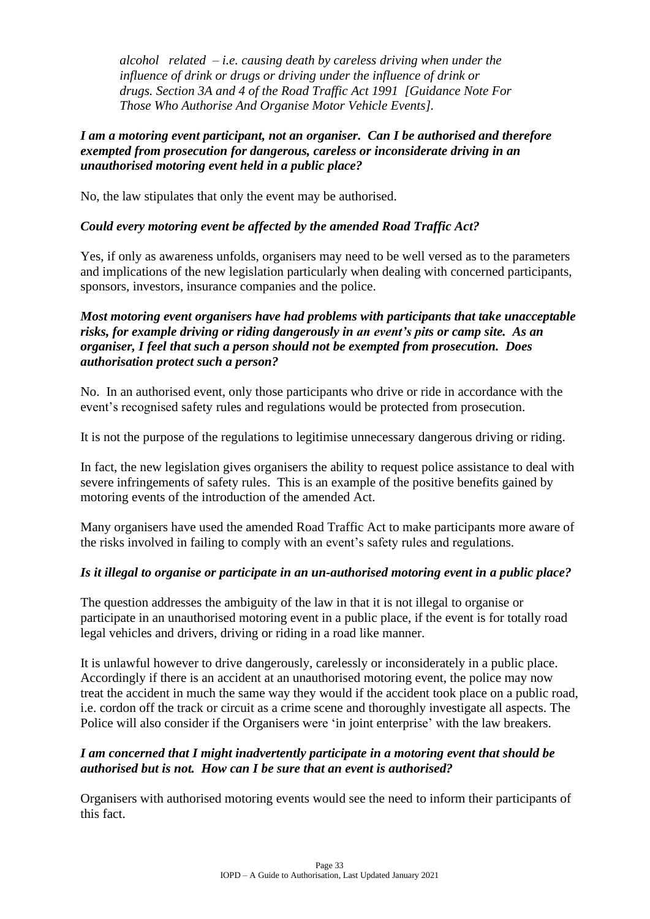*alcohol related – i.e. causing death by careless driving when under the influence of drink or drugs or driving under the influence of drink or drugs. Section 3A and 4 of the Road Traffic Act 1991 [Guidance Note For Those Who Authorise And Organise Motor Vehicle Events].*

***I am a motoring event participant, not an organiser. Can I be authorised and therefore exempted from prosecution for dangerous, careless or inconsiderate driving in an unauthorised motoring event held in a public place?***

No, the law stipulates that only the event may be authorised.

***Could every motoring event be affected by the amended Road Traffic Act?***

Yes, if only as awareness unfolds, organisers may need to be well versed as to the parameters and implications of the new legislation particularly when dealing with concerned participants, sponsors, investors, insurance companies and the police.

***Most motoring event organisers have had problems with participants that take unacceptable risks, for example driving or riding dangerously in an event's pits or camp site. As an organiser, I feel that such a person should not be exempted from prosecution. Does authorisation protect such a person?***

No. In an authorised event, only those participants who drive or ride in accordance with the event's recognised safety rules and regulations would be protected from prosecution.

It is not the purpose of the regulations to legitimise unnecessary dangerous driving or riding.

In fact, the new legislation gives organisers the ability to request police assistance to deal with severe infringements of safety rules. This is an example of the positive benefits gained by motoring events of the introduction of the amended Act.

Many organisers have used the amended Road Traffic Act to make participants more aware of the risks involved in failing to comply with an event's safety rules and regulations.

***Is it illegal to organise or participate in an un-authorised motoring event in a public place?***

The question addresses the ambiguity of the law in that it is not illegal to organise or participate in an unauthorised motoring event in a public place, if the event is for totally road legal vehicles and drivers, driving or riding in a road like manner.

It is unlawful however to drive dangerously, carelessly or inconsiderately in a public place. Accordingly if there is an accident at an unauthorised motoring event, the police may now treat the accident in much the same way they would if the accident took place on a public road, i.e. cordon off the track or circuit as a crime scene and thoroughly investigate all aspects. The Police will also consider if the Organisers were 'in joint enterprise' with the law breakers.

***I am concerned that I might inadvertently participate in a motoring event that should be authorised but is not. How can I be sure that an event is authorised?***

Organisers with authorised motoring events would see the need to inform their participants of this fact.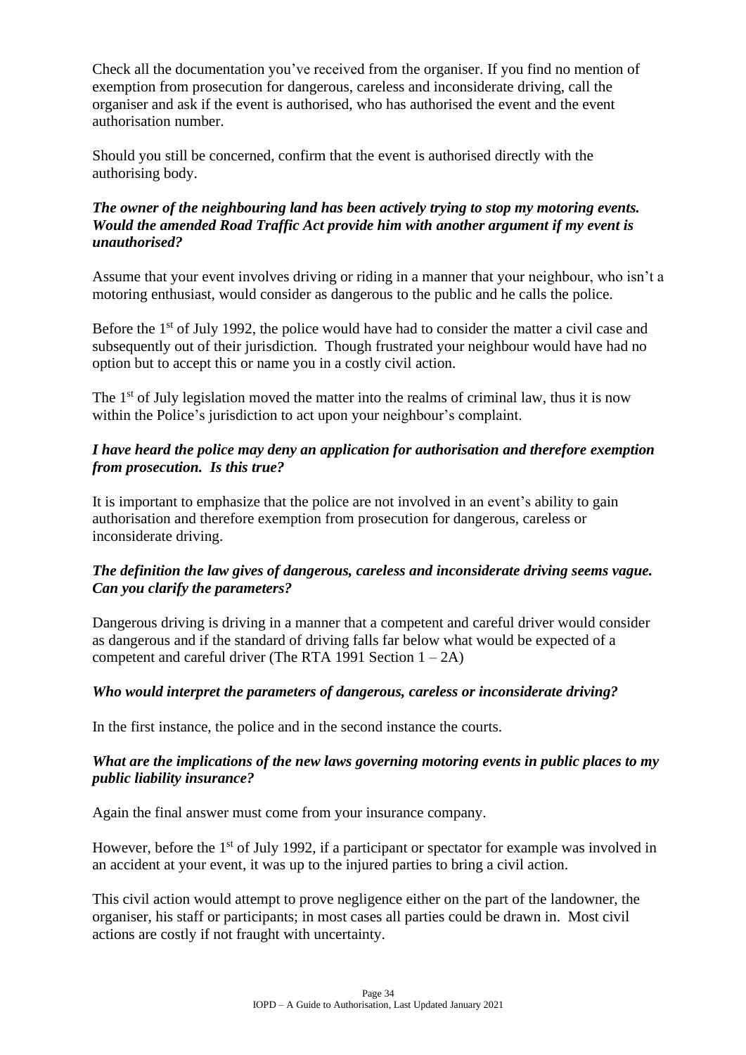Check all the documentation you've received from the organiser. If you find no mention of exemption from prosecution for dangerous, careless and inconsiderate driving, call the organiser and ask if the event is authorised, who has authorised the event and the event authorisation number.

Should you still be concerned, confirm that the event is authorised directly with the authorising body.

***The owner of the neighbouring land has been actively trying to stop my motoring events. Would the amended Road Traffic Act provide him with another argument if my event is unauthorised?***

Assume that your event involves driving or riding in a manner that your neighbour, who isn't a motoring enthusiast, would consider as dangerous to the public and he calls the police.

Before the 1st of July 1992, the police would have had to consider the matter a civil case and subsequently out of their jurisdiction. Though frustrated your neighbour would have had no option but to accept this or name you in a costly civil action.

The 1st of July legislation moved the matter into the realms of criminal law, thus it is now within the Police's jurisdiction to act upon your neighbour's complaint.

***I have heard the police may deny an application for authorisation and therefore exemption from prosecution. Is this true?***

It is important to emphasize that the police are not involved in an event's ability to gain authorisation and therefore exemption from prosecution for dangerous, careless or inconsiderate driving.

***The definition the law gives of dangerous, careless and inconsiderate driving seems vague. Can you clarify the parameters?***

Dangerous driving is driving in a manner that a competent and careful driver would consider as dangerous and if the standard of driving falls far below what would be expected of a competent and careful driver (The RTA 1991 Section 1 – 2A)

***Who would interpret the parameters of dangerous, careless or inconsiderate driving?***

In the first instance, the police and in the second instance the courts.

***What are the implications of the new laws governing motoring events in public places to my public liability insurance?***

Again the final answer must come from your insurance company.

However, before the 1st of July 1992, if a participant or spectator for example was involved in an accident at your event, it was up to the injured parties to bring a civil action.

This civil action would attempt to prove negligence either on the part of the landowner, the organiser, his staff or participants; in most cases all parties could be drawn in. Most civil actions are costly if not fraught with uncertainty.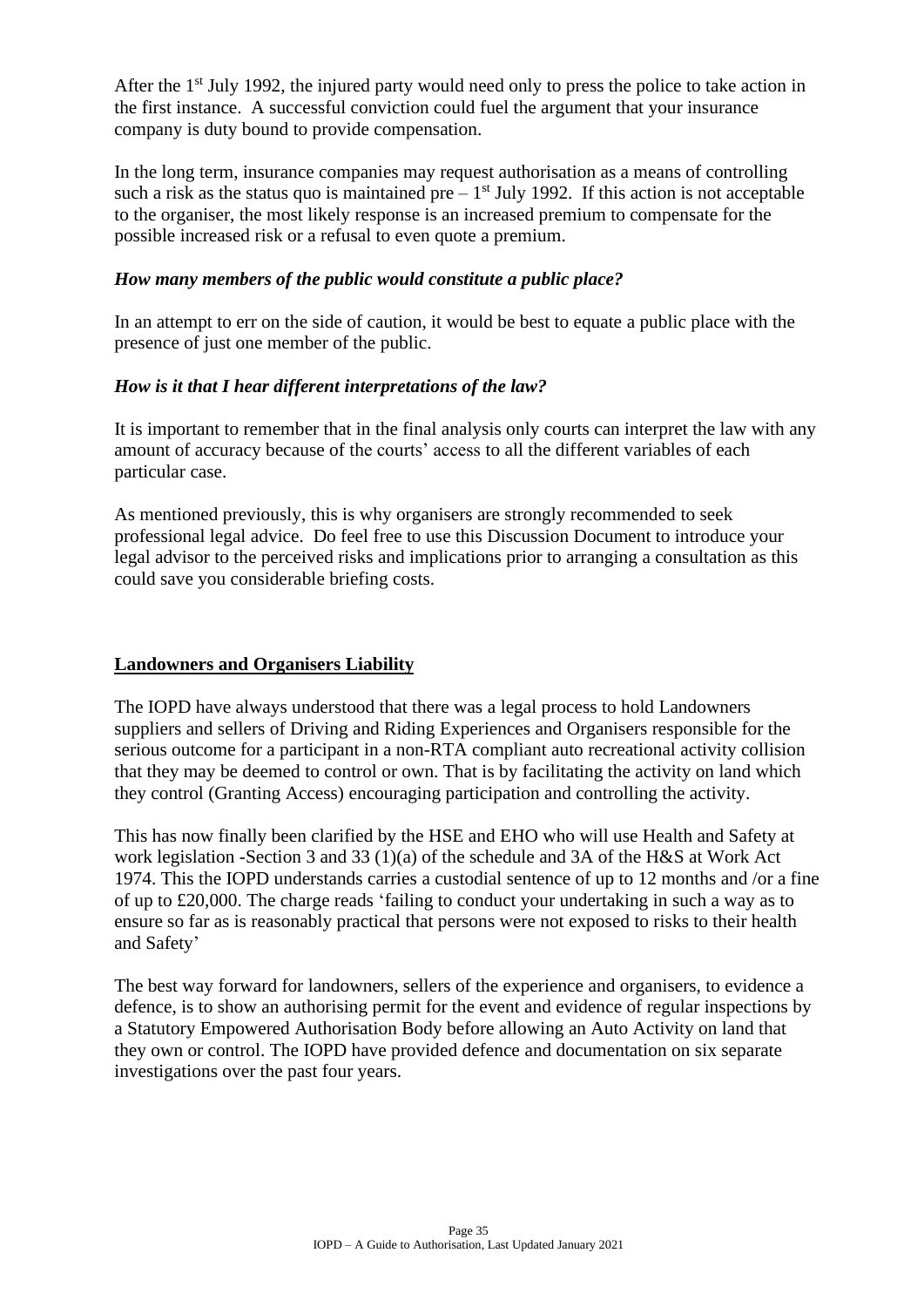After the 1st July 1992, the injured party would need only to press the police to take action in the first instance. A successful conviction could fuel the argument that your insurance company is duty bound to provide compensation.

In the long term, insurance companies may request authorisation as a means of controlling such a risk as the status quo is maintained pre – 1st July 1992. If this action is not acceptable to the organiser, the most likely response is an increased premium to compensate for the possible increased risk or a refusal to even quote a premium.

***How many members of the public would constitute a public place?***

In an attempt to err on the side of caution, it would be best to equate a public place with the presence of just one member of the public.

***How is it that I hear different interpretations of the law?***

It is important to remember that in the final analysis only courts can interpret the law with any amount of accuracy because of the courts' access to all the different variables of each particular case.

As mentioned previously, this is why organisers are strongly recommended to seek professional legal advice. Do feel free to use this Discussion Document to introduce your legal advisor to the perceived risks and implications prior to arranging a consultation as this could save you considerable briefing costs.

## Landowners and Organisers Liability

The IOPD have always understood that there was a legal process to hold Landowners suppliers and sellers of Driving and Riding Experiences and Organisers responsible for the serious outcome for a participant in a non-RTA compliant auto recreational activity collision that they may be deemed to control or own. That is by facilitating the activity on land which they control (Granting Access) encouraging participation and controlling the activity.

This has now finally been clarified by the HSE and EHO who will use Health and Safety at work legislation -Section 3 and 33 (1)(a) of the schedule and 3A of the H&S at Work Act 1974. This the IOPD understands carries a custodial sentence of up to 12 months and /or a fine of up to £20,000. The charge reads 'failing to conduct your undertaking in such a way as to ensure so far as is reasonably practical that persons were not exposed to risks to their health and Safety'

The best way forward for landowners, sellers of the experience and organisers, to evidence a defence, is to show an authorising permit for the event and evidence of regular inspections by a Statutory Empowered Authorisation Body before allowing an Auto Activity on land that they own or control. The IOPD have provided defence and documentation on six separate investigations over the past four years.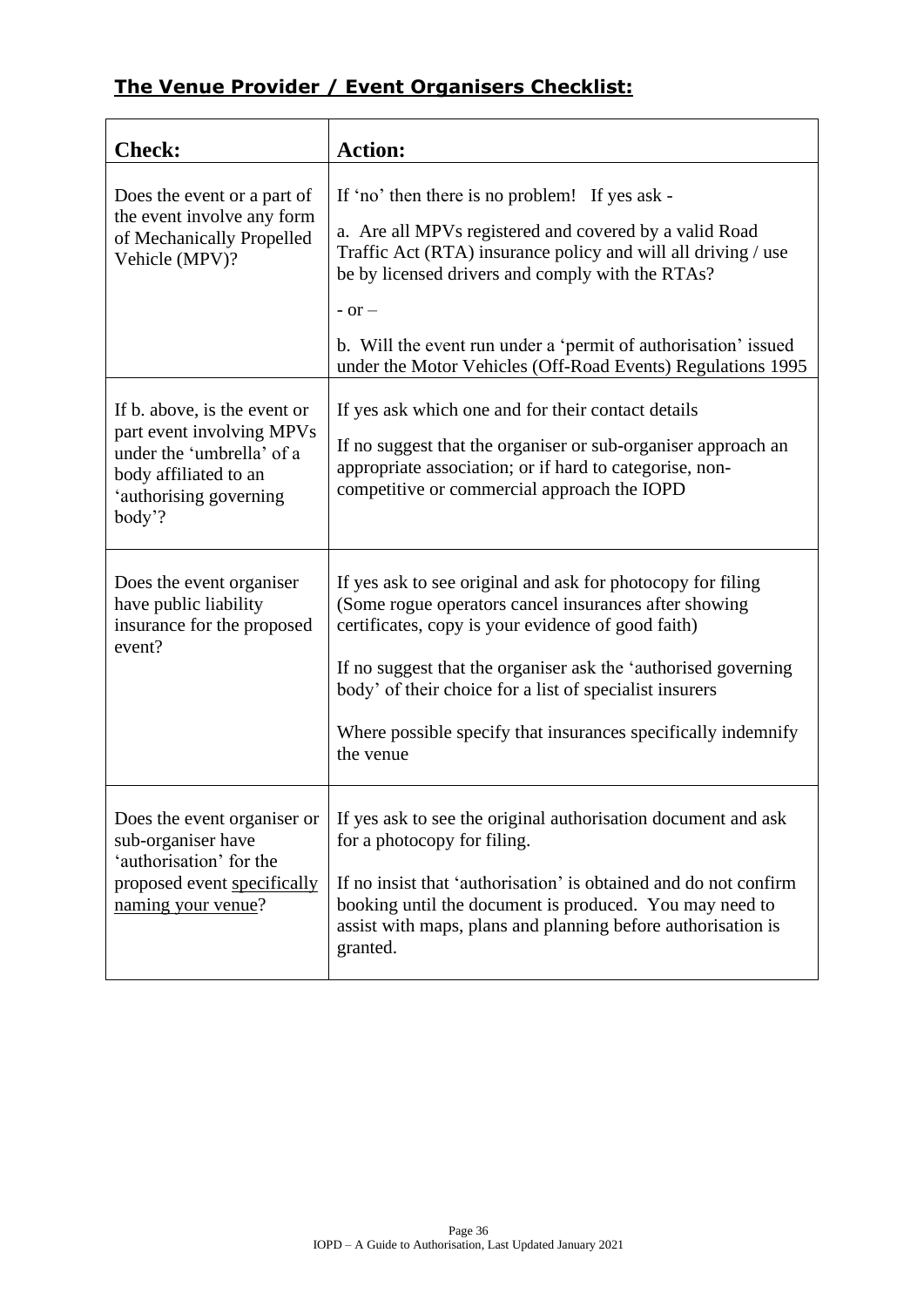## The Venue Provider / Event Organisers Checklist:

| Check: | Action: |
| --- | --- |
| Does the event or a part of the event involve any form of Mechanically Propelled Vehicle (MPV)? | If 'no' then there is no problem! If yes ask -<br><br>a. Are all MPVs registered and covered by a valid Road Traffic Act (RTA) insurance policy and will all driving / use be by licensed drivers and comply with the RTAs?<br><br>- or –<br><br>b. Will the event run under a 'permit of authorisation' issued under the Motor Vehicles (Off-Road Events) Regulations 1995 |
| If b. above, is the event or part event involving MPVs under the 'umbrella' of a body affiliated to an 'authorising governing body'? | If yes ask which one and for their contact details<br><br>If no suggest that the organiser or sub-organiser approach an appropriate association; or if hard to categorise, non-competitive or commercial approach the IOPD |
| Does the event organiser have public liability insurance for the proposed event? | If yes ask to see original and ask for photocopy for filing (Some rogue operators cancel insurances after showing certificates, copy is your evidence of good faith)<br><br>If no suggest that the organiser ask the 'authorised governing body' of their choice for a list of specialist insurers<br><br>Where possible specify that insurances specifically indemnify the venue |
| Does the event organiser or sub-organiser have 'authorisation' for the proposed event <u>specifically naming your venue</u>? | If yes ask to see the original authorisation document and ask for a photocopy for filing.<br><br>If no insist that 'authorisation' is obtained and do not confirm booking until the document is produced. You may need to assist with maps, plans and planning before authorisation is granted. |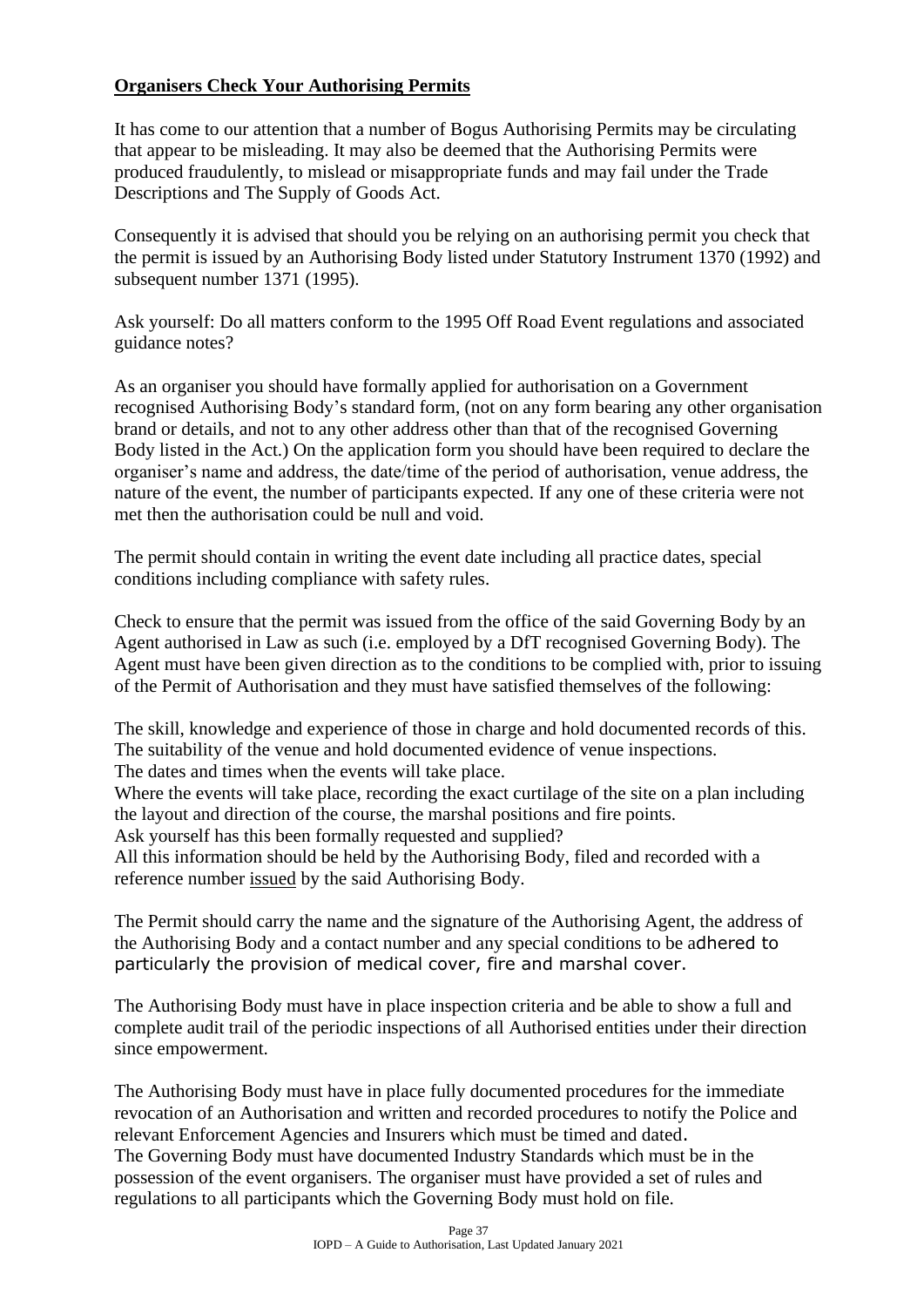**Organisers Check Your Authorising Permits**

It has come to our attention that a number of Bogus Authorising Permits may be circulating that appear to be misleading. It may also be deemed that the Authorising Permits were produced fraudulently, to mislead or misappropriate funds and may fail under the Trade Descriptions and The Supply of Goods Act.

Consequently it is advised that should you be relying on an authorising permit you check that the permit is issued by an Authorising Body listed under Statutory Instrument 1370 (1992) and subsequent number 1371 (1995).

Ask yourself: Do all matters conform to the 1995 Off Road Event regulations and associated guidance notes?

As an organiser you should have formally applied for authorisation on a Government recognised Authorising Body's standard form, (not on any form bearing any other organisation brand or details, and not to any other address other than that of the recognised Governing Body listed in the Act.) On the application form you should have been required to declare the organiser's name and address, the date/time of the period of authorisation, venue address, the nature of the event, the number of participants expected. If any one of these criteria were not met then the authorisation could be null and void.

The permit should contain in writing the event date including all practice dates, special conditions including compliance with safety rules.

Check to ensure that the permit was issued from the office of the said Governing Body by an Agent authorised in Law as such (i.e. employed by a DfT recognised Governing Body). The Agent must have been given direction as to the conditions to be complied with, prior to issuing of the Permit of Authorisation and they must have satisfied themselves of the following:

The skill, knowledge and experience of those in charge and hold documented records of this.
The suitability of the venue and hold documented evidence of venue inspections.
The dates and times when the events will take place.
Where the events will take place, recording the exact curtilage of the site on a plan including the layout and direction of the course, the marshal positions and fire points.
Ask yourself has this been formally requested and supplied?
All this information should be held by the Authorising Body, filed and recorded with a reference number <u>issued</u> by the said Authorising Body.

The Permit should carry the name and the signature of the Authorising Agent, the address of the Authorising Body and a contact number and any special conditions to be adhered to particularly the provision of medical cover, fire and marshal cover.

The Authorising Body must have in place inspection criteria and be able to show a full and complete audit trail of the periodic inspections of all Authorised entities under their direction since empowerment.

The Authorising Body must have in place fully documented procedures for the immediate revocation of an Authorisation and written and recorded procedures to notify the Police and relevant Enforcement Agencies and Insurers which must be timed and dated.
The Governing Body must have documented Industry Standards which must be in the possession of the event organisers. The organiser must have provided a set of rules and regulations to all participants which the Governing Body must hold on file.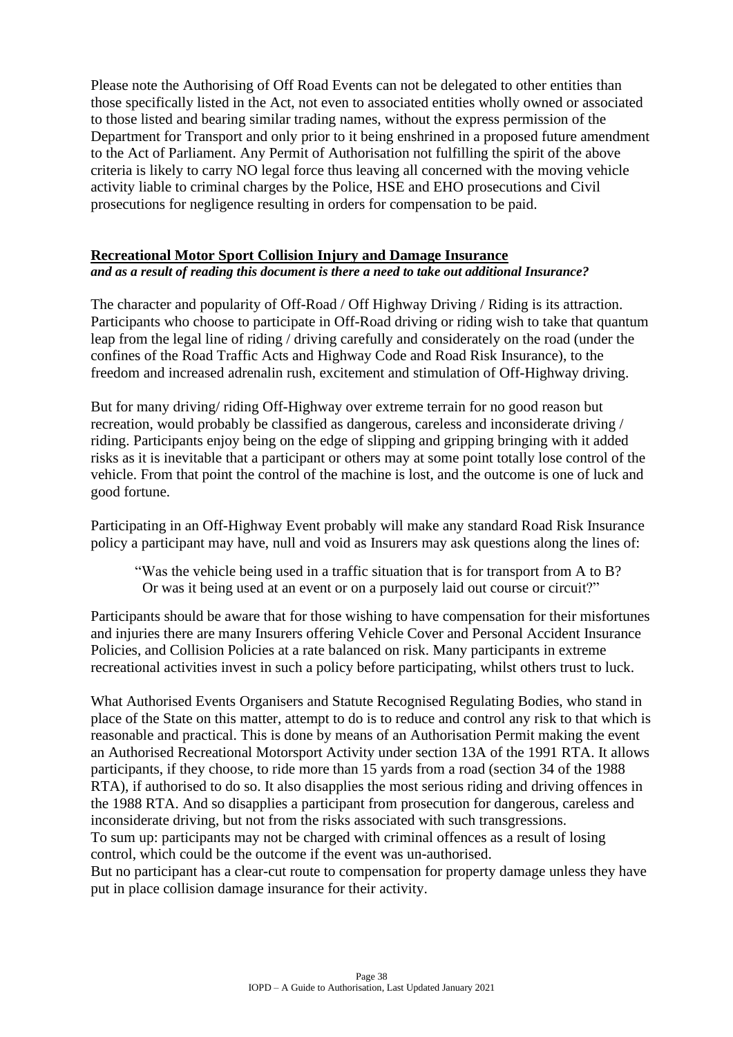Please note the Authorising of Off Road Events can not be delegated to other entities than those specifically listed in the Act, not even to associated entities wholly owned or associated to those listed and bearing similar trading names, without the express permission of the Department for Transport and only prior to it being enshrined in a proposed future amendment to the Act of Parliament. Any Permit of Authorisation not fulfilling the spirit of the above criteria is likely to carry NO legal force thus leaving all concerned with the moving vehicle activity liable to criminal charges by the Police, HSE and EHO prosecutions and Civil prosecutions for negligence resulting in orders for compensation to be paid.

**Recreational Motor Sport Collision Injury and Damage Insurance**
***and as a result of reading this document is there a need to take out additional Insurance?***

The character and popularity of Off-Road / Off Highway Driving / Riding is its attraction. Participants who choose to participate in Off-Road driving or riding wish to take that quantum leap from the legal line of riding / driving carefully and considerately on the road (under the confines of the Road Traffic Acts and Highway Code and Road Risk Insurance), to the freedom and increased adrenalin rush, excitement and stimulation of Off-Highway driving.

But for many driving/ riding Off-Highway over extreme terrain for no good reason but recreation, would probably be classified as dangerous, careless and inconsiderate driving / riding. Participants enjoy being on the edge of slipping and gripping bringing with it added risks as it is inevitable that a participant or others may at some point totally lose control of the vehicle. From that point the control of the machine is lost, and the outcome is one of luck and good fortune.

Participating in an Off-Highway Event probably will make any standard Road Risk Insurance policy a participant may have, null and void as Insurers may ask questions along the lines of:

> "Was the vehicle being used in a traffic situation that is for transport from A to B? Or was it being used at an event or on a purposely laid out course or circuit?"

Participants should be aware that for those wishing to have compensation for their misfortunes and injuries there are many Insurers offering Vehicle Cover and Personal Accident Insurance Policies, and Collision Policies at a rate balanced on risk. Many participants in extreme recreational activities invest in such a policy before participating, whilst others trust to luck.

What Authorised Events Organisers and Statute Recognised Regulating Bodies, who stand in place of the State on this matter, attempt to do is to reduce and control any risk to that which is reasonable and practical. This is done by means of an Authorisation Permit making the event an Authorised Recreational Motorsport Activity under section 13A of the 1991 RTA. It allows participants, if they choose, to ride more than 15 yards from a road (section 34 of the 1988 RTA), if authorised to do so. It also disapplies the most serious riding and driving offences in the 1988 RTA. And so disapplies a participant from prosecution for dangerous, careless and inconsiderate driving, but not from the risks associated with such transgressions.
To sum up: participants may not be charged with criminal offences as a result of losing control, which could be the outcome if the event was un-authorised.
But no participant has a clear-cut route to compensation for property damage unless they have put in place collision damage insurance for their activity.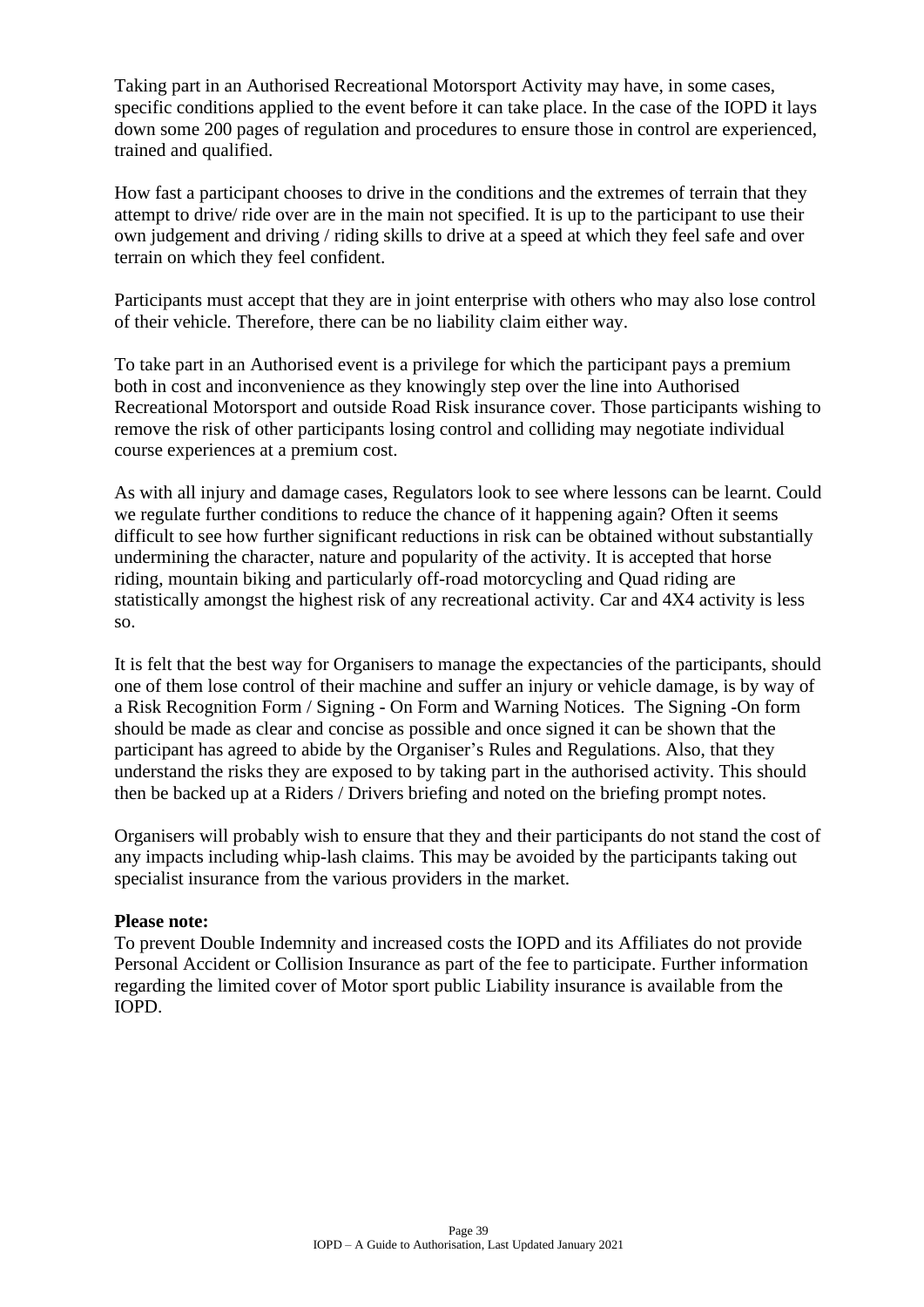Taking part in an Authorised Recreational Motorsport Activity may have, in some cases, specific conditions applied to the event before it can take place. In the case of the IOPD it lays down some 200 pages of regulation and procedures to ensure those in control are experienced, trained and qualified.

How fast a participant chooses to drive in the conditions and the extremes of terrain that they attempt to drive/ ride over are in the main not specified. It is up to the participant to use their own judgement and driving / riding skills to drive at a speed at which they feel safe and over terrain on which they feel confident.

Participants must accept that they are in joint enterprise with others who may also lose control of their vehicle. Therefore, there can be no liability claim either way.

To take part in an Authorised event is a privilege for which the participant pays a premium both in cost and inconvenience as they knowingly step over the line into Authorised Recreational Motorsport and outside Road Risk insurance cover. Those participants wishing to remove the risk of other participants losing control and colliding may negotiate individual course experiences at a premium cost.

As with all injury and damage cases, Regulators look to see where lessons can be learnt. Could we regulate further conditions to reduce the chance of it happening again? Often it seems difficult to see how further significant reductions in risk can be obtained without substantially undermining the character, nature and popularity of the activity. It is accepted that horse riding, mountain biking and particularly off-road motorcycling and Quad riding are statistically amongst the highest risk of any recreational activity. Car and 4X4 activity is less so.

It is felt that the best way for Organisers to manage the expectancies of the participants, should one of them lose control of their machine and suffer an injury or vehicle damage, is by way of a Risk Recognition Form / Signing - On Form and Warning Notices. The Signing -On form should be made as clear and concise as possible and once signed it can be shown that the participant has agreed to abide by the Organiser's Rules and Regulations. Also, that they understand the risks they are exposed to by taking part in the authorised activity. This should then be backed up at a Riders / Drivers briefing and noted on the briefing prompt notes.

Organisers will probably wish to ensure that they and their participants do not stand the cost of any impacts including whip-lash claims. This may be avoided by the participants taking out specialist insurance from the various providers in the market.

**Please note:**
To prevent Double Indemnity and increased costs the IOPD and its Affiliates do not provide Personal Accident or Collision Insurance as part of the fee to participate. Further information regarding the limited cover of Motor sport public Liability insurance is available from the IOPD.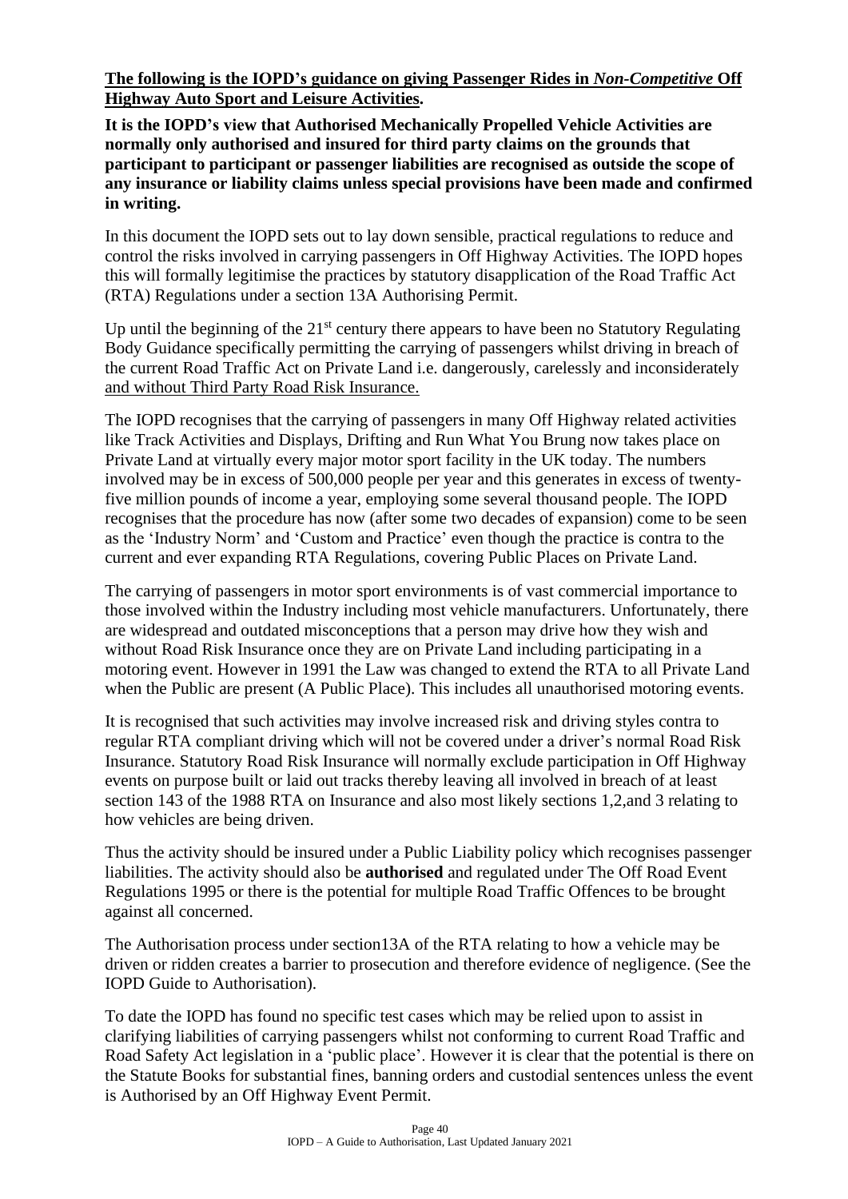**<u>The following is the IOPD's guidance on giving Passenger Rides in *Non-Competitive* Off Highway Auto Sport and Leisure Activities.</u>**

**It is the IOPD's view that Authorised Mechanically Propelled Vehicle Activities are normally only authorised and insured for third party claims on the grounds that participant to participant or passenger liabilities are recognised as outside the scope of any insurance or liability claims unless special provisions have been made and confirmed in writing.**

In this document the IOPD sets out to lay down sensible, practical regulations to reduce and control the risks involved in carrying passengers in Off Highway Activities. The IOPD hopes this will formally legitimise the practices by statutory disapplication of the Road Traffic Act (RTA) Regulations under a section 13A Authorising Permit.

Up until the beginning of the 21st century there appears to have been no Statutory Regulating Body Guidance specifically permitting the carrying of passengers whilst driving in breach of the current Road Traffic Act on Private Land i.e. dangerously, carelessly and inconsiderately <u>and without Third Party Road Risk Insurance.</u>

The IOPD recognises that the carrying of passengers in many Off Highway related activities like Track Activities and Displays, Drifting and Run What You Brung now takes place on Private Land at virtually every major motor sport facility in the UK today. The numbers involved may be in excess of 500,000 people per year and this generates in excess of twenty-five million pounds of income a year, employing some several thousand people. The IOPD recognises that the procedure has now (after some two decades of expansion) come to be seen as the 'Industry Norm' and 'Custom and Practice' even though the practice is contra to the current and ever expanding RTA Regulations, covering Public Places on Private Land.

The carrying of passengers in motor sport environments is of vast commercial importance to those involved within the Industry including most vehicle manufacturers. Unfortunately, there are widespread and outdated misconceptions that a person may drive how they wish and without Road Risk Insurance once they are on Private Land including participating in a motoring event. However in 1991 the Law was changed to extend the RTA to all Private Land when the Public are present (A Public Place). This includes all unauthorised motoring events.

It is recognised that such activities may involve increased risk and driving styles contra to regular RTA compliant driving which will not be covered under a driver's normal Road Risk Insurance. Statutory Road Risk Insurance will normally exclude participation in Off Highway events on purpose built or laid out tracks thereby leaving all involved in breach of at least section 143 of the 1988 RTA on Insurance and also most likely sections 1,2,and 3 relating to how vehicles are being driven.

Thus the activity should be insured under a Public Liability policy which recognises passenger liabilities. The activity should also be **authorised** and regulated under The Off Road Event Regulations 1995 or there is the potential for multiple Road Traffic Offences to be brought against all concerned.

The Authorisation process under section13A of the RTA relating to how a vehicle may be driven or ridden creates a barrier to prosecution and therefore evidence of negligence. (See the IOPD Guide to Authorisation).

To date the IOPD has found no specific test cases which may be relied upon to assist in clarifying liabilities of carrying passengers whilst not conforming to current Road Traffic and Road Safety Act legislation in a 'public place'. However it is clear that the potential is there on the Statute Books for substantial fines, banning orders and custodial sentences unless the event is Authorised by an Off Highway Event Permit.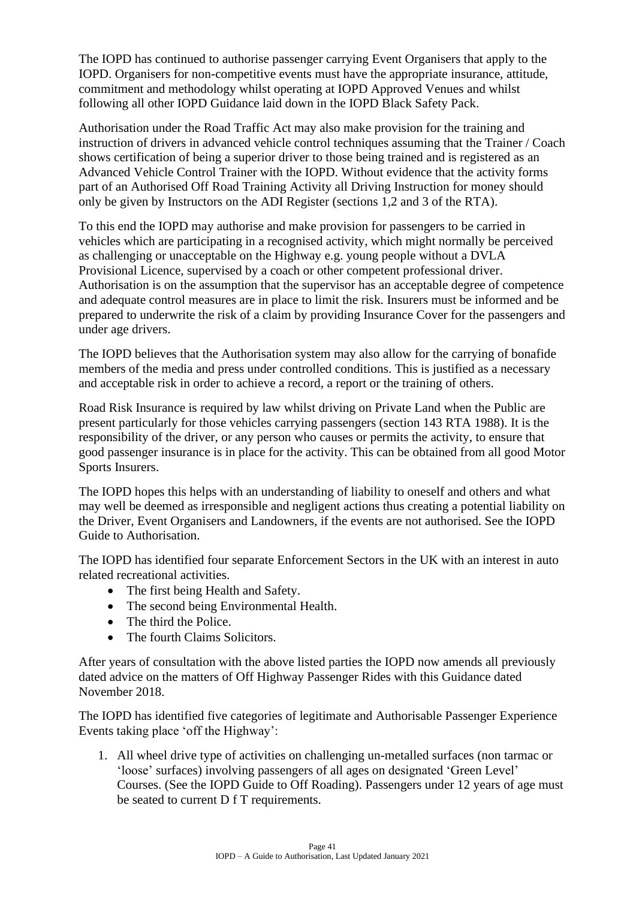The IOPD has continued to authorise passenger carrying Event Organisers that apply to the IOPD. Organisers for non-competitive events must have the appropriate insurance, attitude, commitment and methodology whilst operating at IOPD Approved Venues and whilst following all other IOPD Guidance laid down in the IOPD Black Safety Pack.

Authorisation under the Road Traffic Act may also make provision for the training and instruction of drivers in advanced vehicle control techniques assuming that the Trainer / Coach shows certification of being a superior driver to those being trained and is registered as an Advanced Vehicle Control Trainer with the IOPD. Without evidence that the activity forms part of an Authorised Off Road Training Activity all Driving Instruction for money should only be given by Instructors on the ADI Register (sections 1,2 and 3 of the RTA).

To this end the IOPD may authorise and make provision for passengers to be carried in vehicles which are participating in a recognised activity, which might normally be perceived as challenging or unacceptable on the Highway e.g. young people without a DVLA Provisional Licence, supervised by a coach or other competent professional driver. Authorisation is on the assumption that the supervisor has an acceptable degree of competence and adequate control measures are in place to limit the risk. Insurers must be informed and be prepared to underwrite the risk of a claim by providing Insurance Cover for the passengers and under age drivers.

The IOPD believes that the Authorisation system may also allow for the carrying of bonafide members of the media and press under controlled conditions. This is justified as a necessary and acceptable risk in order to achieve a record, a report or the training of others.

Road Risk Insurance is required by law whilst driving on Private Land when the Public are present particularly for those vehicles carrying passengers (section 143 RTA 1988). It is the responsibility of the driver, or any person who causes or permits the activity, to ensure that good passenger insurance is in place for the activity. This can be obtained from all good Motor Sports Insurers.

The IOPD hopes this helps with an understanding of liability to oneself and others and what may well be deemed as irresponsible and negligent actions thus creating a potential liability on the Driver, Event Organisers and Landowners, if the events are not authorised. See the IOPD Guide to Authorisation.

The IOPD has identified four separate Enforcement Sectors in the UK with an interest in auto related recreational activities.

- The first being Health and Safety.
- The second being Environmental Health.
- The third the Police.
- The fourth Claims Solicitors.

After years of consultation with the above listed parties the IOPD now amends all previously dated advice on the matters of Off Highway Passenger Rides with this Guidance dated November 2018.

The IOPD has identified five categories of legitimate and Authorisable Passenger Experience Events taking place 'off the Highway':

1. All wheel drive type of activities on challenging un-metalled surfaces (non tarmac or 'loose' surfaces) involving passengers of all ages on designated 'Green Level' Courses. (See the IOPD Guide to Off Roading). Passengers under 12 years of age must be seated to current D f T requirements.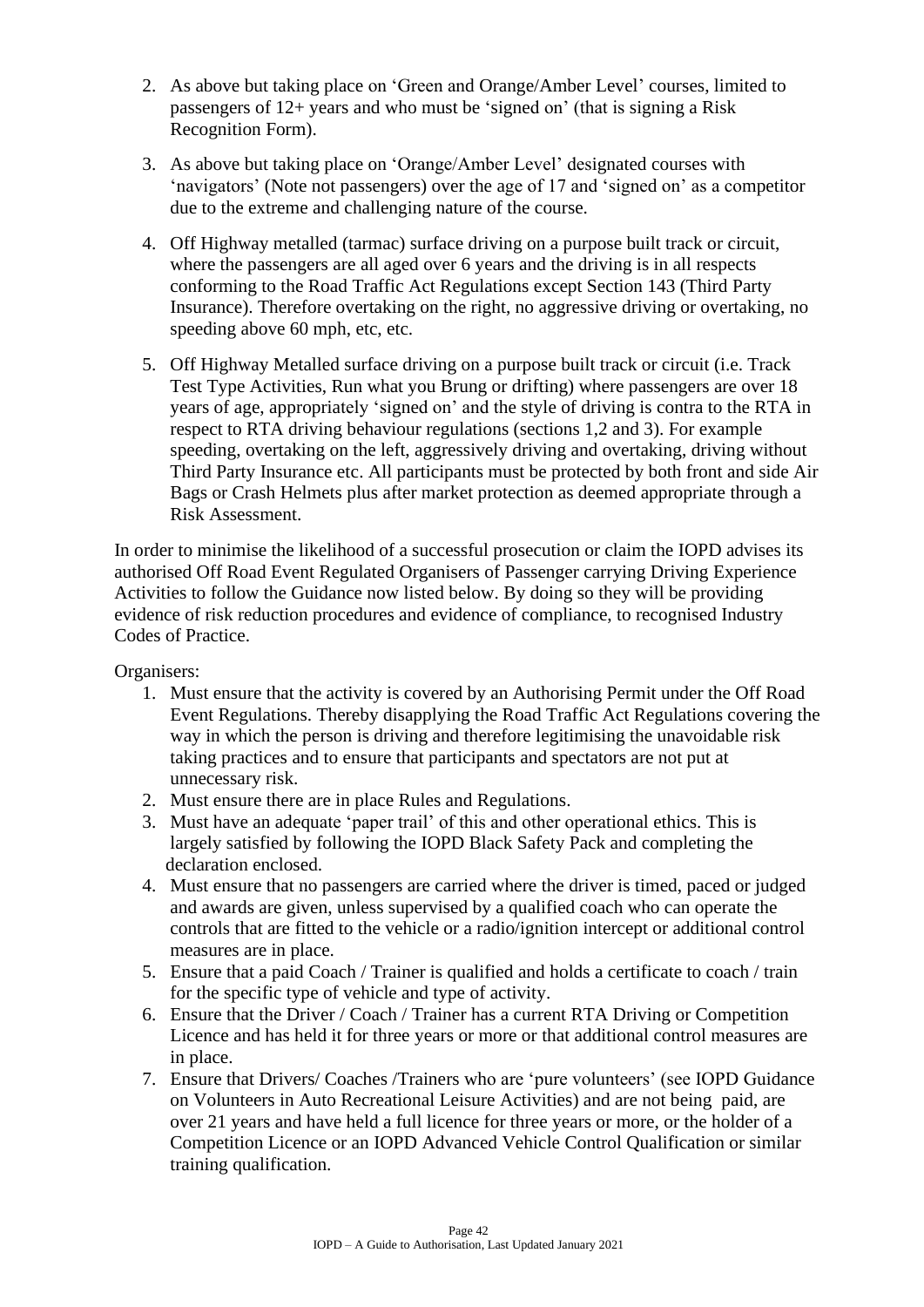2. As above but taking place on 'Green and Orange/Amber Level' courses, limited to passengers of 12+ years and who must be 'signed on' (that is signing a Risk Recognition Form).

3. As above but taking place on 'Orange/Amber Level' designated courses with 'navigators' (Note not passengers) over the age of 17 and 'signed on' as a competitor due to the extreme and challenging nature of the course.

4. Off Highway metalled (tarmac) surface driving on a purpose built track or circuit, where the passengers are all aged over 6 years and the driving is in all respects conforming to the Road Traffic Act Regulations except Section 143 (Third Party Insurance). Therefore overtaking on the right, no aggressive driving or overtaking, no speeding above 60 mph, etc, etc.

5. Off Highway Metalled surface driving on a purpose built track or circuit (i.e. Track Test Type Activities, Run what you Brung or drifting) where passengers are over 18 years of age, appropriately 'signed on' and the style of driving is contra to the RTA in respect to RTA driving behaviour regulations (sections 1,2 and 3). For example speeding, overtaking on the left, aggressively driving and overtaking, driving without Third Party Insurance etc. All participants must be protected by both front and side Air Bags or Crash Helmets plus after market protection as deemed appropriate through a Risk Assessment.

In order to minimise the likelihood of a successful prosecution or claim the IOPD advises its authorised Off Road Event Regulated Organisers of Passenger carrying Driving Experience Activities to follow the Guidance now listed below. By doing so they will be providing evidence of risk reduction procedures and evidence of compliance, to recognised Industry Codes of Practice.

Organisers:

1. Must ensure that the activity is covered by an Authorising Permit under the Off Road Event Regulations. Thereby disapplying the Road Traffic Act Regulations covering the way in which the person is driving and therefore legitimising the unavoidable risk taking practices and to ensure that participants and spectators are not put at unnecessary risk.
2. Must ensure there are in place Rules and Regulations.
3. Must have an adequate 'paper trail' of this and other operational ethics. This is largely satisfied by following the IOPD Black Safety Pack and completing the declaration enclosed.
4. Must ensure that no passengers are carried where the driver is timed, paced or judged and awards are given, unless supervised by a qualified coach who can operate the controls that are fitted to the vehicle or a radio/ignition intercept or additional control measures are in place.
5. Ensure that a paid Coach / Trainer is qualified and holds a certificate to coach / train for the specific type of vehicle and type of activity.
6. Ensure that the Driver / Coach / Trainer has a current RTA Driving or Competition Licence and has held it for three years or more or that additional control measures are in place.
7. Ensure that Drivers/ Coaches /Trainers who are 'pure volunteers' (see IOPD Guidance on Volunteers in Auto Recreational Leisure Activities) and are not being paid, are over 21 years and have held a full licence for three years or more, or the holder of a Competition Licence or an IOPD Advanced Vehicle Control Qualification or similar training qualification.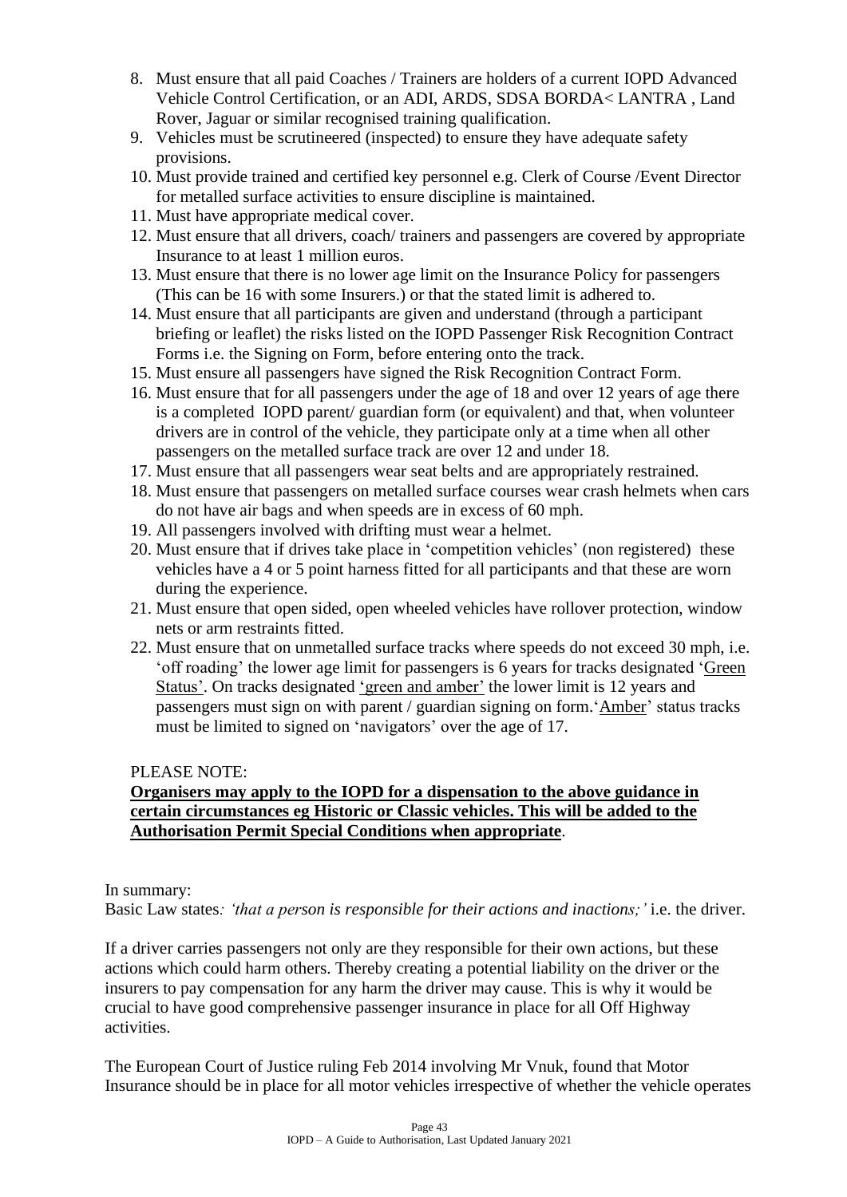8. Must ensure that all paid Coaches / Trainers are holders of a current IOPD Advanced Vehicle Control Certification, or an ADI, ARDS, SDSA BORDA< LANTRA , Land Rover, Jaguar or similar recognised training qualification.
9. Vehicles must be scrutineered (inspected) to ensure they have adequate safety provisions.
10. Must provide trained and certified key personnel e.g. Clerk of Course /Event Director for metalled surface activities to ensure discipline is maintained.
11. Must have appropriate medical cover.
12. Must ensure that all drivers, coach/ trainers and passengers are covered by appropriate Insurance to at least 1 million euros.
13. Must ensure that there is no lower age limit on the Insurance Policy for passengers (This can be 16 with some Insurers.) or that the stated limit is adhered to.
14. Must ensure that all participants are given and understand (through a participant briefing or leaflet) the risks listed on the IOPD Passenger Risk Recognition Contract Forms i.e. the Signing on Form, before entering onto the track.
15. Must ensure all passengers have signed the Risk Recognition Contract Form.
16. Must ensure that for all passengers under the age of 18 and over 12 years of age there is a completed IOPD parent/ guardian form (or equivalent) and that, when volunteer drivers are in control of the vehicle, they participate only at a time when all other passengers on the metalled surface track are over 12 and under 18.
17. Must ensure that all passengers wear seat belts and are appropriately restrained.
18. Must ensure that passengers on metalled surface courses wear crash helmets when cars do not have air bags and when speeds are in excess of 60 mph.
19. All passengers involved with drifting must wear a helmet.
20. Must ensure that if drives take place in 'competition vehicles' (non registered) these vehicles have a 4 or 5 point harness fitted for all participants and that these are worn during the experience.
21. Must ensure that open sided, open wheeled vehicles have rollover protection, window nets or arm restraints fitted.
22. Must ensure that on unmetalled surface tracks where speeds do not exceed 30 mph, i.e. 'off roading' the lower age limit for passengers is 6 years for tracks designated 'Green Status'. On tracks designated 'green and amber' the lower limit is 12 years and passengers must sign on with parent / guardian signing on form.'Amber' status tracks must be limited to signed on 'navigators' over the age of 17.

PLEASE NOTE:

**Organisers may apply to the IOPD for a dispensation to the above guidance in certain circumstances eg Historic or Classic vehicles. This will be added to the Authorisation Permit Special Conditions when appropriate**.

In summary:
Basic Law states*: 'that a person is responsible for their actions and inactions;'* i.e. the driver.

If a driver carries passengers not only are they responsible for their own actions, but these actions which could harm others. Thereby creating a potential liability on the driver or the insurers to pay compensation for any harm the driver may cause. This is why it would be crucial to have good comprehensive passenger insurance in place for all Off Highway activities.

The European Court of Justice ruling Feb 2014 involving Mr Vnuk, found that Motor Insurance should be in place for all motor vehicles irrespective of whether the vehicle operates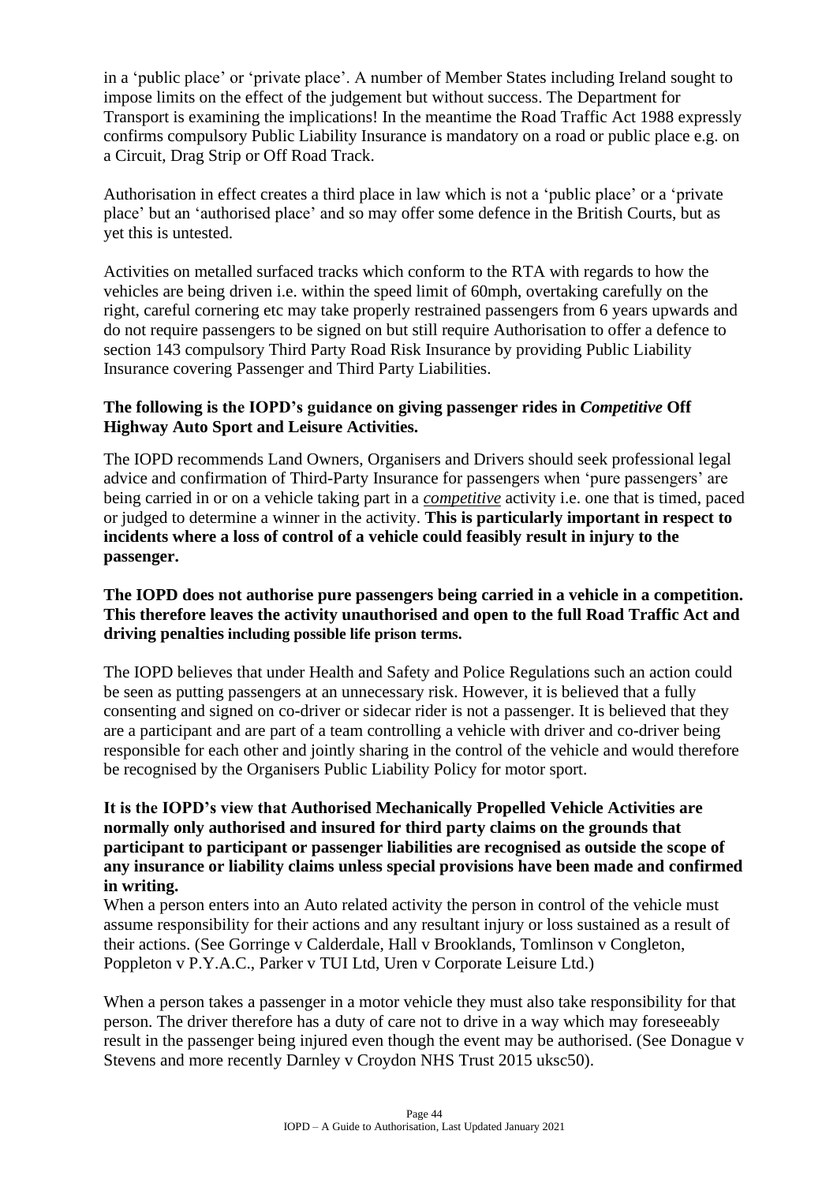in a 'public place' or 'private place'. A number of Member States including Ireland sought to impose limits on the effect of the judgement but without success. The Department for Transport is examining the implications! In the meantime the Road Traffic Act 1988 expressly confirms compulsory Public Liability Insurance is mandatory on a road or public place e.g. on a Circuit, Drag Strip or Off Road Track.

Authorisation in effect creates a third place in law which is not a 'public place' or a 'private place' but an 'authorised place' and so may offer some defence in the British Courts, but as yet this is untested.

Activities on metalled surfaced tracks which conform to the RTA with regards to how the vehicles are being driven i.e. within the speed limit of 60mph, overtaking carefully on the right, careful cornering etc may take properly restrained passengers from 6 years upwards and do not require passengers to be signed on but still require Authorisation to offer a defence to section 143 compulsory Third Party Road Risk Insurance by providing Public Liability Insurance covering Passenger and Third Party Liabilities.

**The following is the IOPD's guidance on giving passenger rides in *Competitive* Off Highway Auto Sport and Leisure Activities.**

The IOPD recommends Land Owners, Organisers and Drivers should seek professional legal advice and confirmation of Third-Party Insurance for passengers when 'pure passengers' are being carried in or on a vehicle taking part in a ***competitive*** activity i.e. one that is timed, paced or judged to determine a winner in the activity. **This is particularly important in respect to incidents where a loss of control of a vehicle could feasibly result in injury to the passenger.**

**The IOPD does not authorise pure passengers being carried in a vehicle in a competition. This therefore leaves the activity unauthorised and open to the full Road Traffic Act and driving penalties including possible life prison terms.**

The IOPD believes that under Health and Safety and Police Regulations such an action could be seen as putting passengers at an unnecessary risk. However, it is believed that a fully consenting and signed on co-driver or sidecar rider is not a passenger. It is believed that they are a participant and are part of a team controlling a vehicle with driver and co-driver being responsible for each other and jointly sharing in the control of the vehicle and would therefore be recognised by the Organisers Public Liability Policy for motor sport.

**It is the IOPD's view that Authorised Mechanically Propelled Vehicle Activities are normally only authorised and insured for third party claims on the grounds that participant to participant or passenger liabilities are recognised as outside the scope of any insurance or liability claims unless special provisions have been made and confirmed in writing.**

When a person enters into an Auto related activity the person in control of the vehicle must assume responsibility for their actions and any resultant injury or loss sustained as a result of their actions. (See Gorringe v Calderdale, Hall v Brooklands, Tomlinson v Congleton, Poppleton v P.Y.A.C., Parker v TUI Ltd, Uren v Corporate Leisure Ltd.)

When a person takes a passenger in a motor vehicle they must also take responsibility for that person. The driver therefore has a duty of care not to drive in a way which may foreseeably result in the passenger being injured even though the event may be authorised. (See Donague v Stevens and more recently Darnley v Croydon NHS Trust 2015 uksc50).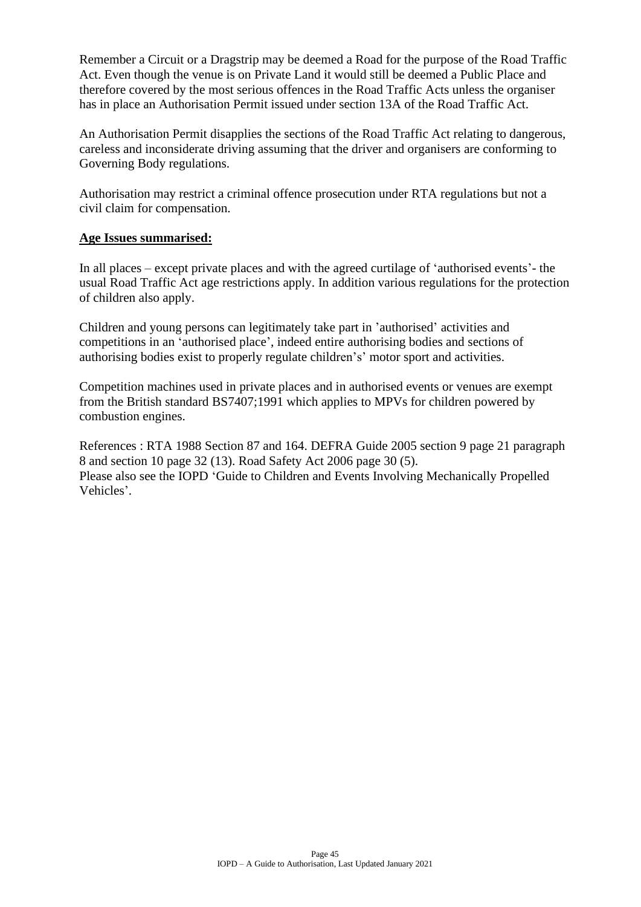Remember a Circuit or a Dragstrip may be deemed a Road for the purpose of the Road Traffic Act. Even though the venue is on Private Land it would still be deemed a Public Place and therefore covered by the most serious offences in the Road Traffic Acts unless the organiser has in place an Authorisation Permit issued under section 13A of the Road Traffic Act.

An Authorisation Permit disapplies the sections of the Road Traffic Act relating to dangerous, careless and inconsiderate driving assuming that the driver and organisers are conforming to Governing Body regulations.

Authorisation may restrict a criminal offence prosecution under RTA regulations but not a civil claim for compensation.

**Age Issues summarised:**

In all places – except private places and with the agreed curtilage of 'authorised events'- the usual Road Traffic Act age restrictions apply. In addition various regulations for the protection of children also apply.

Children and young persons can legitimately take part in 'authorised' activities and competitions in an 'authorised place', indeed entire authorising bodies and sections of authorising bodies exist to properly regulate children's' motor sport and activities.

Competition machines used in private places and in authorised events or venues are exempt from the British standard BS7407;1991 which applies to MPVs for children powered by combustion engines.

References : RTA 1988 Section 87 and 164. DEFRA Guide 2005 section 9 page 21 paragraph 8 and section 10 page 32 (13). Road Safety Act 2006 page 30 (5).
Please also see the IOPD 'Guide to Children and Events Involving Mechanically Propelled Vehicles'.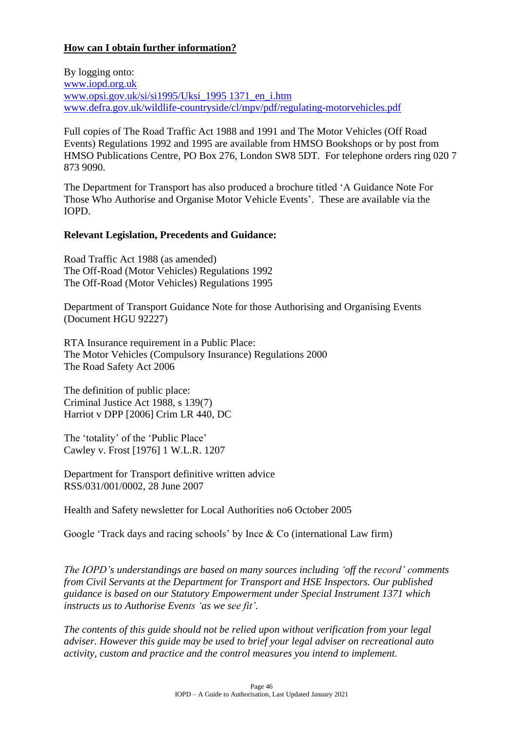**How can I obtain further information?**

By logging onto:
www.iopd.org.uk
www.opsi.gov.uk/si/si1995/Uksi_1995 1371_en_i.htm
www.defra.gov.uk/wildlife-countryside/cl/mpv/pdf/regulating-motorvehicles.pdf

Full copies of The Road Traffic Act 1988 and 1991 and The Motor Vehicles (Off Road Events) Regulations 1992 and 1995 are available from HMSO Bookshops or by post from HMSO Publications Centre, PO Box 276, London SW8 5DT. For telephone orders ring 020 7 873 9090.

The Department for Transport has also produced a brochure titled 'A Guidance Note For Those Who Authorise and Organise Motor Vehicle Events'. These are available via the IOPD.

**Relevant Legislation, Precedents and Guidance:**

Road Traffic Act 1988 (as amended)
The Off-Road (Motor Vehicles) Regulations 1992
The Off-Road (Motor Vehicles) Regulations 1995

Department of Transport Guidance Note for those Authorising and Organising Events (Document HGU 92227)

RTA Insurance requirement in a Public Place:
The Motor Vehicles (Compulsory Insurance) Regulations 2000
The Road Safety Act 2006

The definition of public place:
Criminal Justice Act 1988, s 139(7)
Harriot v DPP [2006] Crim LR 440, DC

The 'totality' of the 'Public Place'
Cawley v. Frost [1976] 1 W.L.R. 1207

Department for Transport definitive written advice
RSS/031/001/0002, 28 June 2007

Health and Safety newsletter for Local Authorities no6 October 2005

Google 'Track days and racing schools' by Ince & Co (international Law firm)

*The IOPD's understandings are based on many sources including 'off the record' comments from Civil Servants at the Department for Transport and HSE Inspectors. Our published guidance is based on our Statutory Empowerment under Special Instrument 1371 which instructs us to Authorise Events 'as we see fit'.*

*The contents of this guide should not be relied upon without verification from your legal adviser. However this guide may be used to brief your legal adviser on recreational auto activity, custom and practice and the control measures you intend to implement.*